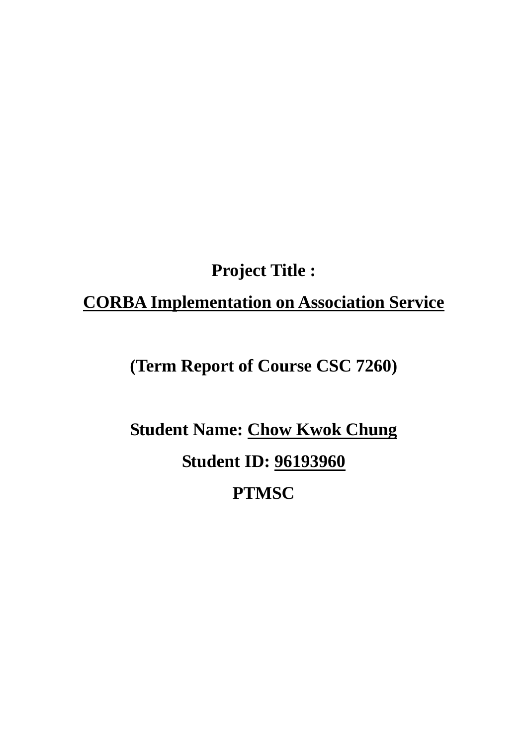**Project Title :**

**<u>CORBA Implementation on Association Service</u>**

**(Term Report of Course CSC 7260)**

**Student Name: <u>Chow Kwok Chung</u>**

**Student ID: <u>96193960</u>**

**PTMSC**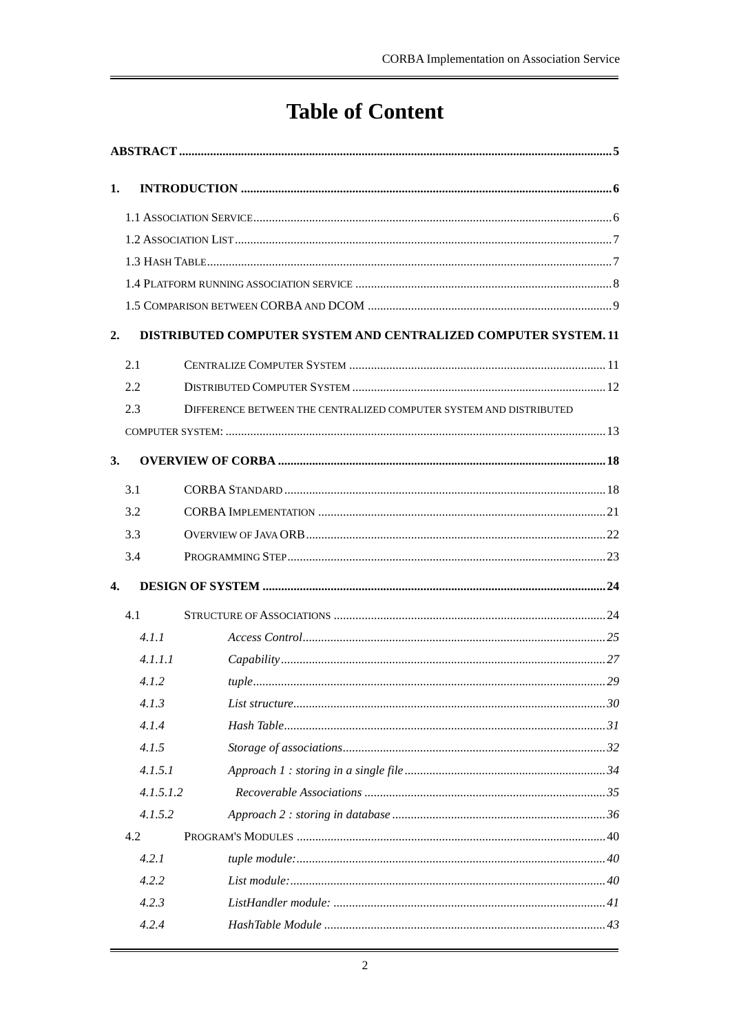# Table of Content

**ABSTRACT** .......... **5**

**1. INTRODUCTION** .......... **6**

1.1 Association Service .......... 6

1.2 Association List .......... 7

1.3 Hash Table .......... 7

1.4 Platform running association service .......... 8

1.5 Comparison between CORBA and DCOM .......... 9

**2. DISTRIBUTED COMPUTER SYSTEM AND CENTRALIZED COMPUTER SYSTEM** .......... **11**

2.1 Centralize Computer System .......... 11

2.2 Distributed Computer System .......... 12

2.3 Difference between the centralized computer system and distributed computer system: .......... 13

**3. OVERVIEW OF CORBA** .......... **18**

3.1 CORBA Standard .......... 18

3.2 CORBA Implementation .......... 21

3.3 Overview of Java ORB .......... 22

3.4 Programming Step .......... 23

**4. DESIGN OF SYSTEM** .......... **24**

4.1 Structure of Associations .......... 24

*4.1.1 Access Control* .......... *25*

*4.1.1.1 Capability* .......... *27*

*4.1.2 tuple* .......... *29*

*4.1.3 List structure* .......... *30*

*4.1.4 Hash Table* .......... *31*

*4.1.5 Storage of associations* .......... *32*

*4.1.5.1 Approach 1 : storing in a single file* .......... *34*

*4.1.5.1.2 Recoverable Associations* .......... *35*

*4.1.5.2 Approach 2 : storing in database* .......... *36*

4.2 Program's Modules .......... 40

*4.2.1 tuple module:* .......... *40*

*4.2.2 List module:* .......... *40*

*4.2.3 ListHandler module:* .......... *41*

*4.2.4 HashTable Module* .......... *43*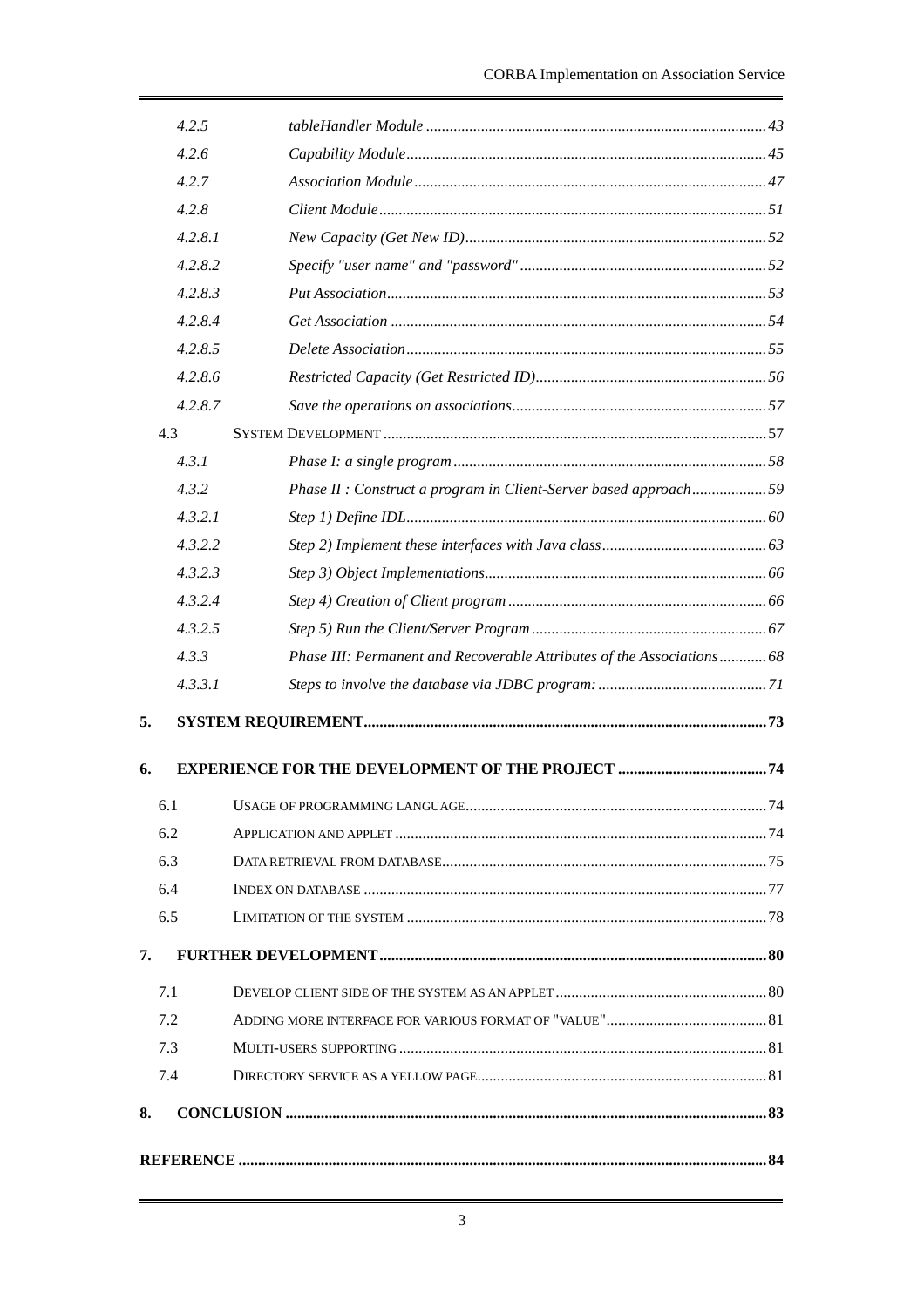- 4.2.5 *tableHandler Module* ... *43*
- 4.2.6 *Capability Module* ... *45*
- 4.2.7 *Association Module* ... *47*
- 4.2.8 *Client Module* ... *51*
- 4.2.8.1 *New Capacity (Get New ID)* ... *52*
- 4.2.8.2 *Specify "user name" and "password"* ... *52*
- 4.2.8.3 *Put Association* ... *53*
- 4.2.8.4 *Get Association* ... *54*
- 4.2.8.5 *Delete Association* ... *55*
- 4.2.8.6 *Restricted Capacity (Get Restricted ID)* ... *56*
- 4.2.8.7 *Save the operations on associations* ... *57*
- 4.3 SYSTEM DEVELOPMENT ... 57
- 4.3.1 *Phase I: a single program* ... *58*
- 4.3.2 *Phase II : Construct a program in Client-Server based approach* ... *59*
- 4.3.2.1 *Step 1) Define IDL* ... *60*
- 4.3.2.2 *Step 2) Implement these interfaces with Java class* ... *63*
- 4.3.2.3 *Step 3) Object Implementations* ... *66*
- 4.3.2.4 *Step 4) Creation of Client program* ... *66*
- 4.3.2.5 *Step 5) Run the Client/Server Program* ... *67*
- 4.3.3 *Phase III: Permanent and Recoverable Attributes of the Associations* ... *68*
- 4.3.3.1 *Steps to involve the database via JDBC program:* ... *71*

**5. SYSTEM REQUIREMENT ... 73**

**6. EXPERIENCE FOR THE DEVELOPMENT OF THE PROJECT ... 74**

- 6.1 USAGE OF PROGRAMMING LANGUAGE ... 74
- 6.2 APPLICATION AND APPLET ... 74
- 6.3 DATA RETRIEVAL FROM DATABASE ... 75
- 6.4 INDEX ON DATABASE ... 77
- 6.5 LIMITATION OF THE SYSTEM ... 78

**7. FURTHER DEVELOPMENT ... 80**

- 7.1 DEVELOP CLIENT SIDE OF THE SYSTEM AS AN APPLET ... 80
- 7.2 ADDING MORE INTERFACE FOR VARIOUS FORMAT OF "VALUE" ... 81
- 7.3 MULTI-USERS SUPPORTING ... 81
- 7.4 DIRECTORY SERVICE AS A YELLOW PAGE ... 81

**8. CONCLUSION ... 83**

**REFERENCE ... 84**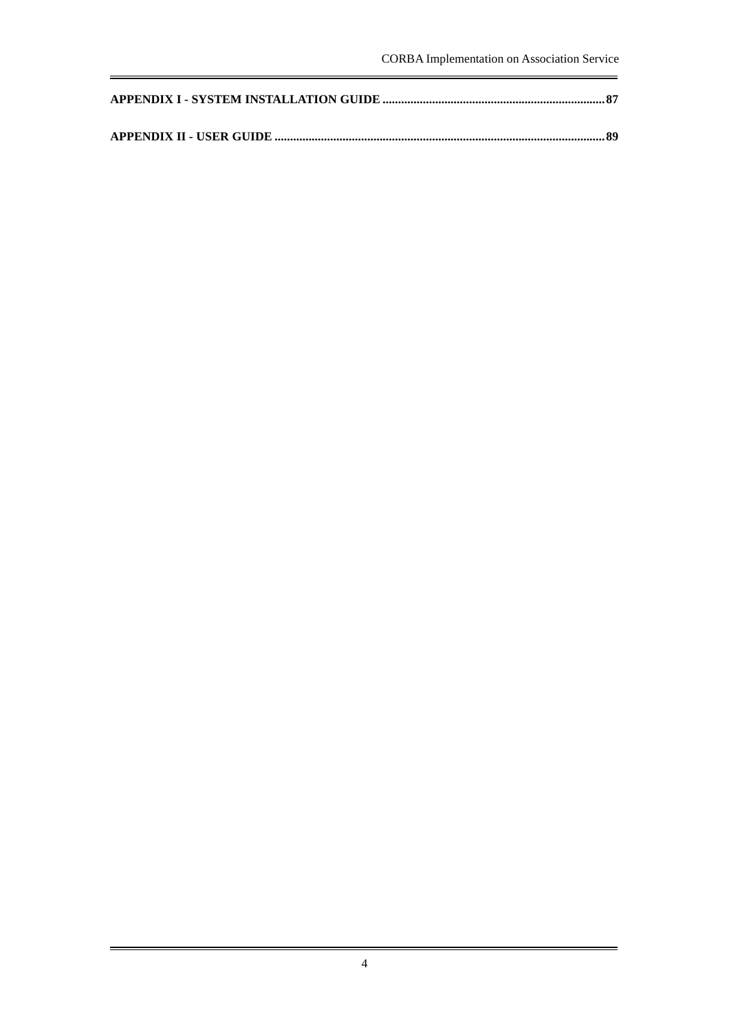**APPENDIX I - SYSTEM INSTALLATION GUIDE ........................................................................ 87**

**APPENDIX II - USER GUIDE ......................................................................................................... 89**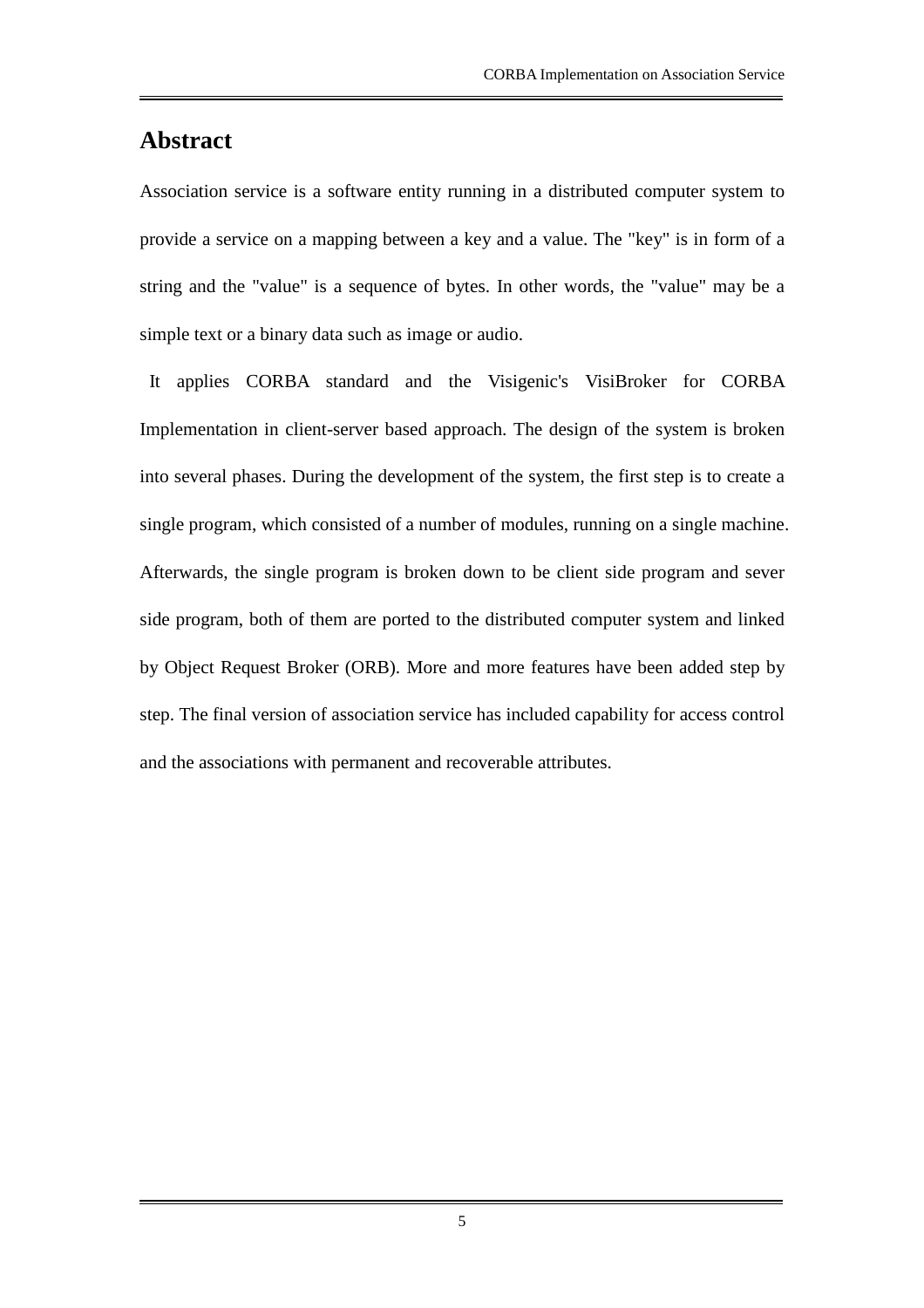## Abstract

Association service is a software entity running in a distributed computer system to provide a service on a mapping between a key and a value. The "key" is in form of a string and the "value" is a sequence of bytes. In other words, the "value" may be a simple text or a binary data such as image or audio.

It applies CORBA standard and the Visigenic's VisiBroker for CORBA Implementation in client-server based approach. The design of the system is broken into several phases. During the development of the system, the first step is to create a single program, which consisted of a number of modules, running on a single machine. Afterwards, the single program is broken down to be client side program and sever side program, both of them are ported to the distributed computer system and linked by Object Request Broker (ORB). More and more features have been added step by step. The final version of association service has included capability for access control and the associations with permanent and recoverable attributes.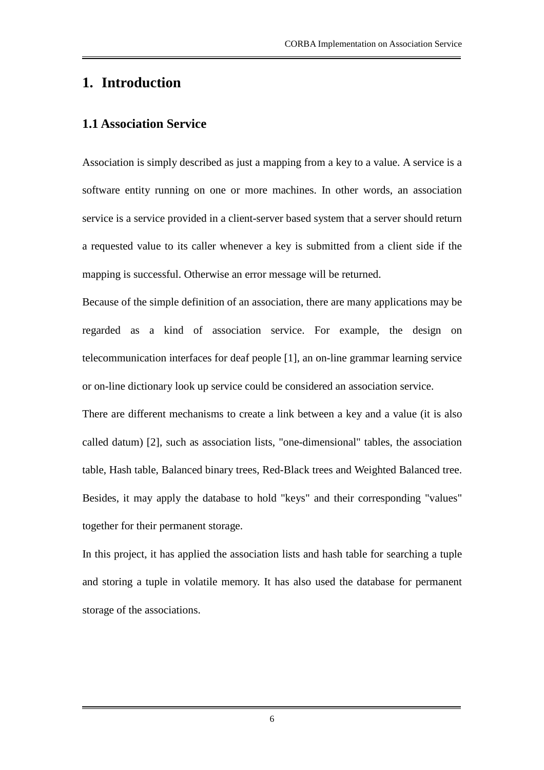# 1. Introduction

## 1.1 Association Service

Association is simply described as just a mapping from a key to a value. A service is a software entity running on one or more machines. In other words, an association service is a service provided in a client-server based system that a server should return a requested value to its caller whenever a key is submitted from a client side if the mapping is successful. Otherwise an error message will be returned.

Because of the simple definition of an association, there are many applications may be regarded as a kind of association service. For example, the design on telecommunication interfaces for deaf people [1], an on-line grammar learning service or on-line dictionary look up service could be considered an association service.

There are different mechanisms to create a link between a key and a value (it is also called datum) [2], such as association lists, "one-dimensional" tables, the association table, Hash table, Balanced binary trees, Red-Black trees and Weighted Balanced tree. Besides, it may apply the database to hold "keys" and their corresponding "values" together for their permanent storage.

In this project, it has applied the association lists and hash table for searching a tuple and storing a tuple in volatile memory. It has also used the database for permanent storage of the associations.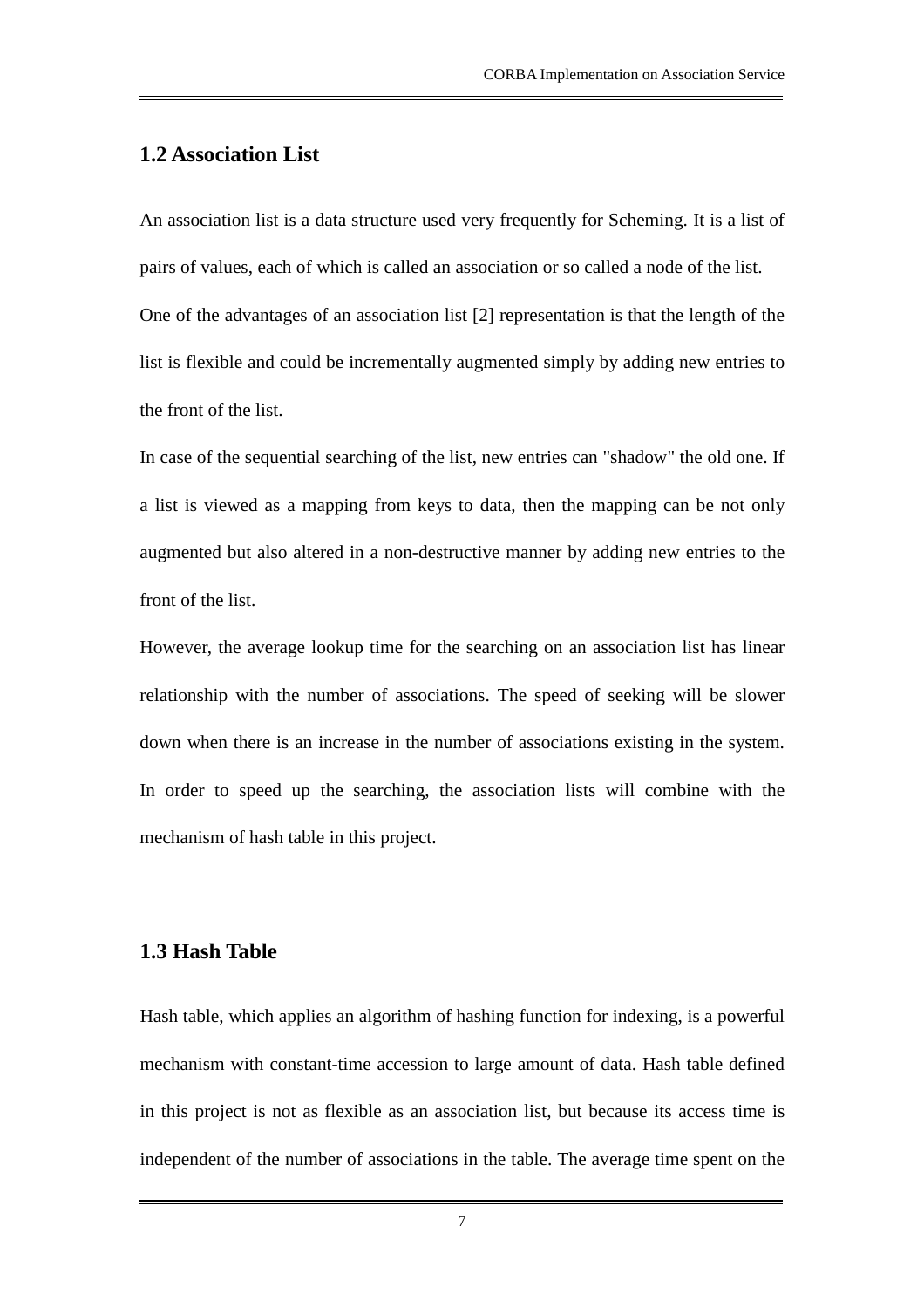## 1.2 Association List

An association list is a data structure used very frequently for Scheming. It is a list of pairs of values, each of which is called an association or so called a node of the list. One of the advantages of an association list [2] representation is that the length of the list is flexible and could be incrementally augmented simply by adding new entries to the front of the list.

In case of the sequential searching of the list, new entries can "shadow" the old one. If a list is viewed as a mapping from keys to data, then the mapping can be not only augmented but also altered in a non-destructive manner by adding new entries to the front of the list.

However, the average lookup time for the searching on an association list has linear relationship with the number of associations. The speed of seeking will be slower down when there is an increase in the number of associations existing in the system. In order to speed up the searching, the association lists will combine with the mechanism of hash table in this project.

## 1.3 Hash Table

Hash table, which applies an algorithm of hashing function for indexing, is a powerful mechanism with constant-time accession to large amount of data. Hash table defined in this project is not as flexible as an association list, but because its access time is independent of the number of associations in the table. The average time spent on the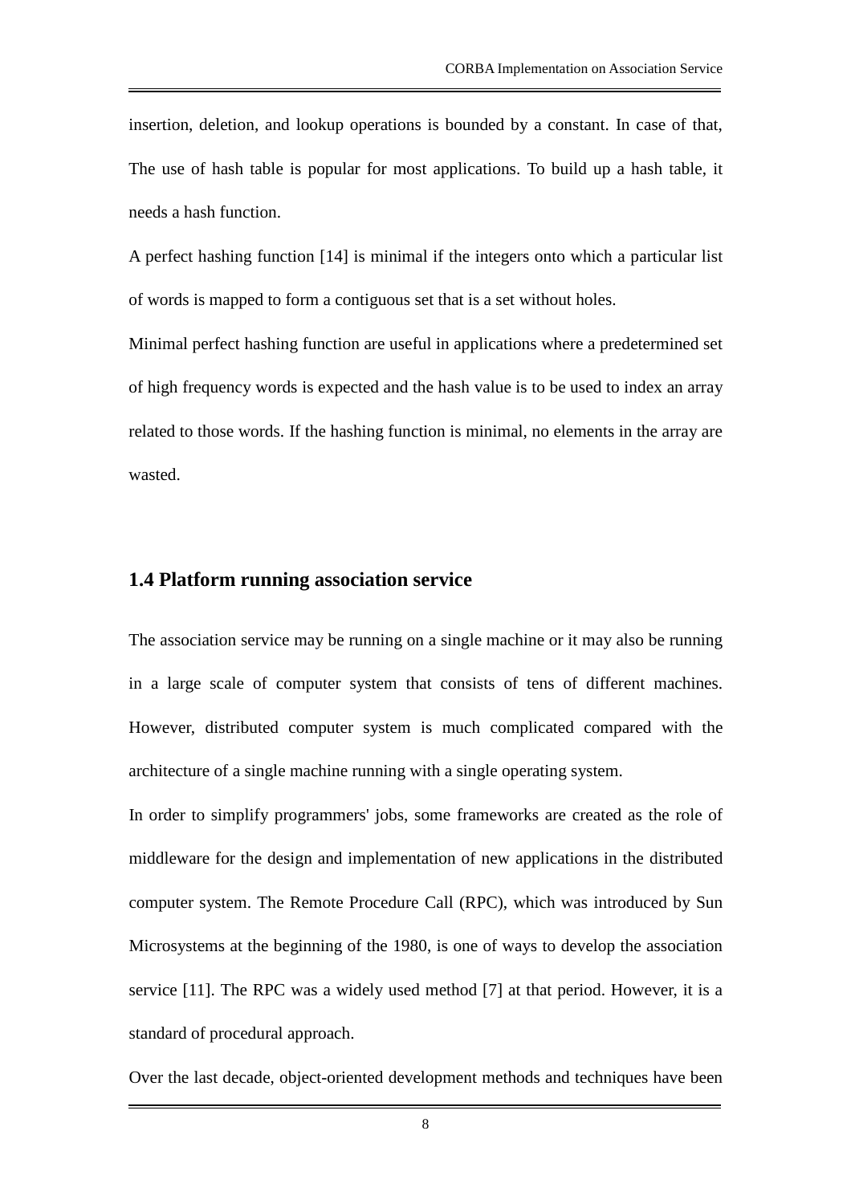insertion, deletion, and lookup operations is bounded by a constant. In case of that, The use of hash table is popular for most applications. To build up a hash table, it needs a hash function.

A perfect hashing function [14] is minimal if the integers onto which a particular list of words is mapped to form a contiguous set that is a set without holes.

Minimal perfect hashing function are useful in applications where a predetermined set of high frequency words is expected and the hash value is to be used to index an array related to those words. If the hashing function is minimal, no elements in the array are wasted.

## 1.4 Platform running association service

The association service may be running on a single machine or it may also be running in a large scale of computer system that consists of tens of different machines. However, distributed computer system is much complicated compared with the architecture of a single machine running with a single operating system.

In order to simplify programmers' jobs, some frameworks are created as the role of middleware for the design and implementation of new applications in the distributed computer system. The Remote Procedure Call (RPC), which was introduced by Sun Microsystems at the beginning of the 1980, is one of ways to develop the association service [11]. The RPC was a widely used method [7] at that period. However, it is a standard of procedural approach.

Over the last decade, object-oriented development methods and techniques have been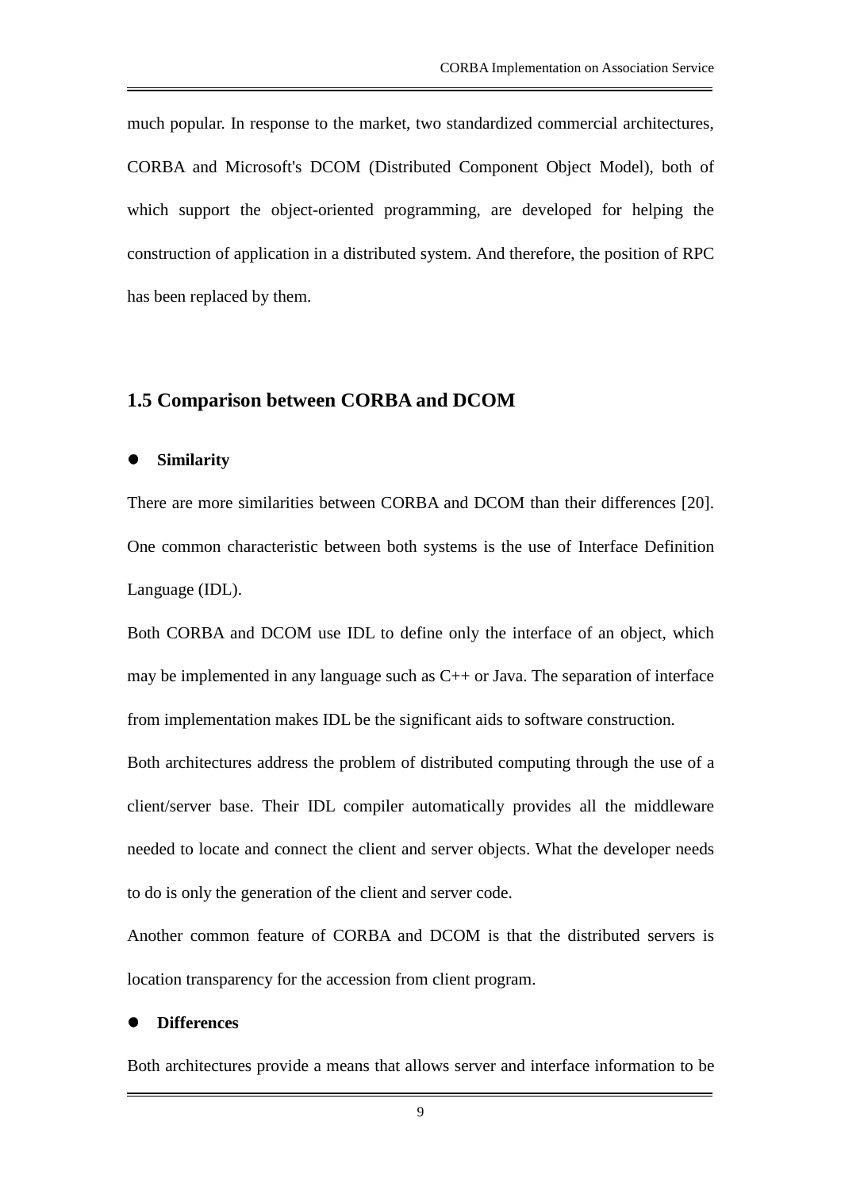much popular. In response to the market, two standardized commercial architectures, CORBA and Microsoft's DCOM (Distributed Component Object Model), both of which support the object-oriented programming, are developed for helping the construction of application in a distributed system. And therefore, the position of RPC has been replaced by them.

## 1.5 Comparison between CORBA and DCOM

- **Similarity**

There are more similarities between CORBA and DCOM than their differences [20]. One common characteristic between both systems is the use of Interface Definition Language (IDL).

Both CORBA and DCOM use IDL to define only the interface of an object, which may be implemented in any language such as C++ or Java. The separation of interface from implementation makes IDL be the significant aids to software construction.

Both architectures address the problem of distributed computing through the use of a client/server base. Their IDL compiler automatically provides all the middleware needed to locate and connect the client and server objects. What the developer needs to do is only the generation of the client and server code.

Another common feature of CORBA and DCOM is that the distributed servers is location transparency for the accession from client program.

- **Differences**

Both architectures provide a means that allows server and interface information to be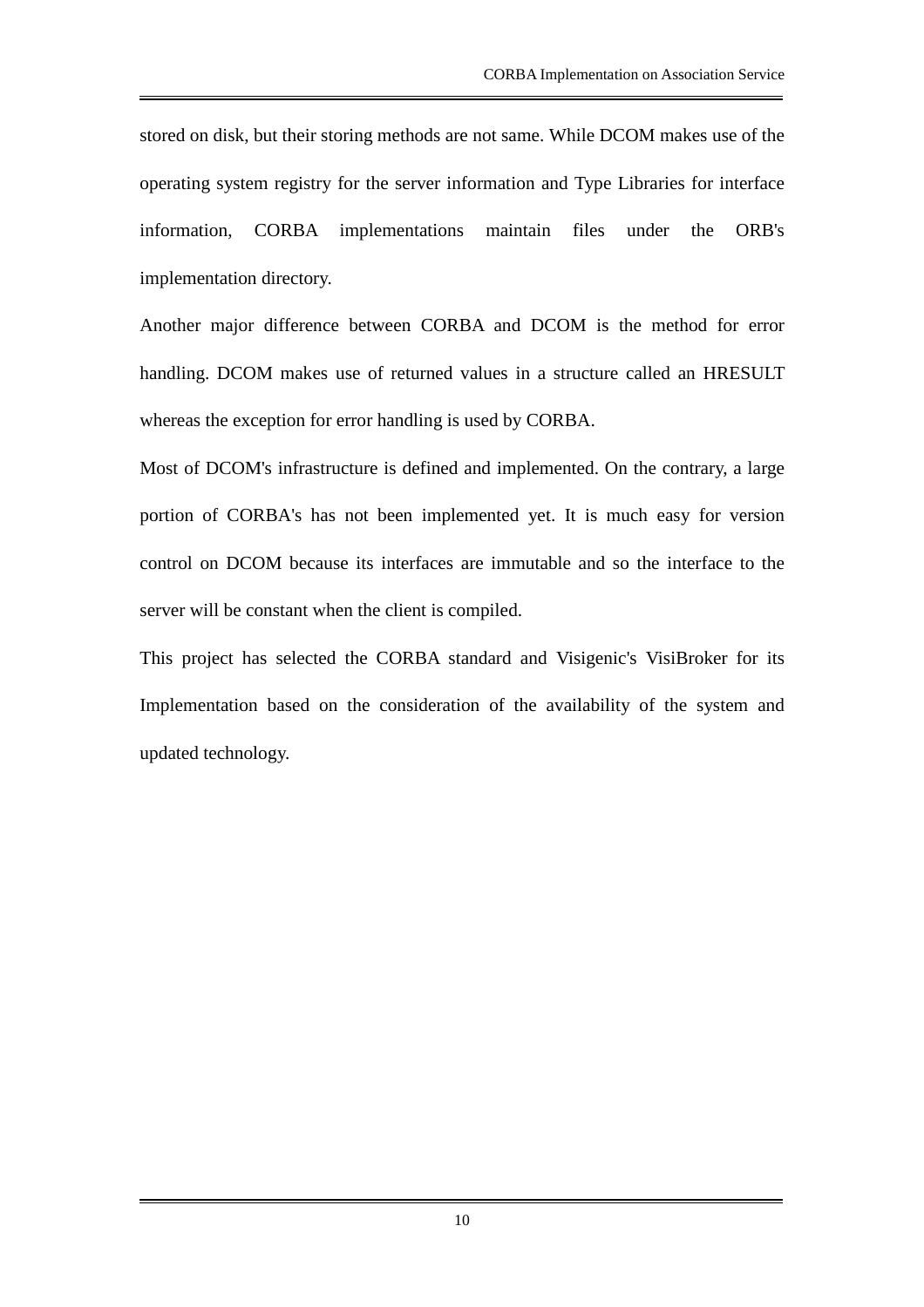stored on disk, but their storing methods are not same. While DCOM makes use of the operating system registry for the server information and Type Libraries for interface information, CORBA implementations maintain files under the ORB's implementation directory.

Another major difference between CORBA and DCOM is the method for error handling. DCOM makes use of returned values in a structure called an HRESULT whereas the exception for error handling is used by CORBA.

Most of DCOM's infrastructure is defined and implemented. On the contrary, a large portion of CORBA's has not been implemented yet. It is much easy for version control on DCOM because its interfaces are immutable and so the interface to the server will be constant when the client is compiled.

This project has selected the CORBA standard and Visigenic's VisiBroker for its Implementation based on the consideration of the availability of the system and updated technology.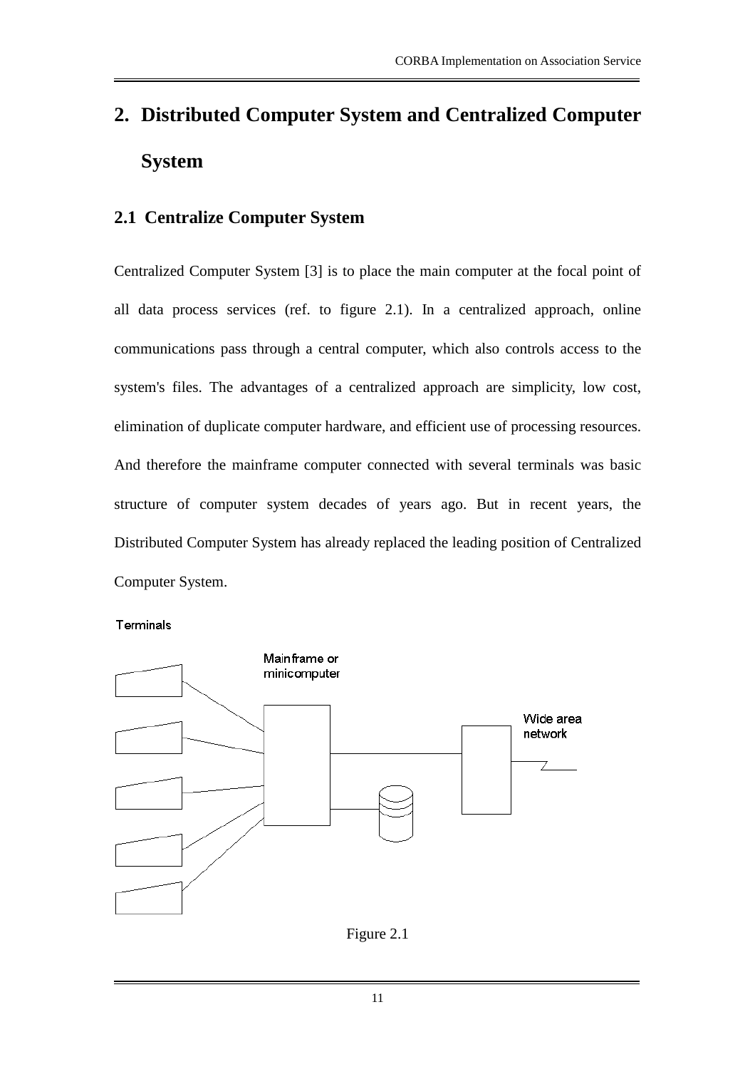# 2. Distributed Computer System and Centralized Computer System

## 2.1 Centralize Computer System

Centralized Computer System [3] is to place the main computer at the focal point of all data process services (ref. to figure 2.1). In a centralized approach, online communications pass through a central computer, which also controls access to the system's files. The advantages of a centralized approach are simplicity, low cost, elimination of duplicate computer hardware, and efficient use of processing resources. And therefore the mainframe computer connected with several terminals was basic structure of computer system decades of years ago. But in recent years, the Distributed Computer System has already replaced the leading position of Centralized Computer System.

Terminals

Mainframe or minicomputer

Wide area network

Figure 2.1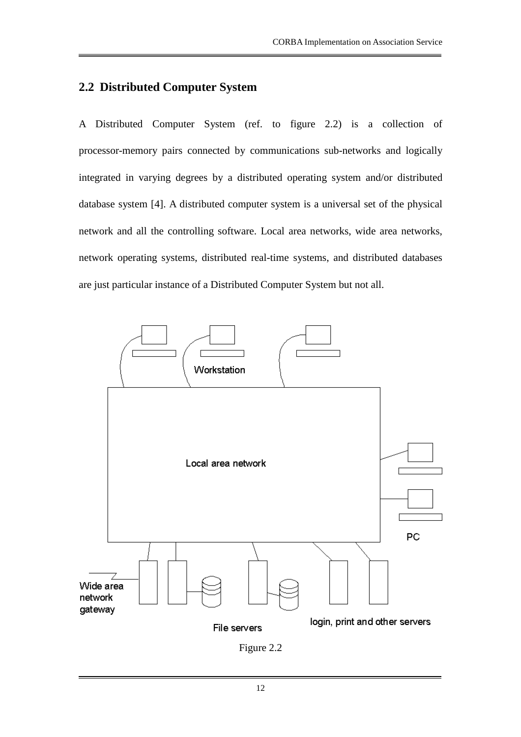## 2.2 Distributed Computer System

A Distributed Computer System (ref. to figure 2.2) is a collection of processor-memory pairs connected by communications sub-networks and logically integrated in varying degrees by a distributed operating system and/or distributed database system [4]. A distributed computer system is a universal set of the physical network and all the controlling software. Local area networks, wide area networks, network operating systems, distributed real-time systems, and distributed databases are just particular instance of a Distributed Computer System but not all.

Figure 2.2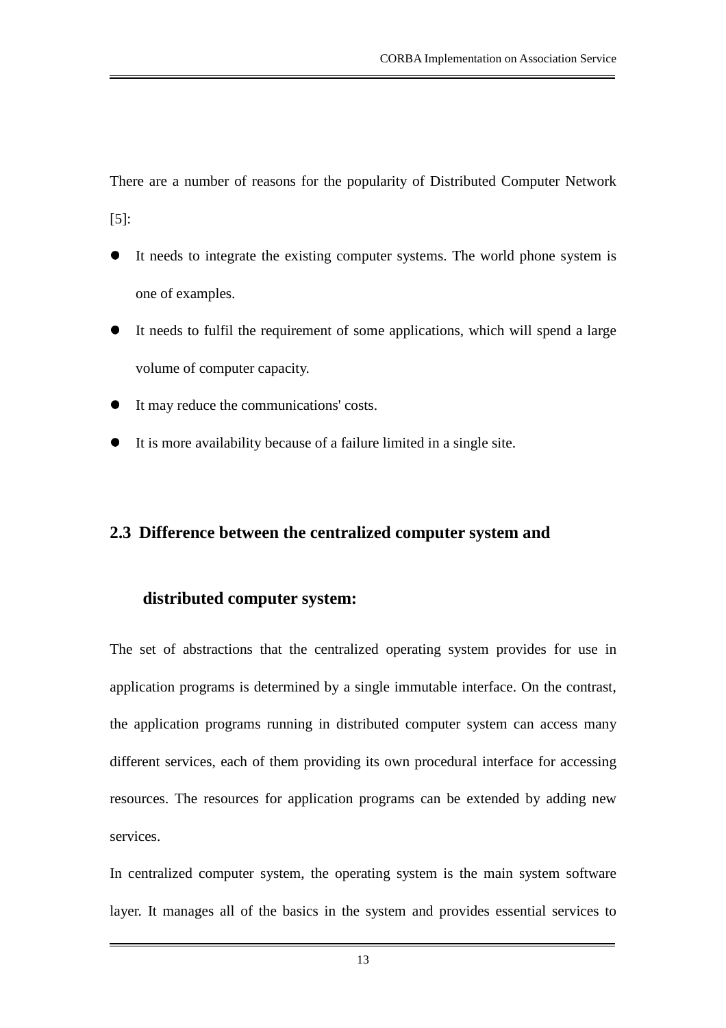There are a number of reasons for the popularity of Distributed Computer Network [5]:

- It needs to integrate the existing computer systems. The world phone system is one of examples.
- It needs to fulfil the requirement of some applications, which will spend a large volume of computer capacity.
- It may reduce the communications' costs.
- It is more availability because of a failure limited in a single site.

## 2.3 Difference between the centralized computer system and distributed computer system:

The set of abstractions that the centralized operating system provides for use in application programs is determined by a single immutable interface. On the contrast, the application programs running in distributed computer system can access many different services, each of them providing its own procedural interface for accessing resources. The resources for application programs can be extended by adding new services.

In centralized computer system, the operating system is the main system software layer. It manages all of the basics in the system and provides essential services to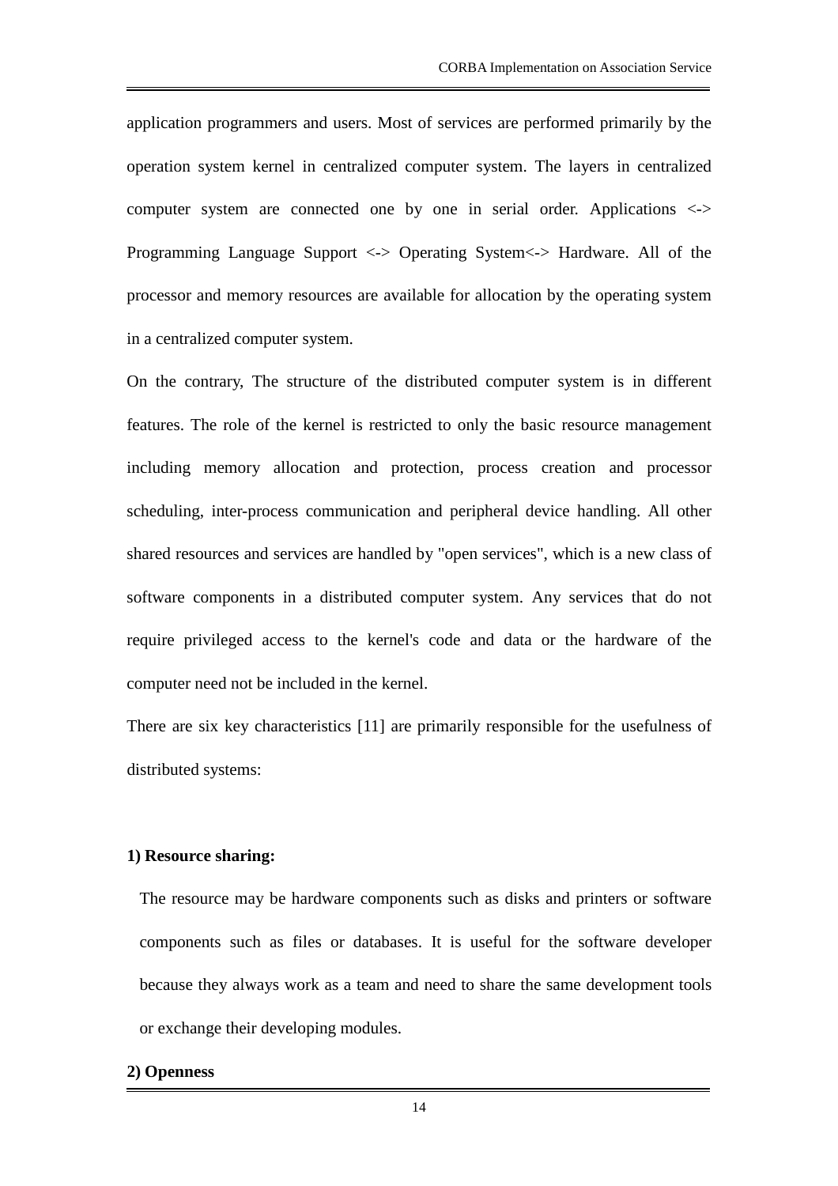application programmers and users. Most of services are performed primarily by the operation system kernel in centralized computer system. The layers in centralized computer system are connected one by one in serial order. Applications <-> Programming Language Support <-> Operating System<-> Hardware. All of the processor and memory resources are available for allocation by the operating system in a centralized computer system.

On the contrary, The structure of the distributed computer system is in different features. The role of the kernel is restricted to only the basic resource management including memory allocation and protection, process creation and processor scheduling, inter-process communication and peripheral device handling. All other shared resources and services are handled by "open services", which is a new class of software components in a distributed computer system. Any services that do not require privileged access to the kernel's code and data or the hardware of the computer need not be included in the kernel.

There are six key characteristics [11] are primarily responsible for the usefulness of distributed systems:

**1) Resource sharing:**

The resource may be hardware components such as disks and printers or software components such as files or databases. It is useful for the software developer because they always work as a team and need to share the same development tools or exchange their developing modules.

**2) Openness**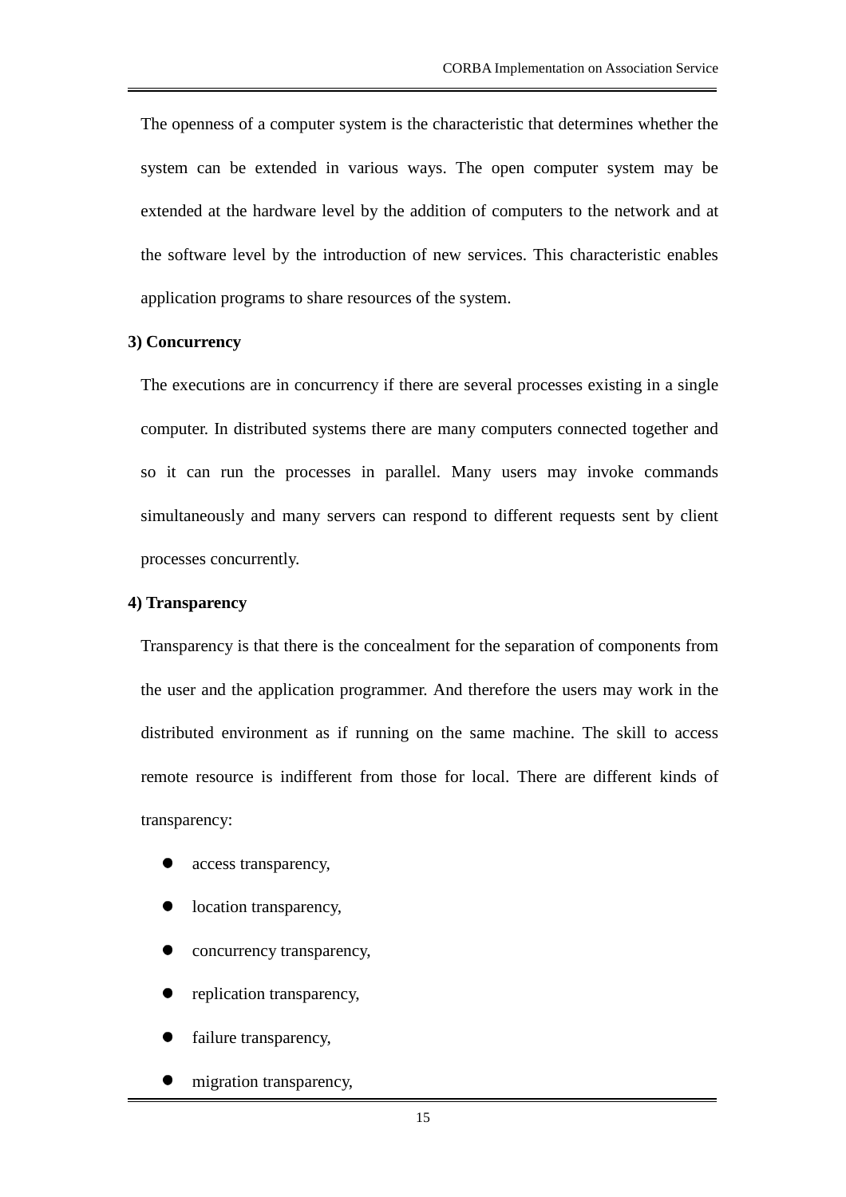The openness of a computer system is the characteristic that determines whether the system can be extended in various ways. The open computer system may be extended at the hardware level by the addition of computers to the network and at the software level by the introduction of new services. This characteristic enables application programs to share resources of the system.

**3) Concurrency**

The executions are in concurrency if there are several processes existing in a single computer. In distributed systems there are many computers connected together and so it can run the processes in parallel. Many users may invoke commands simultaneously and many servers can respond to different requests sent by client processes concurrently.

**4) Transparency**

Transparency is that there is the concealment for the separation of components from the user and the application programmer. And therefore the users may work in the distributed environment as if running on the same machine. The skill to access remote resource is indifferent from those for local. There are different kinds of transparency:

- access transparency,
- location transparency,
- concurrency transparency,
- replication transparency,
- failure transparency,
- migration transparency,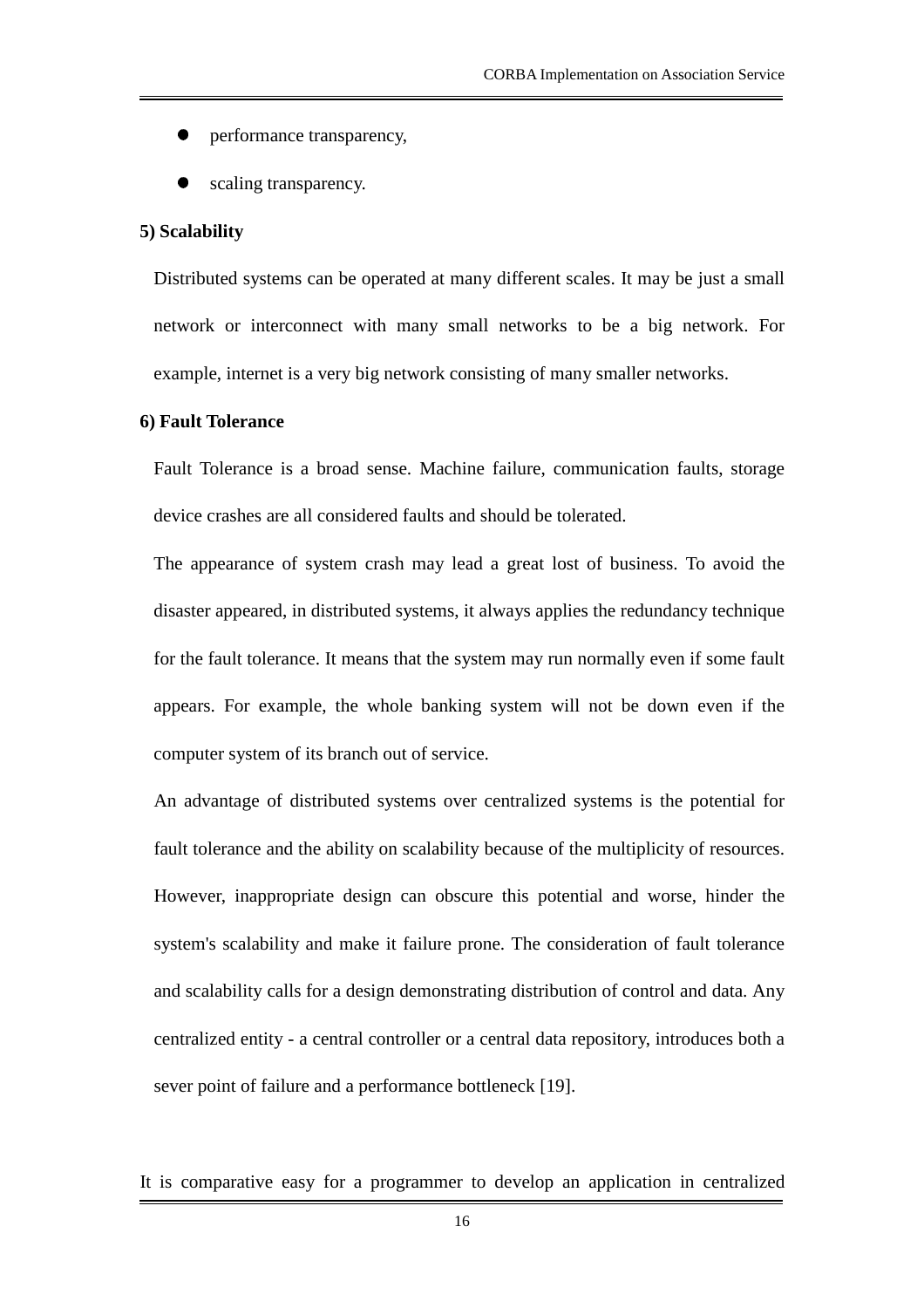- performance transparency,
- scaling transparency.

**5) Scalability**

Distributed systems can be operated at many different scales. It may be just a small network or interconnect with many small networks to be a big network. For example, internet is a very big network consisting of many smaller networks.

**6) Fault Tolerance**

Fault Tolerance is a broad sense. Machine failure, communication faults, storage device crashes are all considered faults and should be tolerated.

The appearance of system crash may lead a great lost of business. To avoid the disaster appeared, in distributed systems, it always applies the redundancy technique for the fault tolerance. It means that the system may run normally even if some fault appears. For example, the whole banking system will not be down even if the computer system of its branch out of service.

An advantage of distributed systems over centralized systems is the potential for fault tolerance and the ability on scalability because of the multiplicity of resources. However, inappropriate design can obscure this potential and worse, hinder the system's scalability and make it failure prone. The consideration of fault tolerance and scalability calls for a design demonstrating distribution of control and data. Any centralized entity - a central controller or a central data repository, introduces both a sever point of failure and a performance bottleneck [19].

It is comparative easy for a programmer to develop an application in centralized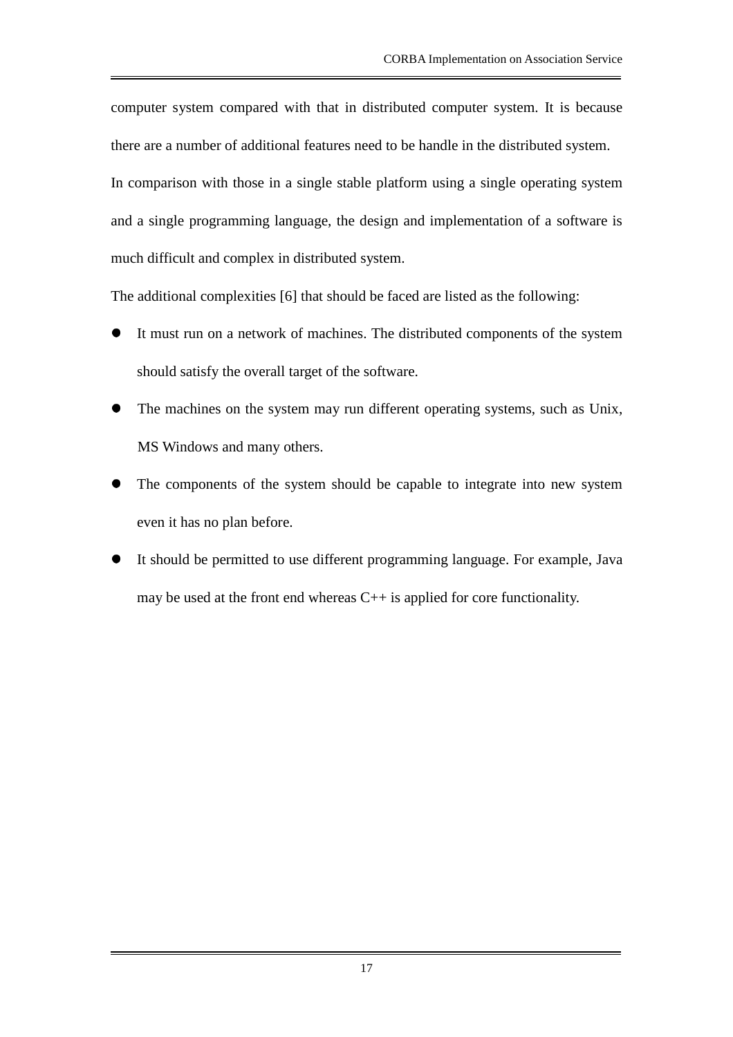computer system compared with that in distributed computer system. It is because there are a number of additional features need to be handle in the distributed system.

In comparison with those in a single stable platform using a single operating system and a single programming language, the design and implementation of a software is much difficult and complex in distributed system.

The additional complexities [6] that should be faced are listed as the following:

- It must run on a network of machines. The distributed components of the system should satisfy the overall target of the software.
- The machines on the system may run different operating systems, such as Unix, MS Windows and many others.
- The components of the system should be capable to integrate into new system even it has no plan before.
- It should be permitted to use different programming language. For example, Java may be used at the front end whereas C++ is applied for core functionality.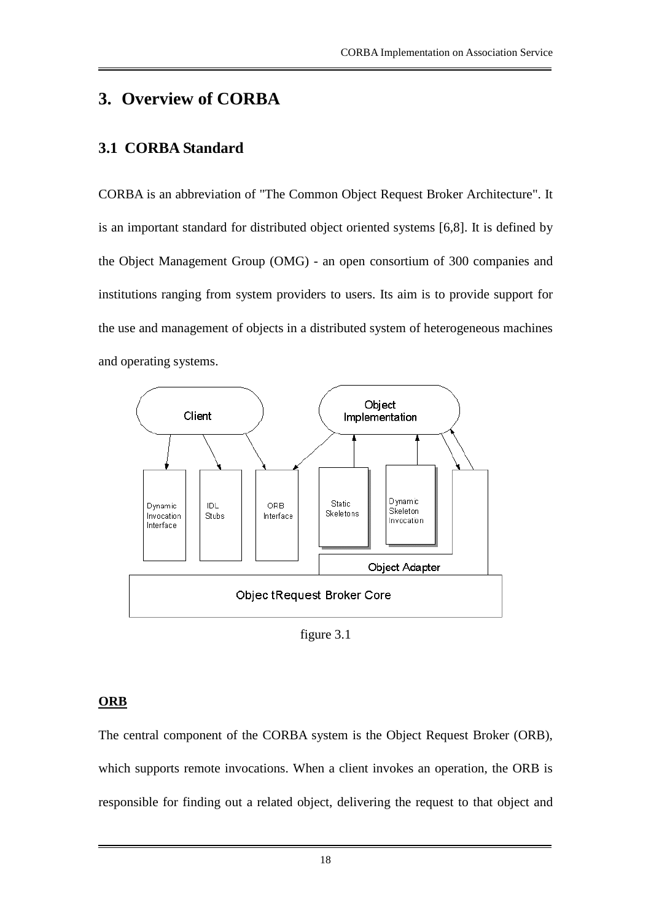# 3. Overview of CORBA

## 3.1 CORBA Standard

CORBA is an abbreviation of "The Common Object Request Broker Architecture". It is an important standard for distributed object oriented systems [6,8]. It is defined by the Object Management Group (OMG) - an open consortium of 300 companies and institutions ranging from system providers to users. Its aim is to provide support for the use and management of objects in a distributed system of heterogeneous machines and operating systems.

figure 3.1

**ORB**

The central component of the CORBA system is the Object Request Broker (ORB), which supports remote invocations. When a client invokes an operation, the ORB is responsible for finding out a related object, delivering the request to that object and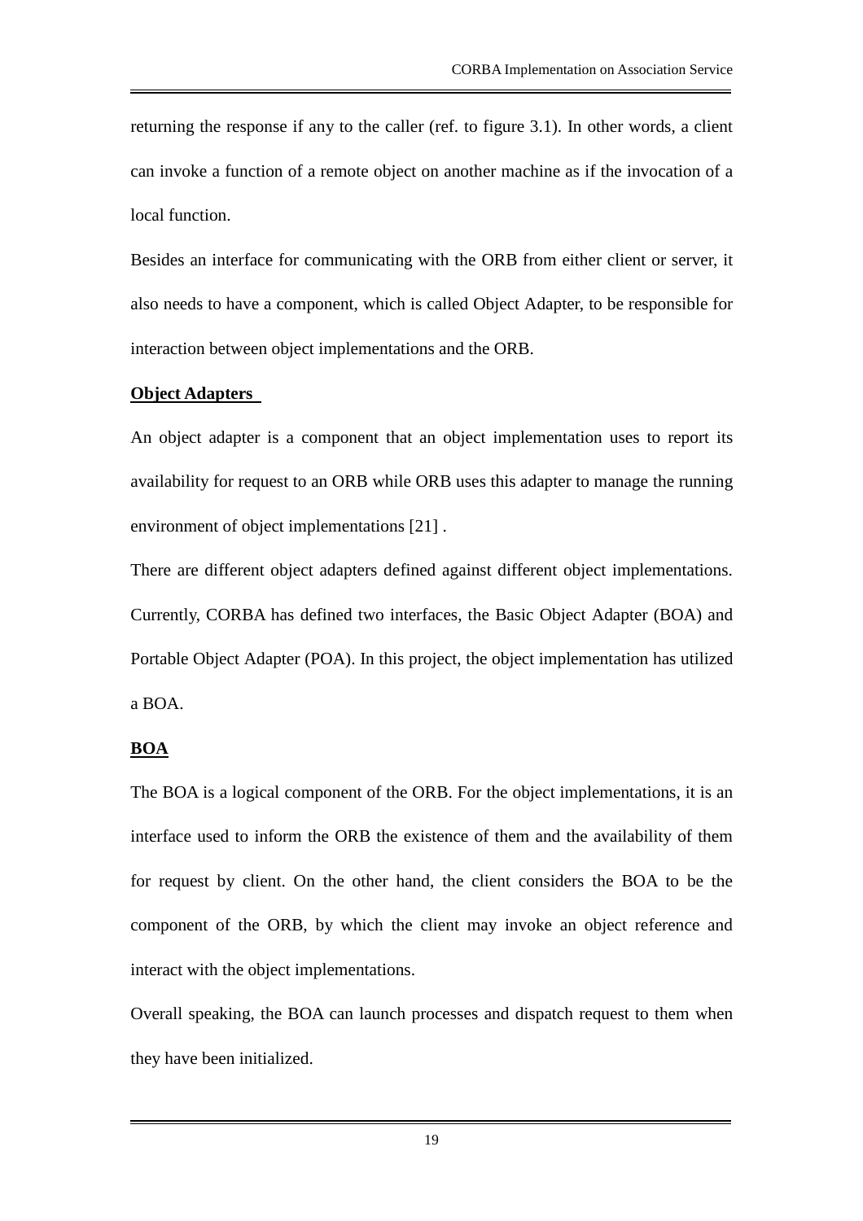returning the response if any to the caller (ref. to figure 3.1). In other words, a client can invoke a function of a remote object on another machine as if the invocation of a local function.

Besides an interface for communicating with the ORB from either client or server, it also needs to have a component, which is called Object Adapter, to be responsible for interaction between object implementations and the ORB.

**Object Adapters**

An object adapter is a component that an object implementation uses to report its availability for request to an ORB while ORB uses this adapter to manage the running environment of object implementations [21] .

There are different object adapters defined against different object implementations. Currently, CORBA has defined two interfaces, the Basic Object Adapter (BOA) and Portable Object Adapter (POA). In this project, the object implementation has utilized a BOA.

**BOA**

The BOA is a logical component of the ORB. For the object implementations, it is an interface used to inform the ORB the existence of them and the availability of them for request by client. On the other hand, the client considers the BOA to be the component of the ORB, by which the client may invoke an object reference and interact with the object implementations.

Overall speaking, the BOA can launch processes and dispatch request to them when they have been initialized.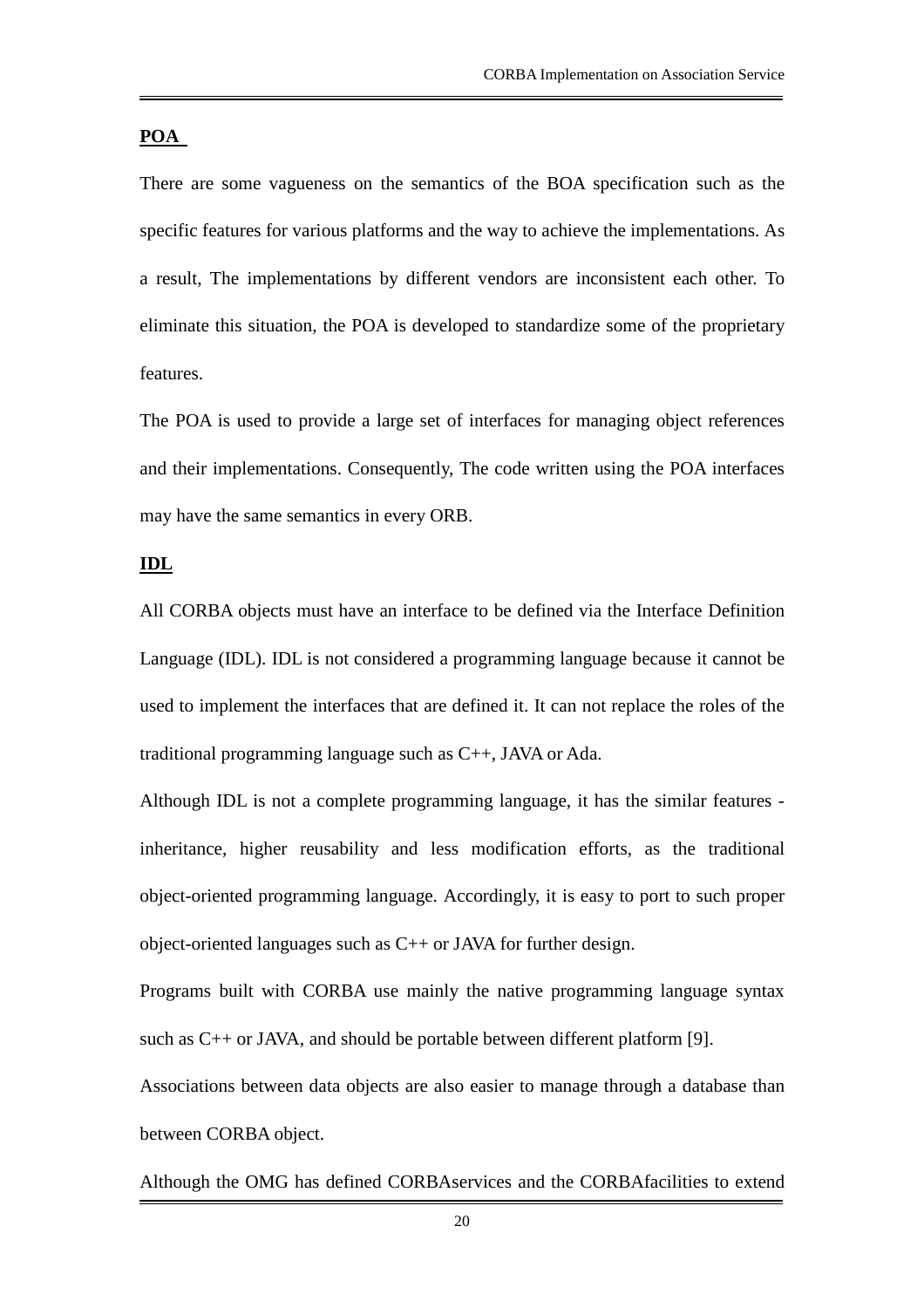**POA**

There are some vagueness on the semantics of the BOA specification such as the specific features for various platforms and the way to achieve the implementations. As a result, The implementations by different vendors are inconsistent each other. To eliminate this situation, the POA is developed to standardize some of the proprietary features.

The POA is used to provide a large set of interfaces for managing object references and their implementations. Consequently, The code written using the POA interfaces may have the same semantics in every ORB.

**IDL**

All CORBA objects must have an interface to be defined via the Interface Definition Language (IDL). IDL is not considered a programming language because it cannot be used to implement the interfaces that are defined it. It can not replace the roles of the traditional programming language such as C++, JAVA or Ada.

Although IDL is not a complete programming language, it has the similar features - inheritance, higher reusability and less modification efforts, as the traditional object-oriented programming language. Accordingly, it is easy to port to such proper object-oriented languages such as C++ or JAVA for further design.

Programs built with CORBA use mainly the native programming language syntax such as C++ or JAVA, and should be portable between different platform [9].

Associations between data objects are also easier to manage through a database than between CORBA object.

Although the OMG has defined CORBAservices and the CORBAfacilities to extend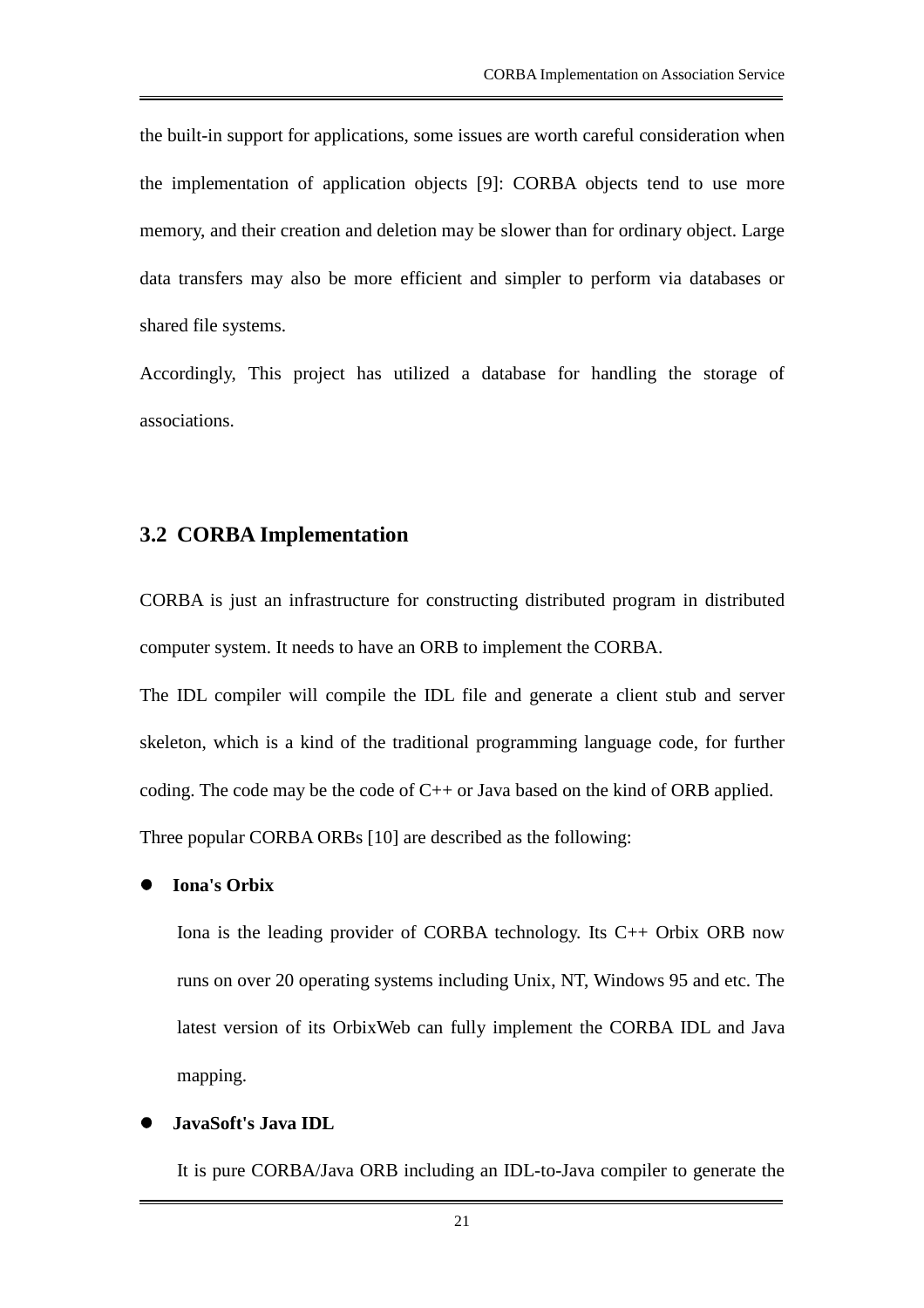the built-in support for applications, some issues are worth careful consideration when the implementation of application objects [9]: CORBA objects tend to use more memory, and their creation and deletion may be slower than for ordinary object. Large data transfers may also be more efficient and simpler to perform via databases or shared file systems.

Accordingly, This project has utilized a database for handling the storage of associations.

## 3.2 CORBA Implementation

CORBA is just an infrastructure for constructing distributed program in distributed computer system. It needs to have an ORB to implement the CORBA.

The IDL compiler will compile the IDL file and generate a client stub and server skeleton, which is a kind of the traditional programming language code, for further coding. The code may be the code of C++ or Java based on the kind of ORB applied.

Three popular CORBA ORBs [10] are described as the following:

- **Iona's Orbix**

  Iona is the leading provider of CORBA technology. Its C++ Orbix ORB now runs on over 20 operating systems including Unix, NT, Windows 95 and etc. The latest version of its OrbixWeb can fully implement the CORBA IDL and Java mapping.

- **JavaSoft's Java IDL**

  It is pure CORBA/Java ORB including an IDL-to-Java compiler to generate the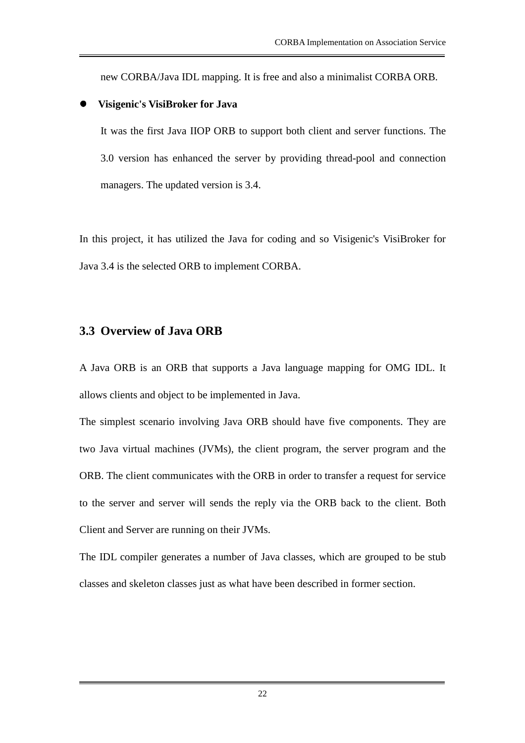new CORBA/Java IDL mapping. It is free and also a minimalist CORBA ORB.

- **Visigenic's VisiBroker for Java**

  It was the first Java IIOP ORB to support both client and server functions. The 3.0 version has enhanced the server by providing thread-pool and connection managers. The updated version is 3.4.

In this project, it has utilized the Java for coding and so Visigenic's VisiBroker for Java 3.4 is the selected ORB to implement CORBA.

## 3.3 Overview of Java ORB

A Java ORB is an ORB that supports a Java language mapping for OMG IDL. It allows clients and object to be implemented in Java.

The simplest scenario involving Java ORB should have five components. They are two Java virtual machines (JVMs), the client program, the server program and the ORB. The client communicates with the ORB in order to transfer a request for service to the server and server will sends the reply via the ORB back to the client. Both Client and Server are running on their JVMs.

The IDL compiler generates a number of Java classes, which are grouped to be stub classes and skeleton classes just as what have been described in former section.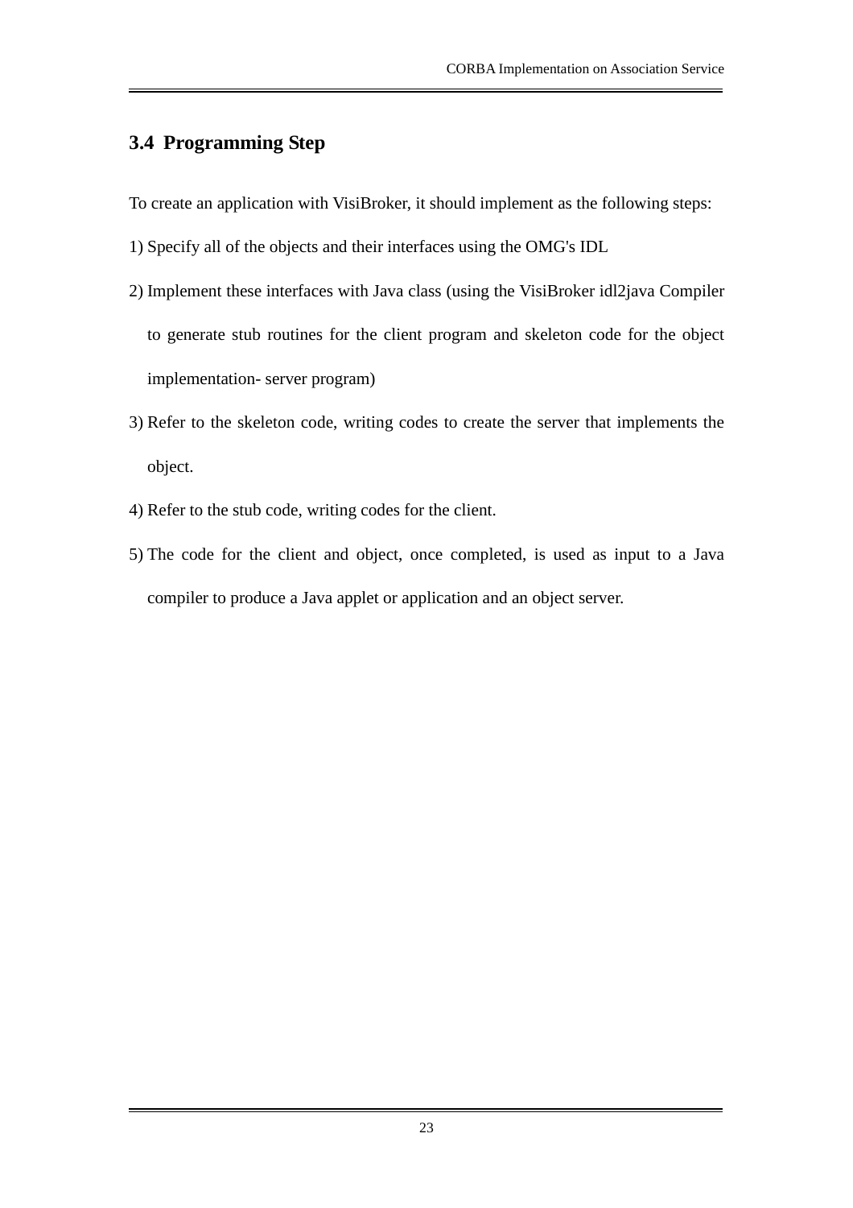## 3.4 Programming Step

To create an application with VisiBroker, it should implement as the following steps:

1) Specify all of the objects and their interfaces using the OMG's IDL
2) Implement these interfaces with Java class (using the VisiBroker idl2java Compiler to generate stub routines for the client program and skeleton code for the object implementation- server program)
3) Refer to the skeleton code, writing codes to create the server that implements the object.
4) Refer to the stub code, writing codes for the client.
5) The code for the client and object, once completed, is used as input to a Java compiler to produce a Java applet or application and an object server.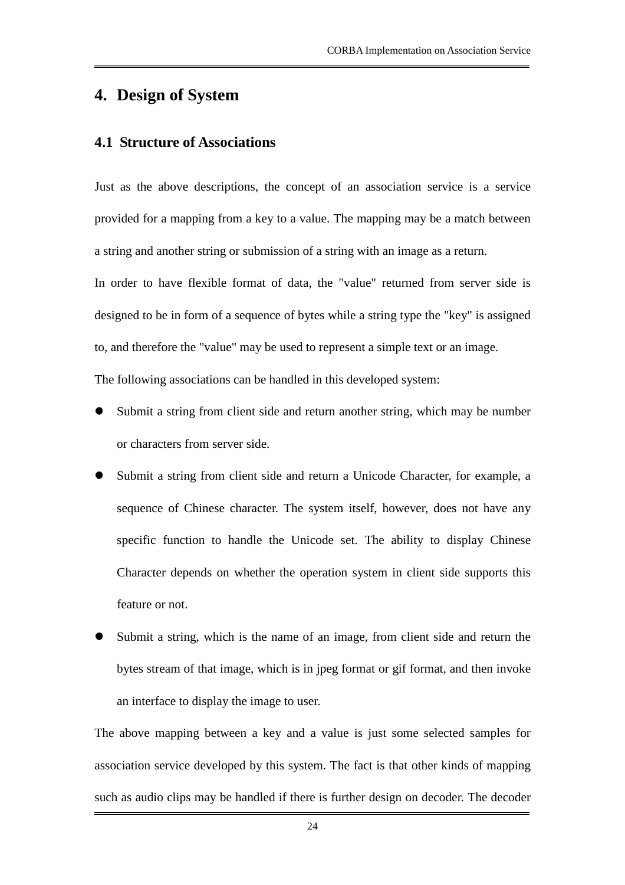# 4. Design of System

## 4.1 Structure of Associations

Just as the above descriptions, the concept of an association service is a service provided for a mapping from a key to a value. The mapping may be a match between a string and another string or submission of a string with an image as a return.

In order to have flexible format of data, the "value" returned from server side is designed to be in form of a sequence of bytes while a string type the "key" is assigned to, and therefore the "value" may be used to represent a simple text or an image.

The following associations can be handled in this developed system:

- Submit a string from client side and return another string, which may be number or characters from server side.
- Submit a string from client side and return a Unicode Character, for example, a sequence of Chinese character. The system itself, however, does not have any specific function to handle the Unicode set. The ability to display Chinese Character depends on whether the operation system in client side supports this feature or not.
- Submit a string, which is the name of an image, from client side and return the bytes stream of that image, which is in jpeg format or gif format, and then invoke an interface to display the image to user.

The above mapping between a key and a value is just some selected samples for association service developed by this system. The fact is that other kinds of mapping such as audio clips may be handled if there is further design on decoder. The decoder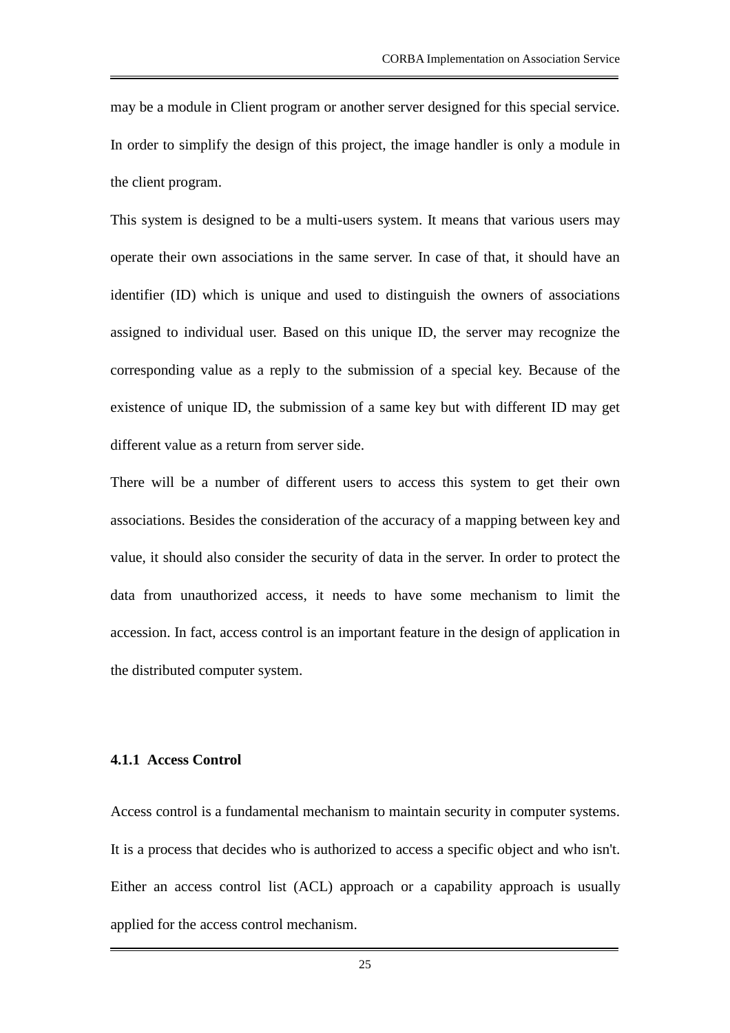may be a module in Client program or another server designed for this special service. In order to simplify the design of this project, the image handler is only a module in the client program.

This system is designed to be a multi-users system. It means that various users may operate their own associations in the same server. In case of that, it should have an identifier (ID) which is unique and used to distinguish the owners of associations assigned to individual user. Based on this unique ID, the server may recognize the corresponding value as a reply to the submission of a special key. Because of the existence of unique ID, the submission of a same key but with different ID may get different value as a return from server side.

There will be a number of different users to access this system to get their own associations. Besides the consideration of the accuracy of a mapping between key and value, it should also consider the security of data in the server. In order to protect the data from unauthorized access, it needs to have some mechanism to limit the accession. In fact, access control is an important feature in the design of application in the distributed computer system.

### 4.1.1 Access Control

Access control is a fundamental mechanism to maintain security in computer systems. It is a process that decides who is authorized to access a specific object and who isn't. Either an access control list (ACL) approach or a capability approach is usually applied for the access control mechanism.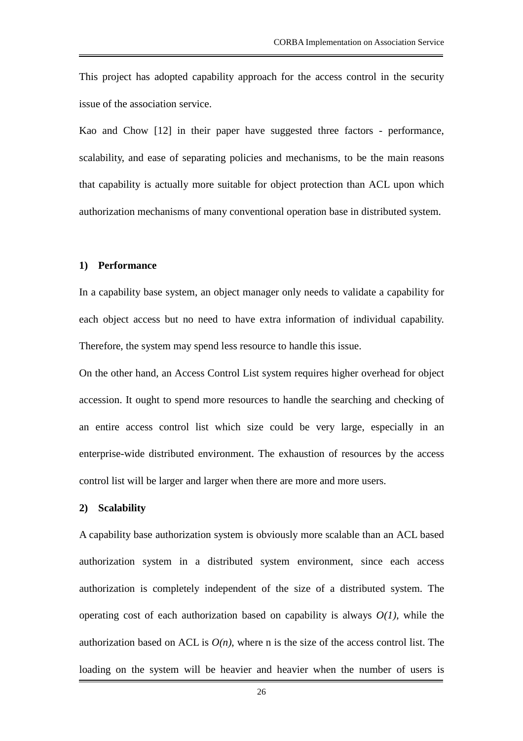This project has adopted capability approach for the access control in the security issue of the association service.

Kao and Chow [12] in their paper have suggested three factors - performance, scalability, and ease of separating policies and mechanisms, to be the main reasons that capability is actually more suitable for object protection than ACL upon which authorization mechanisms of many conventional operation base in distributed system.

**1) Performance**

In a capability base system, an object manager only needs to validate a capability for each object access but no need to have extra information of individual capability. Therefore, the system may spend less resource to handle this issue.

On the other hand, an Access Control List system requires higher overhead for object accession. It ought to spend more resources to handle the searching and checking of an entire access control list which size could be very large, especially in an enterprise-wide distributed environment. The exhaustion of resources by the access control list will be larger and larger when there are more and more users.

**2) Scalability**

A capability base authorization system is obviously more scalable than an ACL based authorization system in a distributed system environment, since each access authorization is completely independent of the size of a distributed system. The operating cost of each authorization based on capability is always $O(1)$, while the authorization based on ACL is $O(n)$, where n is the size of the access control list. The loading on the system will be heavier and heavier when the number of users is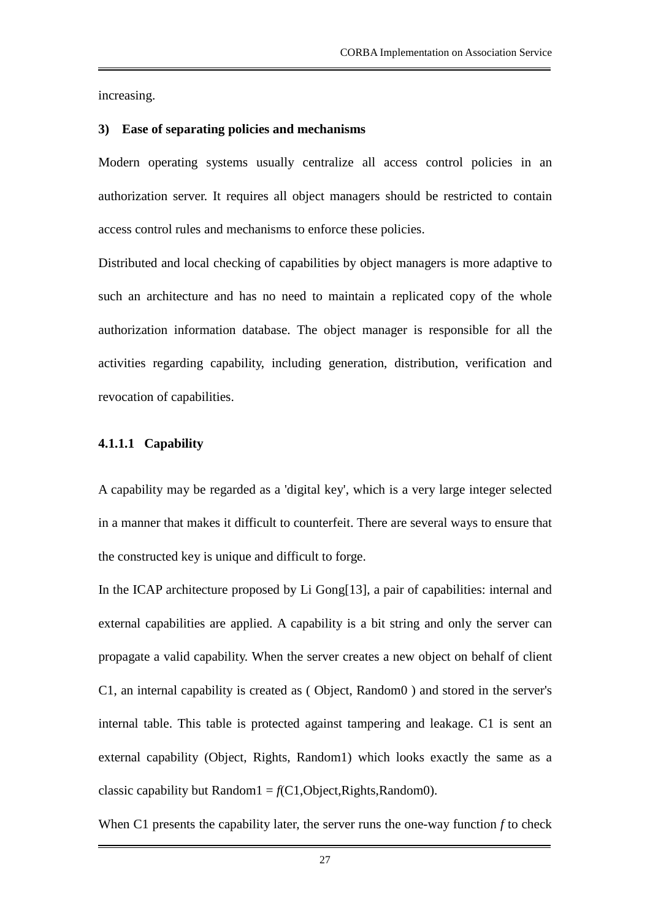increasing.

**3) Ease of separating policies and mechanisms**

Modern operating systems usually centralize all access control policies in an authorization server. It requires all object managers should be restricted to contain access control rules and mechanisms to enforce these policies.

Distributed and local checking of capabilities by object managers is more adaptive to such an architecture and has no need to maintain a replicated copy of the whole authorization information database. The object manager is responsible for all the activities regarding capability, including generation, distribution, verification and revocation of capabilities.

#### 4.1.1.1 Capability

A capability may be regarded as a 'digital key', which is a very large integer selected in a manner that makes it difficult to counterfeit. There are several ways to ensure that the constructed key is unique and difficult to forge.

In the ICAP architecture proposed by Li Gong[13], a pair of capabilities: internal and external capabilities are applied. A capability is a bit string and only the server can propagate a valid capability. When the server creates a new object on behalf of client C1, an internal capability is created as ( Object, Random0 ) and stored in the server's internal table. This table is protected against tampering and leakage. C1 is sent an external capability (Object, Rights, Random1) which looks exactly the same as a classic capability but Random1 = *f*(C1,Object,Rights,Random0).

When C1 presents the capability later, the server runs the one-way function *f* to check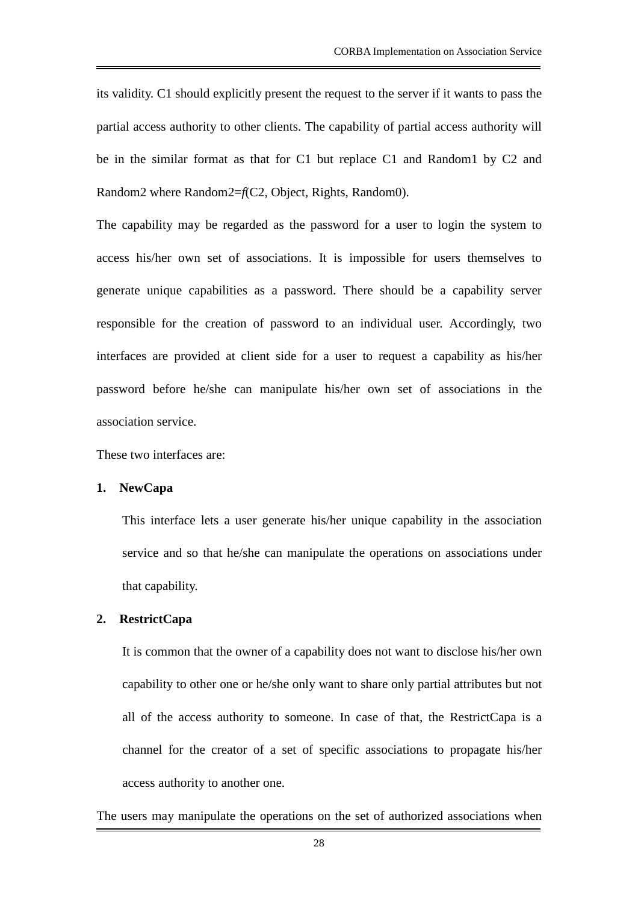its validity. C1 should explicitly present the request to the server if it wants to pass the partial access authority to other clients. The capability of partial access authority will be in the similar format as that for C1 but replace C1 and Random1 by C2 and Random2 where Random2=*f*(C2, Object, Rights, Random0).

The capability may be regarded as the password for a user to login the system to access his/her own set of associations. It is impossible for users themselves to generate unique capabilities as a password. There should be a capability server responsible for the creation of password to an individual user. Accordingly, two interfaces are provided at client side for a user to request a capability as his/her password before he/she can manipulate his/her own set of associations in the association service.

These two interfaces are:

1. **NewCapa**

   This interface lets a user generate his/her unique capability in the association service and so that he/she can manipulate the operations on associations under that capability.

2. **RestrictCapa**

   It is common that the owner of a capability does not want to disclose his/her own capability to other one or he/she only want to share only partial attributes but not all of the access authority to someone. In case of that, the RestrictCapa is a channel for the creator of a set of specific associations to propagate his/her access authority to another one.

The users may manipulate the operations on the set of authorized associations when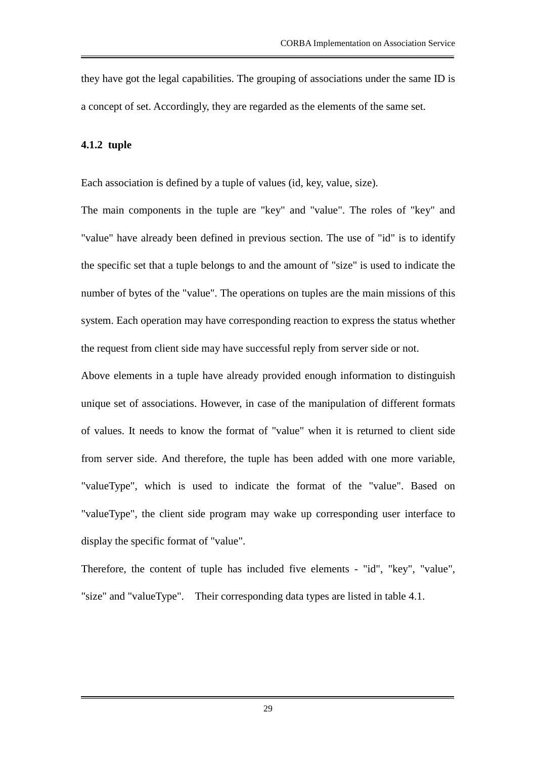they have got the legal capabilities. The grouping of associations under the same ID is a concept of set. Accordingly, they are regarded as the elements of the same set.

### 4.1.2 tuple

Each association is defined by a tuple of values (id, key, value, size).

The main components in the tuple are "key" and "value". The roles of "key" and "value" have already been defined in previous section. The use of "id" is to identify the specific set that a tuple belongs to and the amount of "size" is used to indicate the number of bytes of the "value". The operations on tuples are the main missions of this system. Each operation may have corresponding reaction to express the status whether the request from client side may have successful reply from server side or not.

Above elements in a tuple have already provided enough information to distinguish unique set of associations. However, in case of the manipulation of different formats of values. It needs to know the format of "value" when it is returned to client side from server side. And therefore, the tuple has been added with one more variable, "valueType", which is used to indicate the format of the "value". Based on "valueType", the client side program may wake up corresponding user interface to display the specific format of "value".

Therefore, the content of tuple has included five elements - "id", "key", "value", "size" and "valueType". Their corresponding data types are listed in table 4.1.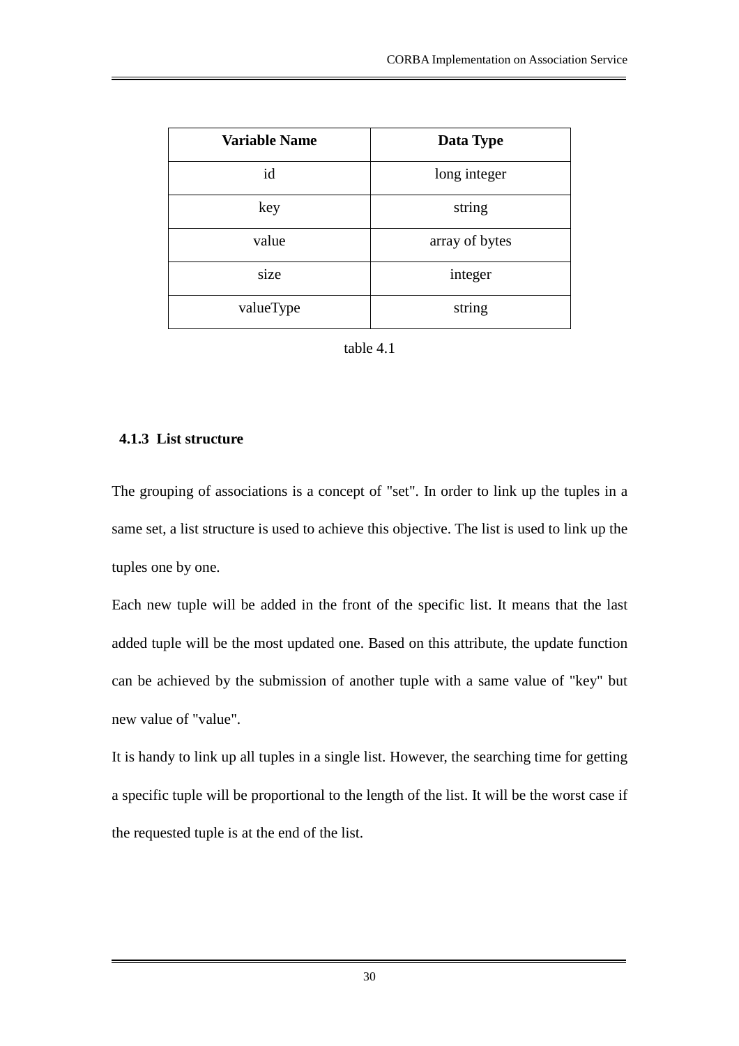| Variable Name | Data Type |
| --- | --- |
| id | long integer |
| key | string |
| value | array of bytes |
| size | integer |
| valueType | string |

table 4.1

### 4.1.3 List structure

The grouping of associations is a concept of "set". In order to link up the tuples in a same set, a list structure is used to achieve this objective. The list is used to link up the tuples one by one.

Each new tuple will be added in the front of the specific list. It means that the last added tuple will be the most updated one. Based on this attribute, the update function can be achieved by the submission of another tuple with a same value of "key" but new value of "value".

It is handy to link up all tuples in a single list. However, the searching time for getting a specific tuple will be proportional to the length of the list. It will be the worst case if the requested tuple is at the end of the list.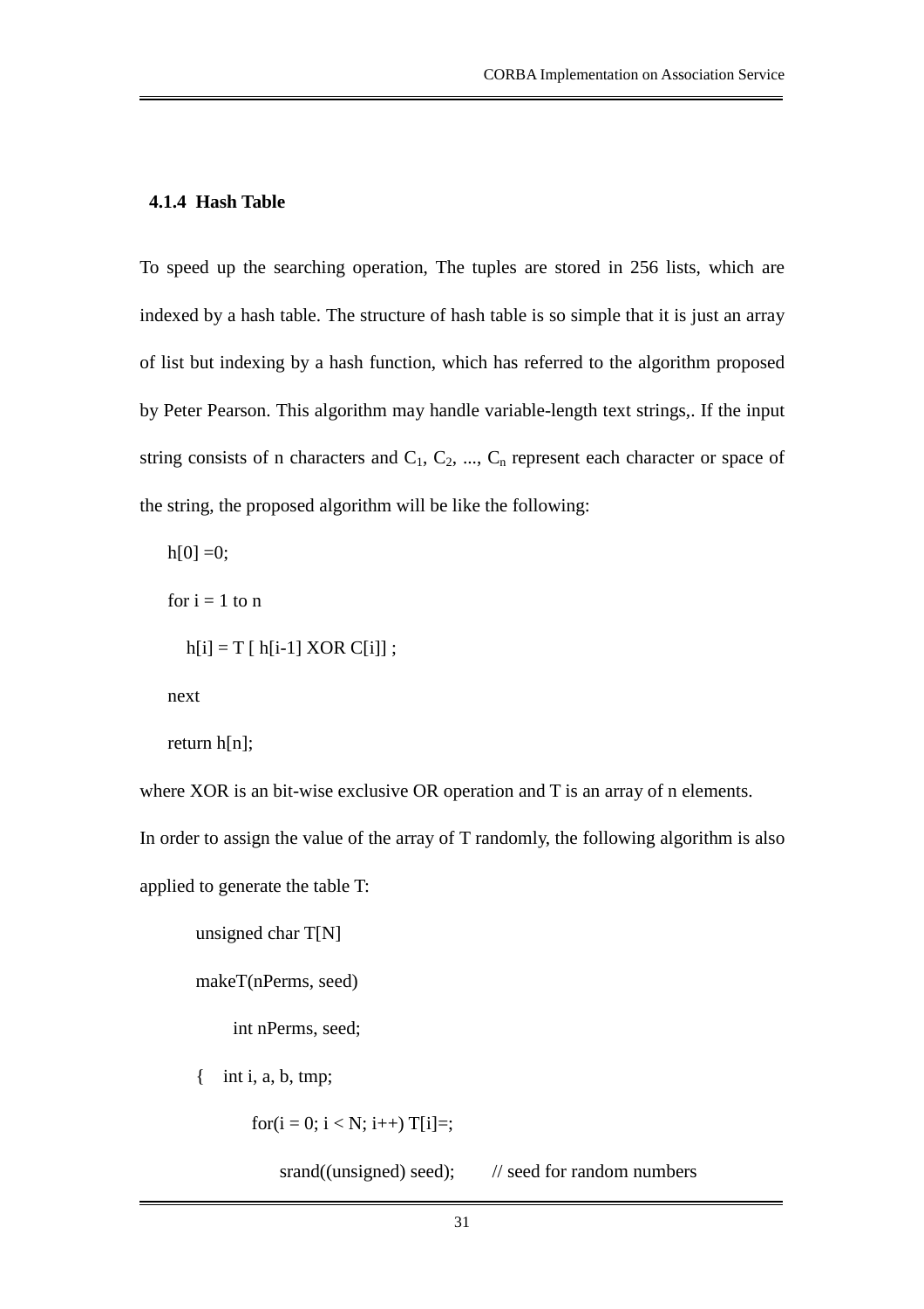### 4.1.4 Hash Table

To speed up the searching operation, The tuples are stored in 256 lists, which are indexed by a hash table. The structure of hash table is so simple that it is just an array of list but indexing by a hash function, which has referred to the algorithm proposed by Peter Pearson. This algorithm may handle variable-length text strings,. If the input string consists of n characters and $C_1$, $C_2$, ..., $C_n$ represent each character or space of the string, the proposed algorithm will be like the following:

```
h[0] =0;
for i = 1 to n
   h[i] = T [ h[i-1] XOR C[i]] ;
next
return h[n];
```

where XOR is an bit-wise exclusive OR operation and T is an array of n elements.

In order to assign the value of the array of T randomly, the following algorithm is also applied to generate the table T:

```
unsigned char T[N]
makeT(nPerms, seed)
      int nPerms, seed;
{    int i, a, b, tmp;
         for(i = 0; i < N; i++) T[i]=;
              srand((unsigned) seed);        // seed for random numbers
```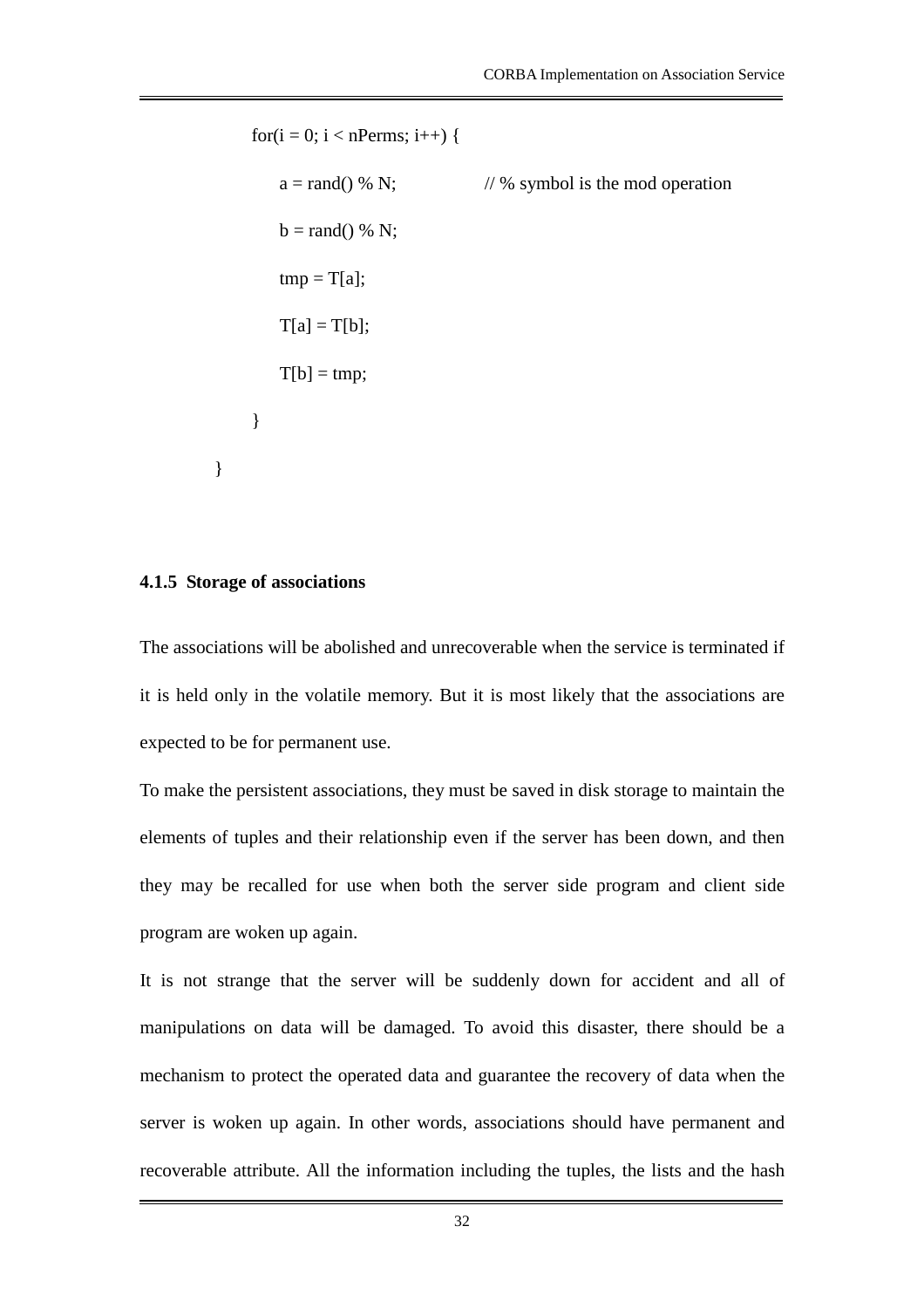```
        for(i = 0; i < nPerms; i++) {
            a = rand() % N;             // % symbol is the mod operation
            b = rand() % N;
            tmp = T[a];
            T[a] = T[b];
            T[b] = tmp;
        }
    }
```

#### 4.1.5 Storage of associations

The associations will be abolished and unrecoverable when the service is terminated if it is held only in the volatile memory. But it is most likely that the associations are expected to be for permanent use.

To make the persistent associations, they must be saved in disk storage to maintain the elements of tuples and their relationship even if the server has been down, and then they may be recalled for use when both the server side program and client side program are woken up again.

It is not strange that the server will be suddenly down for accident and all of manipulations on data will be damaged. To avoid this disaster, there should be a mechanism to protect the operated data and guarantee the recovery of data when the server is woken up again. In other words, associations should have permanent and recoverable attribute. All the information including the tuples, the lists and the hash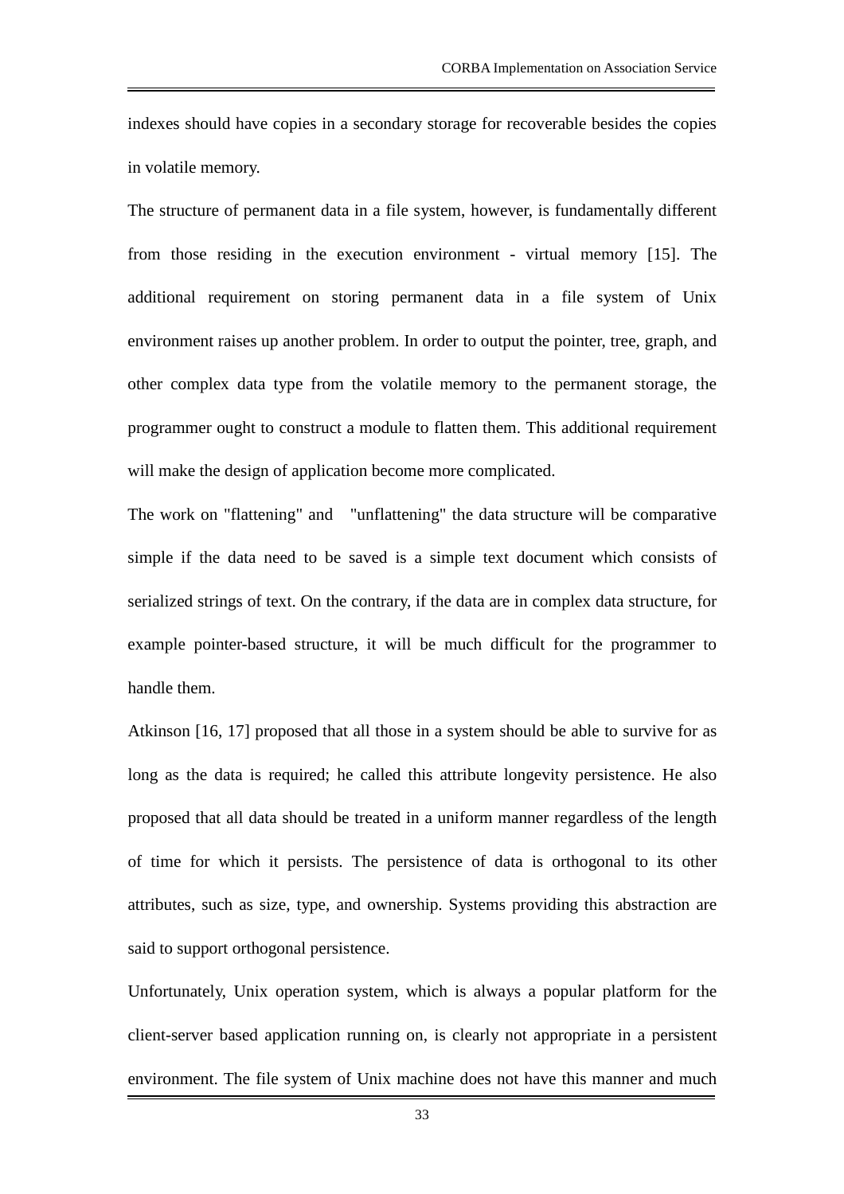indexes should have copies in a secondary storage for recoverable besides the copies in volatile memory.

The structure of permanent data in a file system, however, is fundamentally different from those residing in the execution environment - virtual memory [15]. The additional requirement on storing permanent data in a file system of Unix environment raises up another problem. In order to output the pointer, tree, graph, and other complex data type from the volatile memory to the permanent storage, the programmer ought to construct a module to flatten them. This additional requirement will make the design of application become more complicated.

The work on "flattening" and "unflattening" the data structure will be comparative simple if the data need to be saved is a simple text document which consists of serialized strings of text. On the contrary, if the data are in complex data structure, for example pointer-based structure, it will be much difficult for the programmer to handle them.

Atkinson [16, 17] proposed that all those in a system should be able to survive for as long as the data is required; he called this attribute longevity persistence. He also proposed that all data should be treated in a uniform manner regardless of the length of time for which it persists. The persistence of data is orthogonal to its other attributes, such as size, type, and ownership. Systems providing this abstraction are said to support orthogonal persistence.

Unfortunately, Unix operation system, which is always a popular platform for the client-server based application running on, is clearly not appropriate in a persistent environment. The file system of Unix machine does not have this manner and much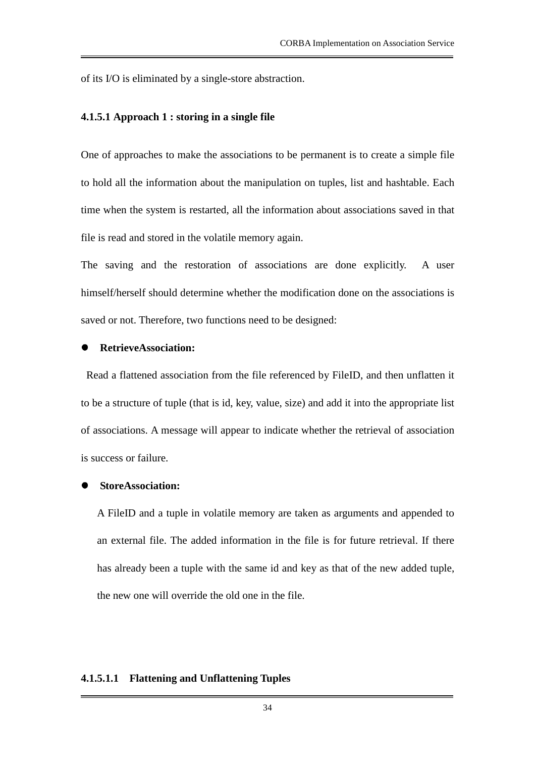of its I/O is eliminated by a single-store abstraction.

#### 4.1.5.1 Approach 1 : storing in a single file

One of approaches to make the associations to be permanent is to create a simple file to hold all the information about the manipulation on tuples, list and hashtable. Each time when the system is restarted, all the information about associations saved in that file is read and stored in the volatile memory again.

The saving and the restoration of associations are done explicitly. A user himself/herself should determine whether the modification done on the associations is saved or not. Therefore, two functions need to be designed:

- **RetrieveAssociation:**

  Read a flattened association from the file referenced by FileID, and then unflatten it to be a structure of tuple (that is id, key, value, size) and add it into the appropriate list of associations. A message will appear to indicate whether the retrieval of association is success or failure.

- **StoreAssociation:**

  A FileID and a tuple in volatile memory are taken as arguments and appended to an external file. The added information in the file is for future retrieval. If there has already been a tuple with the same id and key as that of the new added tuple, the new one will override the old one in the file.

##### 4.1.5.1.1 Flattening and Unflattening Tuples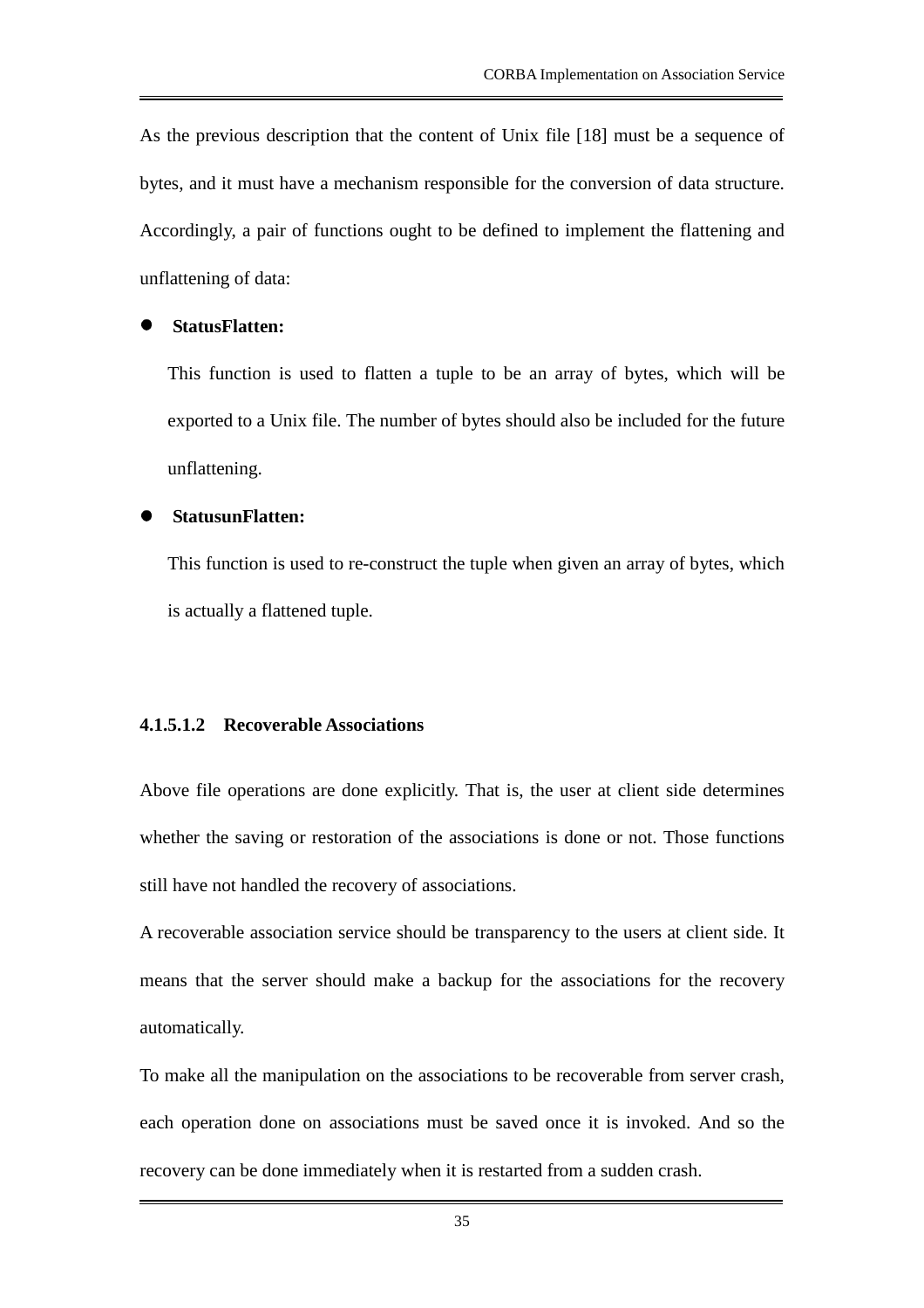As the previous description that the content of Unix file [18] must be a sequence of bytes, and it must have a mechanism responsible for the conversion of data structure. Accordingly, a pair of functions ought to be defined to implement the flattening and unflattening of data:

- **StatusFlatten:**

  This function is used to flatten a tuple to be an array of bytes, which will be exported to a Unix file. The number of bytes should also be included for the future unflattening.

- **StatusunFlatten:**

  This function is used to re-construct the tuple when given an array of bytes, which is actually a flattened tuple.

#### 4.1.5.1.2 Recoverable Associations

Above file operations are done explicitly. That is, the user at client side determines whether the saving or restoration of the associations is done or not. Those functions still have not handled the recovery of associations.

A recoverable association service should be transparency to the users at client side. It means that the server should make a backup for the associations for the recovery automatically.

To make all the manipulation on the associations to be recoverable from server crash, each operation done on associations must be saved once it is invoked. And so the recovery can be done immediately when it is restarted from a sudden crash.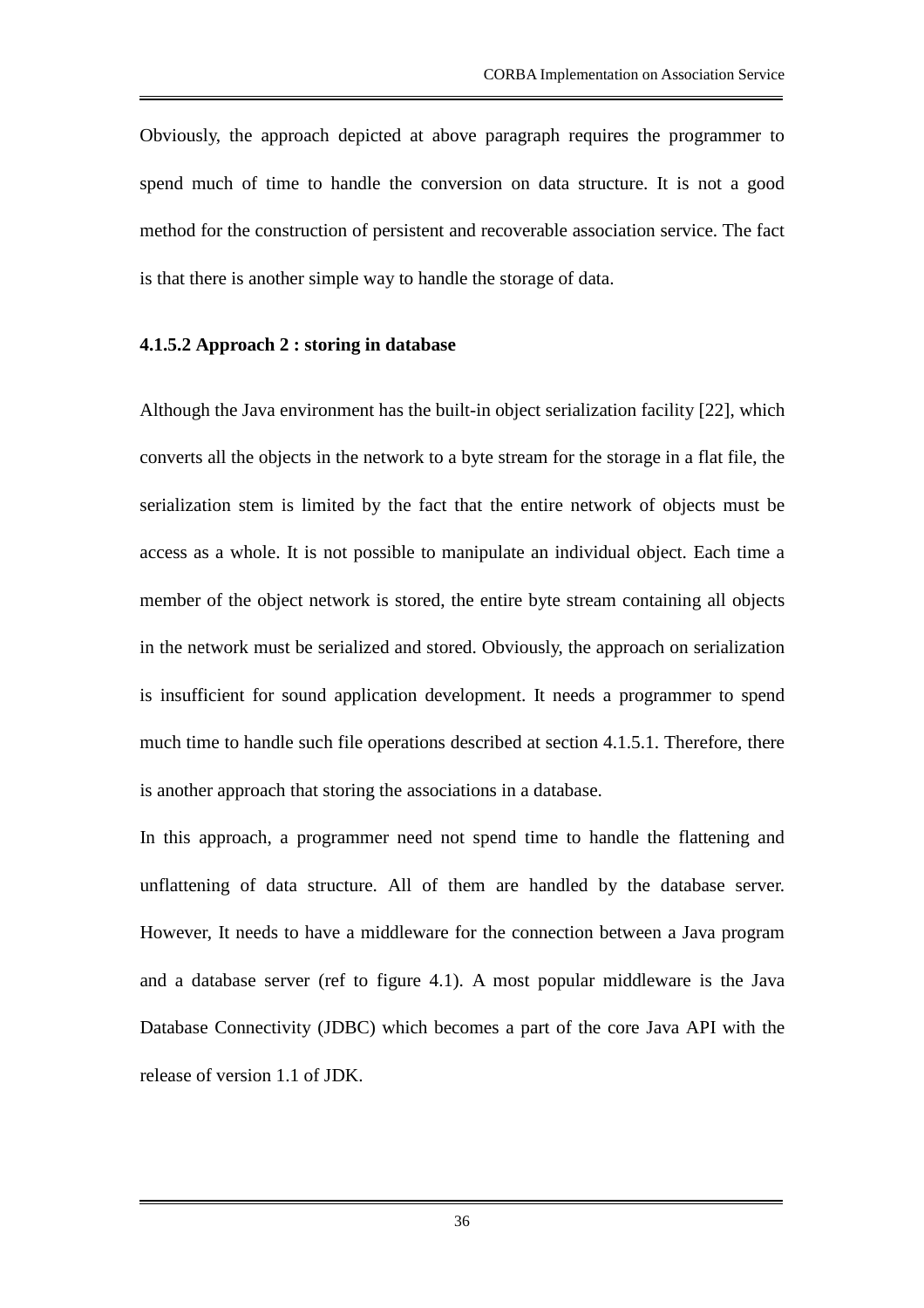Obviously, the approach depicted at above paragraph requires the programmer to spend much of time to handle the conversion on data structure. It is not a good method for the construction of persistent and recoverable association service. The fact is that there is another simple way to handle the storage of data.

#### 4.1.5.2 Approach 2 : storing in database

Although the Java environment has the built-in object serialization facility [22], which converts all the objects in the network to a byte stream for the storage in a flat file, the serialization stem is limited by the fact that the entire network of objects must be access as a whole. It is not possible to manipulate an individual object. Each time a member of the object network is stored, the entire byte stream containing all objects in the network must be serialized and stored. Obviously, the approach on serialization is insufficient for sound application development. It needs a programmer to spend much time to handle such file operations described at section 4.1.5.1. Therefore, there is another approach that storing the associations in a database.

In this approach, a programmer need not spend time to handle the flattening and unflattening of data structure. All of them are handled by the database server. However, It needs to have a middleware for the connection between a Java program and a database server (ref to figure 4.1). A most popular middleware is the Java Database Connectivity (JDBC) which becomes a part of the core Java API with the release of version 1.1 of JDK.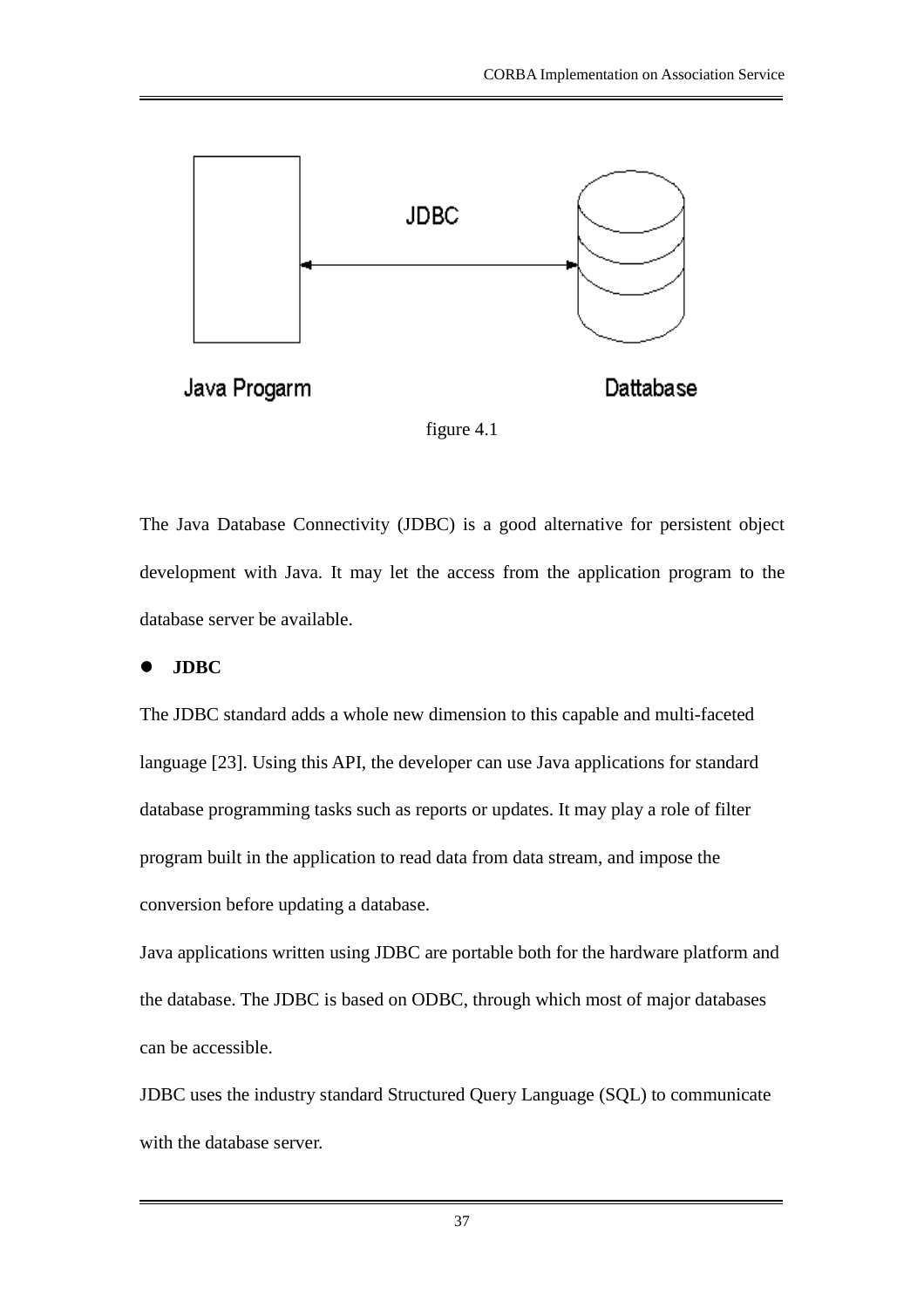figure 4.1

The Java Database Connectivity (JDBC) is a good alternative for persistent object development with Java. It may let the access from the application program to the database server be available.

- **JDBC**

The JDBC standard adds a whole new dimension to this capable and multi-faceted language [23]. Using this API, the developer can use Java applications for standard database programming tasks such as reports or updates. It may play a role of filter program built in the application to read data from data stream, and impose the conversion before updating a database.

Java applications written using JDBC are portable both for the hardware platform and the database. The JDBC is based on ODBC, through which most of major databases can be accessible.

JDBC uses the industry standard Structured Query Language (SQL) to communicate with the database server.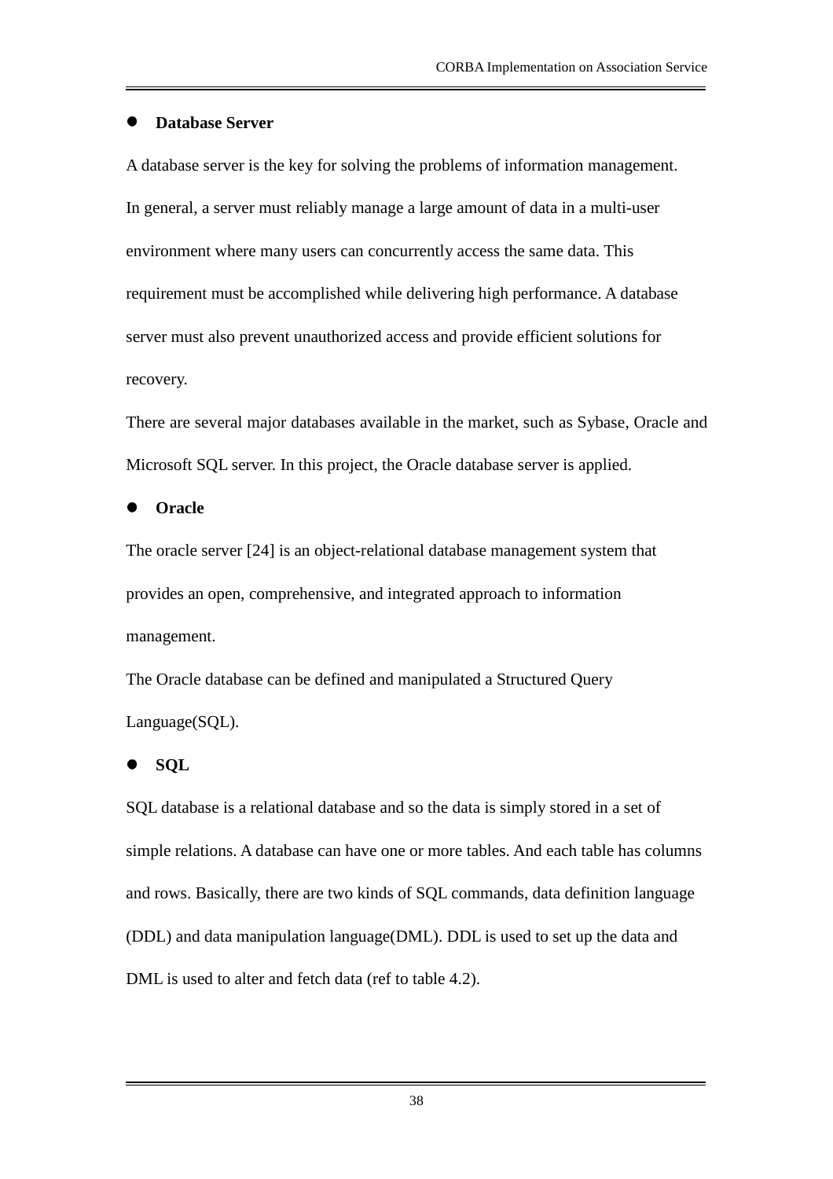- **Database Server**

A database server is the key for solving the problems of information management. In general, a server must reliably manage a large amount of data in a multi-user environment where many users can concurrently access the same data. This requirement must be accomplished while delivering high performance. A database server must also prevent unauthorized access and provide efficient solutions for recovery.

There are several major databases available in the market, such as Sybase, Oracle and Microsoft SQL server. In this project, the Oracle database server is applied.

- **Oracle**

The oracle server [24] is an object-relational database management system that provides an open, comprehensive, and integrated approach to information management.

The Oracle database can be defined and manipulated a Structured Query Language(SQL).

- **SQL**

SQL database is a relational database and so the data is simply stored in a set of simple relations. A database can have one or more tables. And each table has columns and rows. Basically, there are two kinds of SQL commands, data definition language (DDL) and data manipulation language(DML). DDL is used to set up the data and DML is used to alter and fetch data (ref to table 4.2).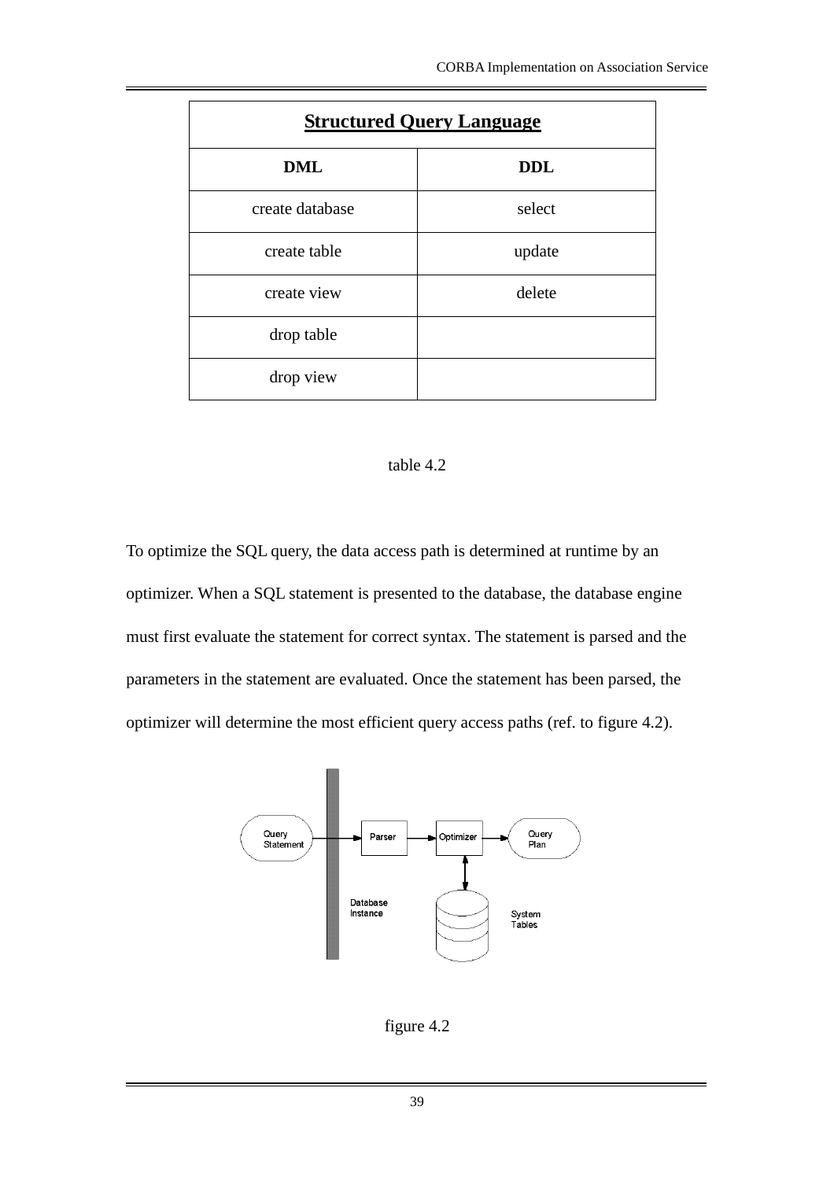| **Structured Query Language** | |
|---|---|
| **DML** | **DDL** |
| create database | select |
| create table | update |
| create view | delete |
| drop table | |
| drop view | |

table 4.2

To optimize the SQL query, the data access path is determined at runtime by an optimizer. When a SQL statement is presented to the database, the database engine must first evaluate the statement for correct syntax. The statement is parsed and the parameters in the statement are evaluated. Once the statement has been parsed, the optimizer will determine the most efficient query access paths (ref. to figure 4.2).

figure 4.2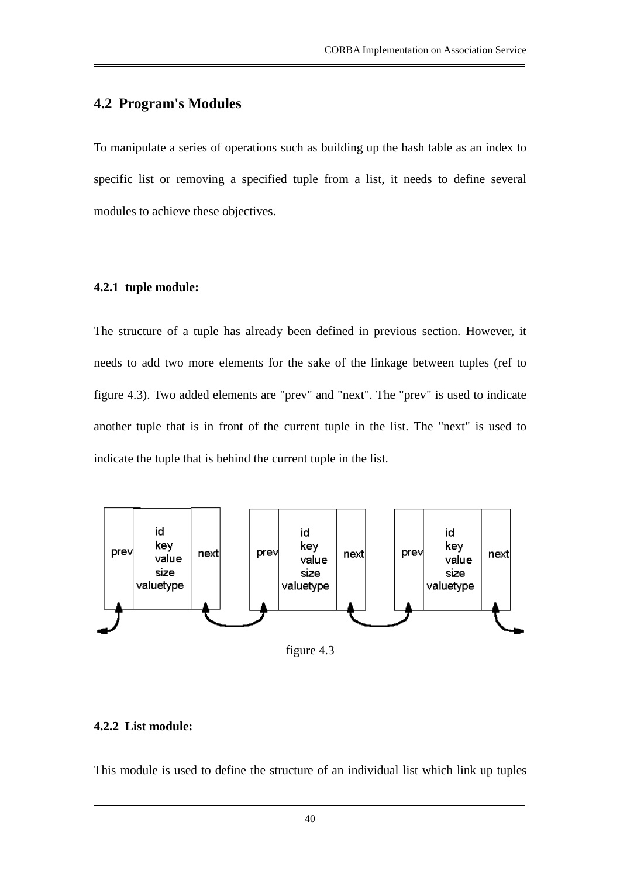## 4.2 Program's Modules

To manipulate a series of operations such as building up the hash table as an index to specific list or removing a specified tuple from a list, it needs to define several modules to achieve these objectives.

### 4.2.1 tuple module:

The structure of a tuple has already been defined in previous section. However, it needs to add two more elements for the sake of the linkage between tuples (ref to figure 4.3). Two added elements are "prev" and "next". The "prev" is used to indicate another tuple that is in front of the current tuple in the list. The "next" is used to indicate the tuple that is behind the current tuple in the list.

figure 4.3

### 4.2.2 List module:

This module is used to define the structure of an individual list which link up tuples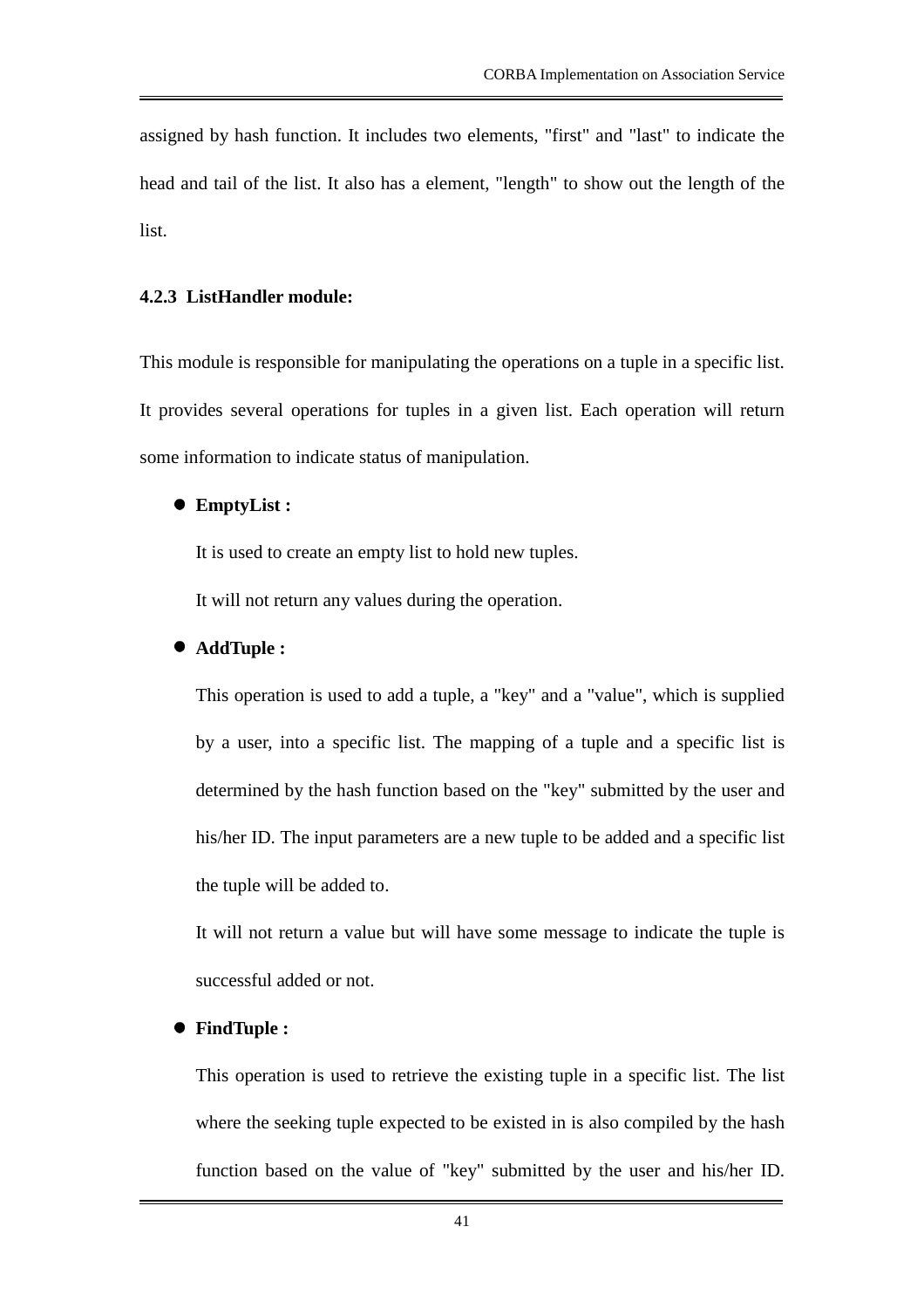assigned by hash function. It includes two elements, "first" and "last" to indicate the head and tail of the list. It also has a element, "length" to show out the length of the list.

### 4.2.3 ListHandler module:

This module is responsible for manipulating the operations on a tuple in a specific list. It provides several operations for tuples in a given list. Each operation will return some information to indicate status of manipulation.

- **EmptyList :**

  It is used to create an empty list to hold new tuples.

  It will not return any values during the operation.

- **AddTuple :**

  This operation is used to add a tuple, a "key" and a "value", which is supplied by a user, into a specific list. The mapping of a tuple and a specific list is determined by the hash function based on the "key" submitted by the user and his/her ID. The input parameters are a new tuple to be added and a specific list the tuple will be added to.

  It will not return a value but will have some message to indicate the tuple is successful added or not.

- **FindTuple :**

  This operation is used to retrieve the existing tuple in a specific list. The list where the seeking tuple expected to be existed in is also compiled by the hash function based on the value of "key" submitted by the user and his/her ID.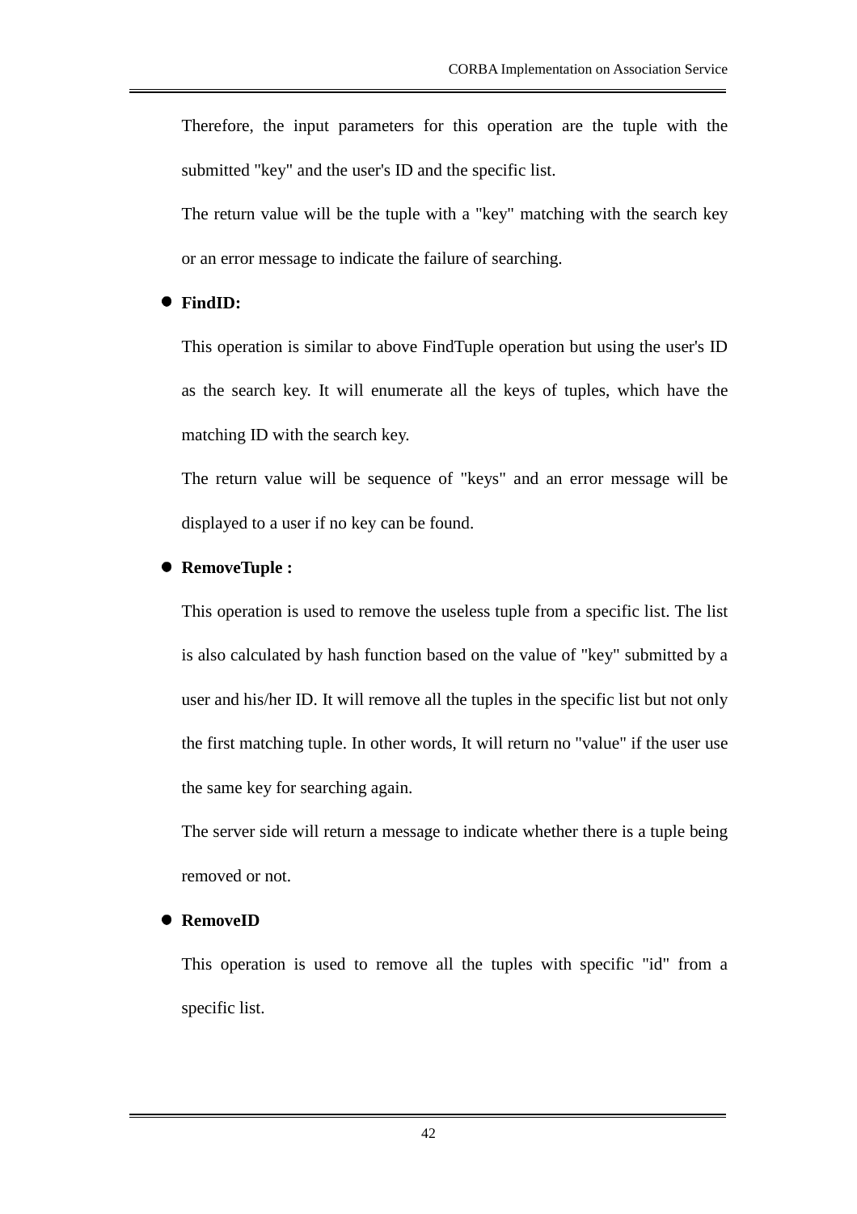Therefore, the input parameters for this operation are the tuple with the submitted "key" and the user's ID and the specific list.

The return value will be the tuple with a "key" matching with the search key or an error message to indicate the failure of searching.

- **FindID:**

  This operation is similar to above FindTuple operation but using the user's ID as the search key. It will enumerate all the keys of tuples, which have the matching ID with the search key.

  The return value will be sequence of "keys" and an error message will be displayed to a user if no key can be found.

- **RemoveTuple :**

  This operation is used to remove the useless tuple from a specific list. The list is also calculated by hash function based on the value of "key" submitted by a user and his/her ID. It will remove all the tuples in the specific list but not only the first matching tuple. In other words, It will return no "value" if the user use the same key for searching again.

  The server side will return a message to indicate whether there is a tuple being removed or not.

- **RemoveID**

  This operation is used to remove all the tuples with specific "id" from a specific list.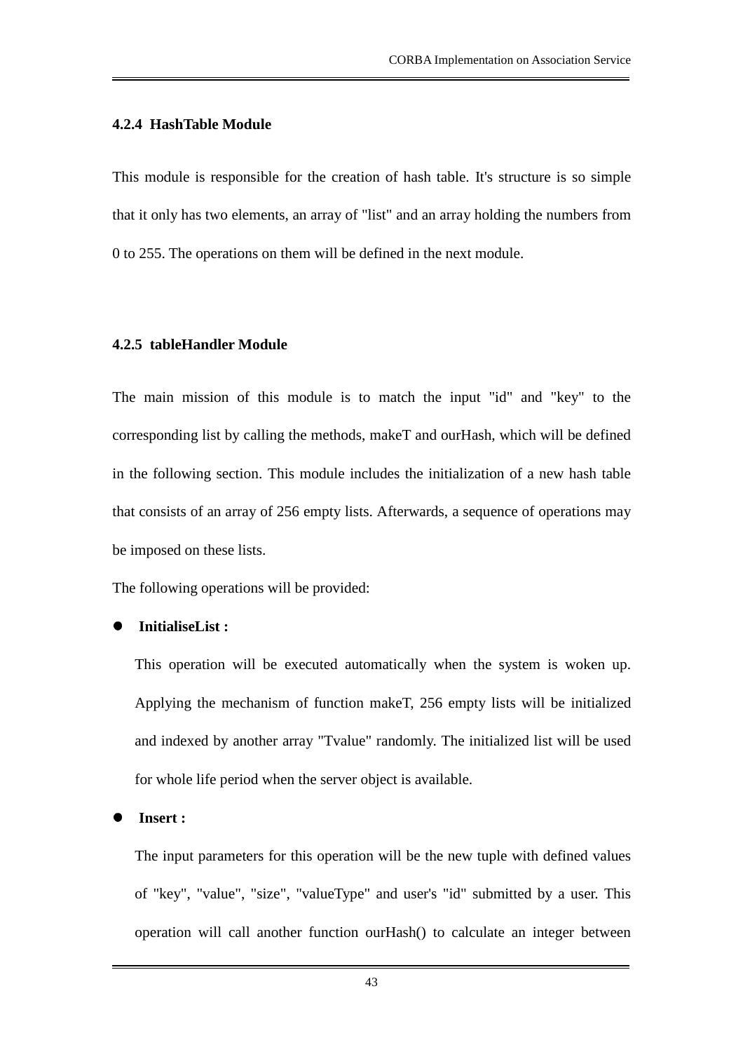### 4.2.4 HashTable Module

This module is responsible for the creation of hash table. It's structure is so simple that it only has two elements, an array of "list" and an array holding the numbers from 0 to 255. The operations on them will be defined in the next module.

### 4.2.5 tableHandler Module

The main mission of this module is to match the input "id" and "key" to the corresponding list by calling the methods, makeT and ourHash, which will be defined in the following section. This module includes the initialization of a new hash table that consists of an array of 256 empty lists. Afterwards, a sequence of operations may be imposed on these lists.

The following operations will be provided:

- **InitialiseList :**

  This operation will be executed automatically when the system is woken up. Applying the mechanism of function makeT, 256 empty lists will be initialized and indexed by another array "Tvalue" randomly. The initialized list will be used for whole life period when the server object is available.

- **Insert :**

  The input parameters for this operation will be the new tuple with defined values of "key", "value", "size", "valueType" and user's "id" submitted by a user. This operation will call another function ourHash() to calculate an integer between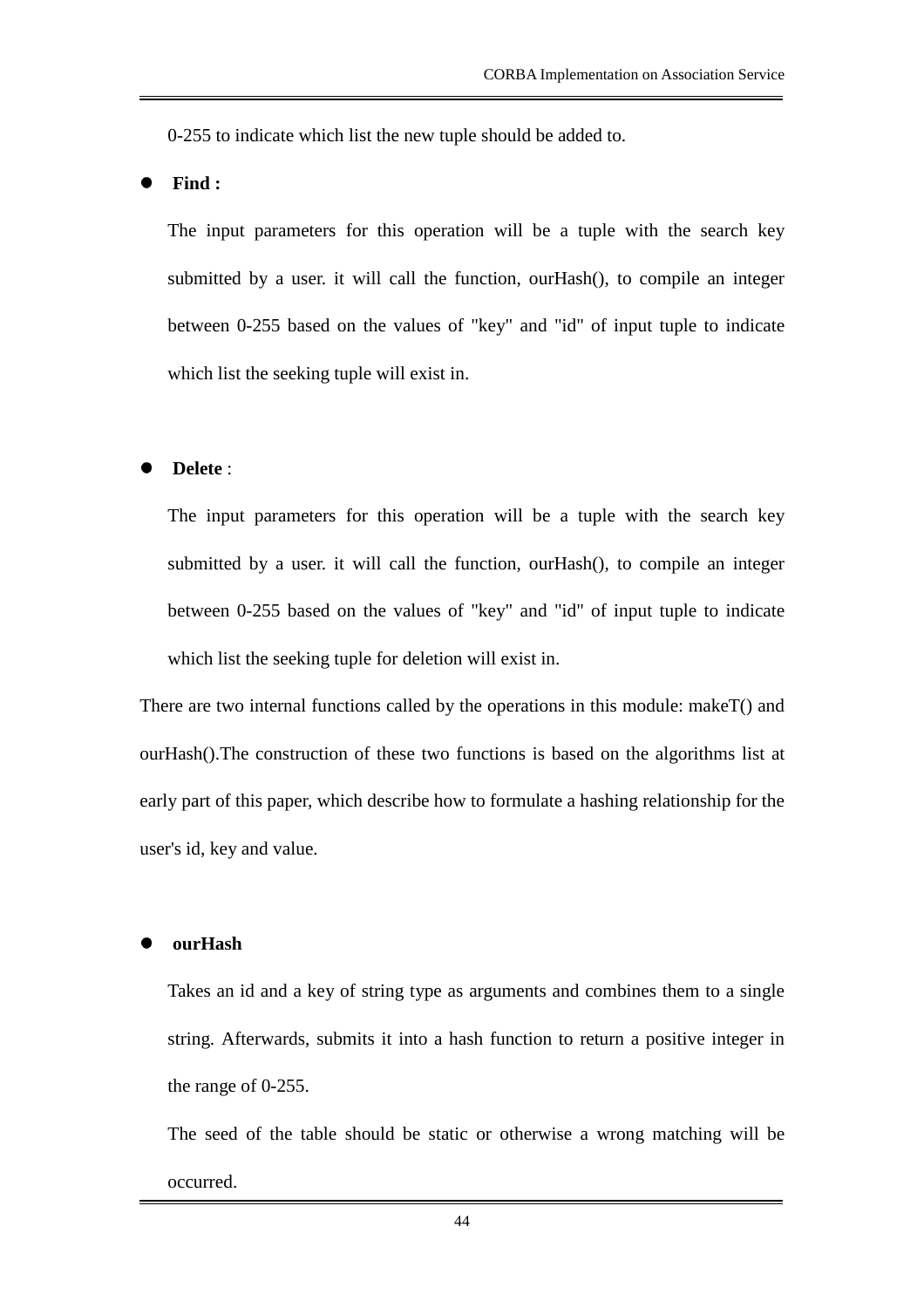0-255 to indicate which list the new tuple should be added to.

- **Find :**

  The input parameters for this operation will be a tuple with the search key submitted by a user. it will call the function, ourHash(), to compile an integer between 0-255 based on the values of "key" and "id" of input tuple to indicate which list the seeking tuple will exist in.

- **Delete** :

  The input parameters for this operation will be a tuple with the search key submitted by a user. it will call the function, ourHash(), to compile an integer between 0-255 based on the values of "key" and "id" of input tuple to indicate which list the seeking tuple for deletion will exist in.

There are two internal functions called by the operations in this module: makeT() and ourHash().The construction of these two functions is based on the algorithms list at early part of this paper, which describe how to formulate a hashing relationship for the user's id, key and value.

- **ourHash**

  Takes an id and a key of string type as arguments and combines them to a single string. Afterwards, submits it into a hash function to return a positive integer in the range of 0-255.

  The seed of the table should be static or otherwise a wrong matching will be occurred.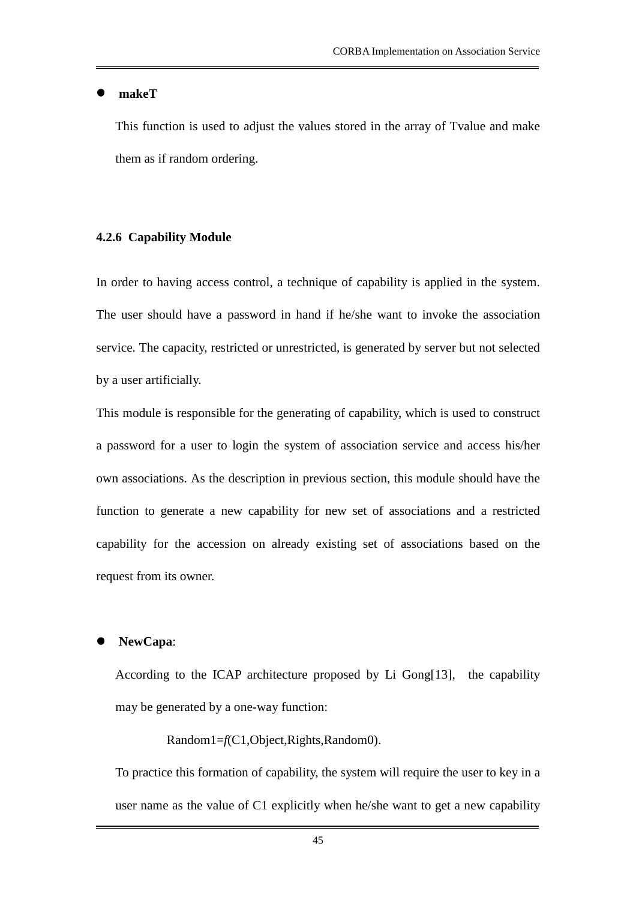- **makeT**

  This function is used to adjust the values stored in the array of Tvalue and make them as if random ordering.

### 4.2.6 Capability Module

In order to having access control, a technique of capability is applied in the system. The user should have a password in hand if he/she want to invoke the association service. The capacity, restricted or unrestricted, is generated by server but not selected by a user artificially.

This module is responsible for the generating of capability, which is used to construct a password for a user to login the system of association service and access his/her own associations. As the description in previous section, this module should have the function to generate a new capability for new set of associations and a restricted capability for the accession on already existing set of associations based on the request from its owner.

- **NewCapa**:

  According to the ICAP architecture proposed by Li Gong[13], the capability may be generated by a one-way function:

  Random1=*f*(C1,Object,Rights,Random0).

  To practice this formation of capability, the system will require the user to key in a user name as the value of C1 explicitly when he/she want to get a new capability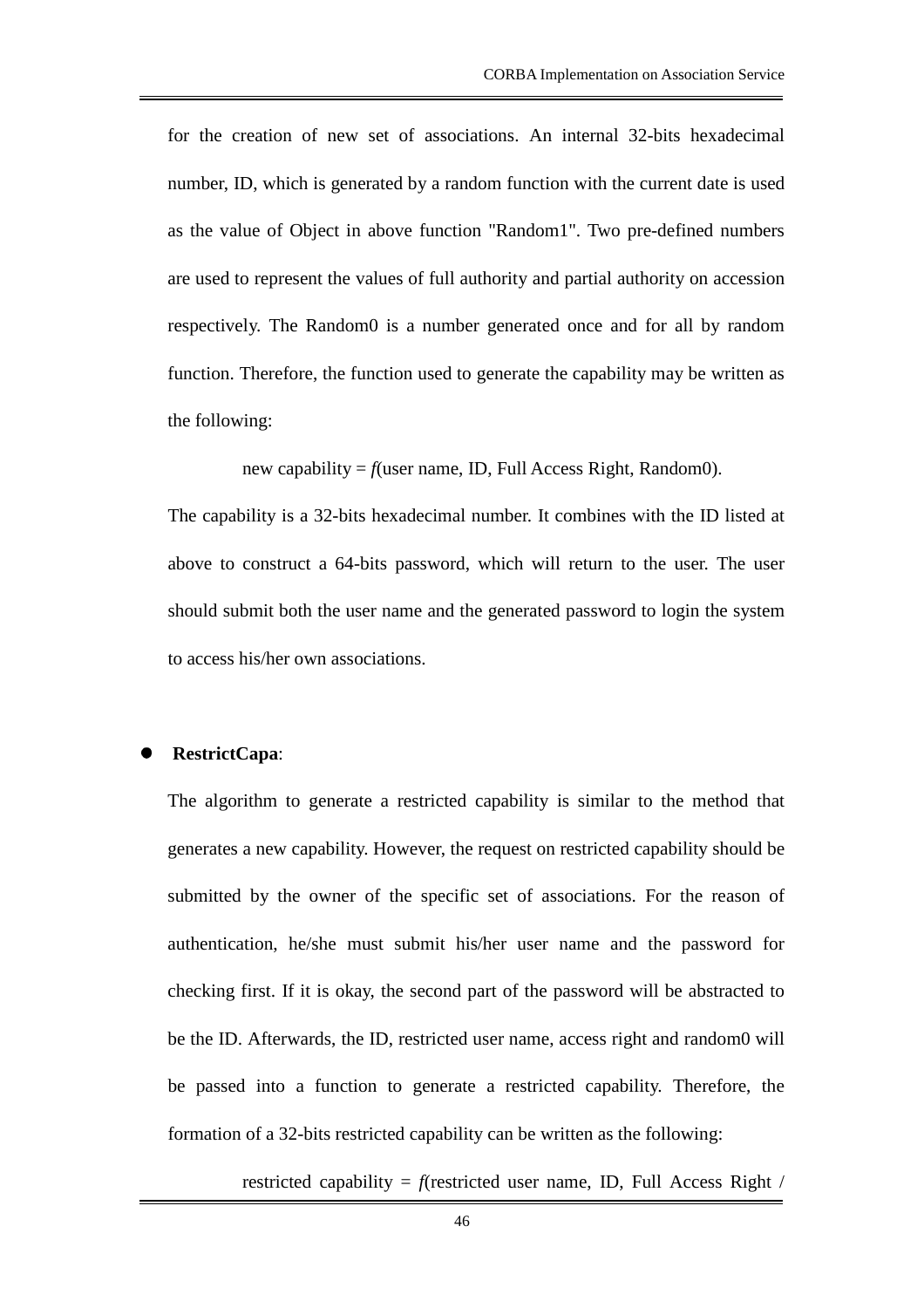for the creation of new set of associations. An internal 32-bits hexadecimal number, ID, which is generated by a random function with the current date is used as the value of Object in above function "Random1". Two pre-defined numbers are used to represent the values of full authority and partial authority on accession respectively. The Random0 is a number generated once and for all by random function. Therefore, the function used to generate the capability may be written as the following:

new capability = *f*(user name, ID, Full Access Right, Random0).

The capability is a 32-bits hexadecimal number. It combines with the ID listed at above to construct a 64-bits password, which will return to the user. The user should submit both the user name and the generated password to login the system to access his/her own associations.

- **RestrictCapa**:

The algorithm to generate a restricted capability is similar to the method that generates a new capability. However, the request on restricted capability should be submitted by the owner of the specific set of associations. For the reason of authentication, he/she must submit his/her user name and the password for checking first. If it is okay, the second part of the password will be abstracted to be the ID. Afterwards, the ID, restricted user name, access right and random0 will be passed into a function to generate a restricted capability. Therefore, the formation of a 32-bits restricted capability can be written as the following:

restricted capability = *f*(restricted user name, ID, Full Access Right /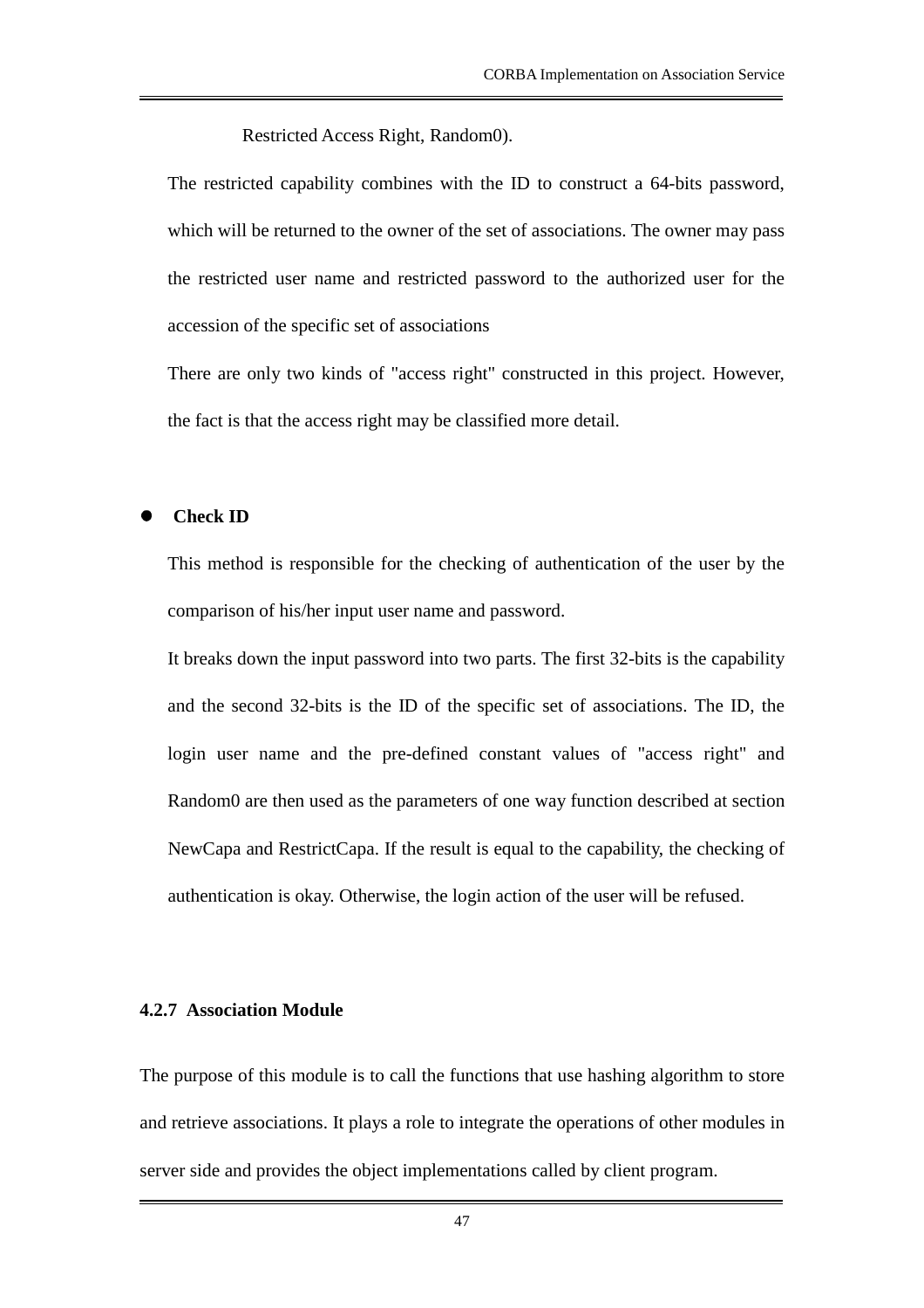Restricted Access Right, Random0).

The restricted capability combines with the ID to construct a 64-bits password, which will be returned to the owner of the set of associations. The owner may pass the restricted user name and restricted password to the authorized user for the accession of the specific set of associations

There are only two kinds of "access right" constructed in this project. However, the fact is that the access right may be classified more detail.

- **Check ID**

  This method is responsible for the checking of authentication of the user by the comparison of his/her input user name and password.

  It breaks down the input password into two parts. The first 32-bits is the capability and the second 32-bits is the ID of the specific set of associations. The ID, the login user name and the pre-defined constant values of "access right" and Random0 are then used as the parameters of one way function described at section NewCapa and RestrictCapa. If the result is equal to the capability, the checking of authentication is okay. Otherwise, the login action of the user will be refused.

### 4.2.7 Association Module

The purpose of this module is to call the functions that use hashing algorithm to store and retrieve associations. It plays a role to integrate the operations of other modules in server side and provides the object implementations called by client program.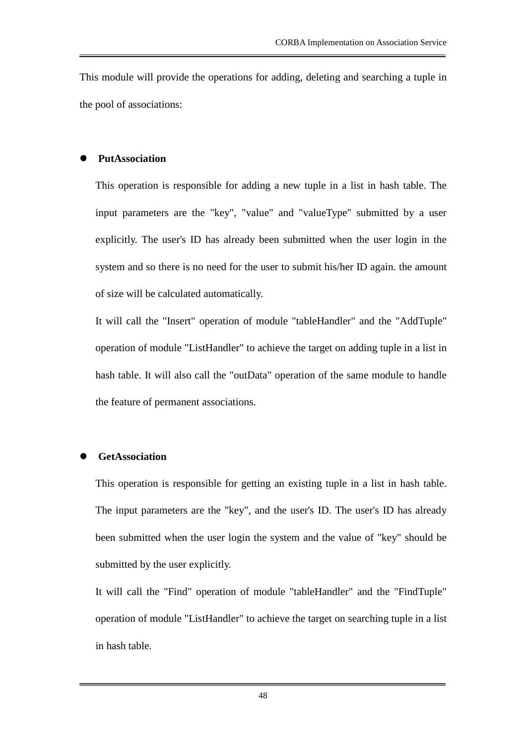This module will provide the operations for adding, deleting and searching a tuple in the pool of associations:

- **PutAssociation**

  This operation is responsible for adding a new tuple in a list in hash table. The input parameters are the "key", "value" and "valueType" submitted by a user explicitly. The user's ID has already been submitted when the user login in the system and so there is no need for the user to submit his/her ID again. the amount of size will be calculated automatically.

  It will call the "Insert" operation of module "tableHandler" and the "AddTuple" operation of module "ListHandler" to achieve the target on adding tuple in a list in hash table. It will also call the "outData" operation of the same module to handle the feature of permanent associations.

- **GetAssociation**

  This operation is responsible for getting an existing tuple in a list in hash table. The input parameters are the "key", and the user's ID. The user's ID has already been submitted when the user login the system and the value of "key" should be submitted by the user explicitly.

  It will call the "Find" operation of module "tableHandler" and the "FindTuple" operation of module "ListHandler" to achieve the target on searching tuple in a list in hash table.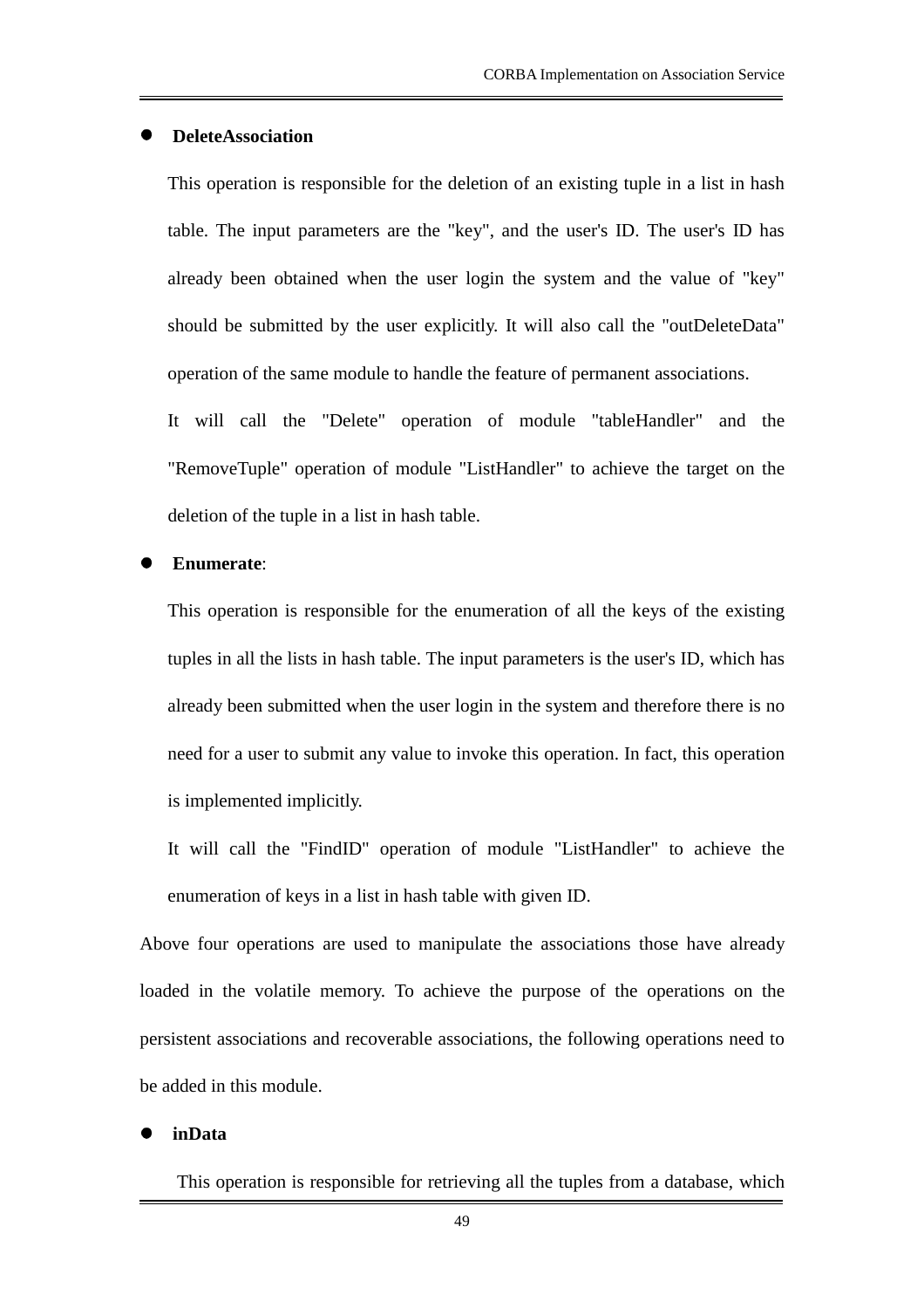- **DeleteAssociation**

  This operation is responsible for the deletion of an existing tuple in a list in hash table. The input parameters are the "key", and the user's ID. The user's ID has already been obtained when the user login the system and the value of "key" should be submitted by the user explicitly. It will also call the "outDeleteData" operation of the same module to handle the feature of permanent associations.

  It will call the "Delete" operation of module "tableHandler" and the "RemoveTuple" operation of module "ListHandler" to achieve the target on the deletion of the tuple in a list in hash table.

- **Enumerate**:

  This operation is responsible for the enumeration of all the keys of the existing tuples in all the lists in hash table. The input parameters is the user's ID, which has already been submitted when the user login in the system and therefore there is no need for a user to submit any value to invoke this operation. In fact, this operation is implemented implicitly.

  It will call the "FindID" operation of module "ListHandler" to achieve the enumeration of keys in a list in hash table with given ID.

Above four operations are used to manipulate the associations those have already loaded in the volatile memory. To achieve the purpose of the operations on the persistent associations and recoverable associations, the following operations need to be added in this module.

- **inData**

  This operation is responsible for retrieving all the tuples from a database, which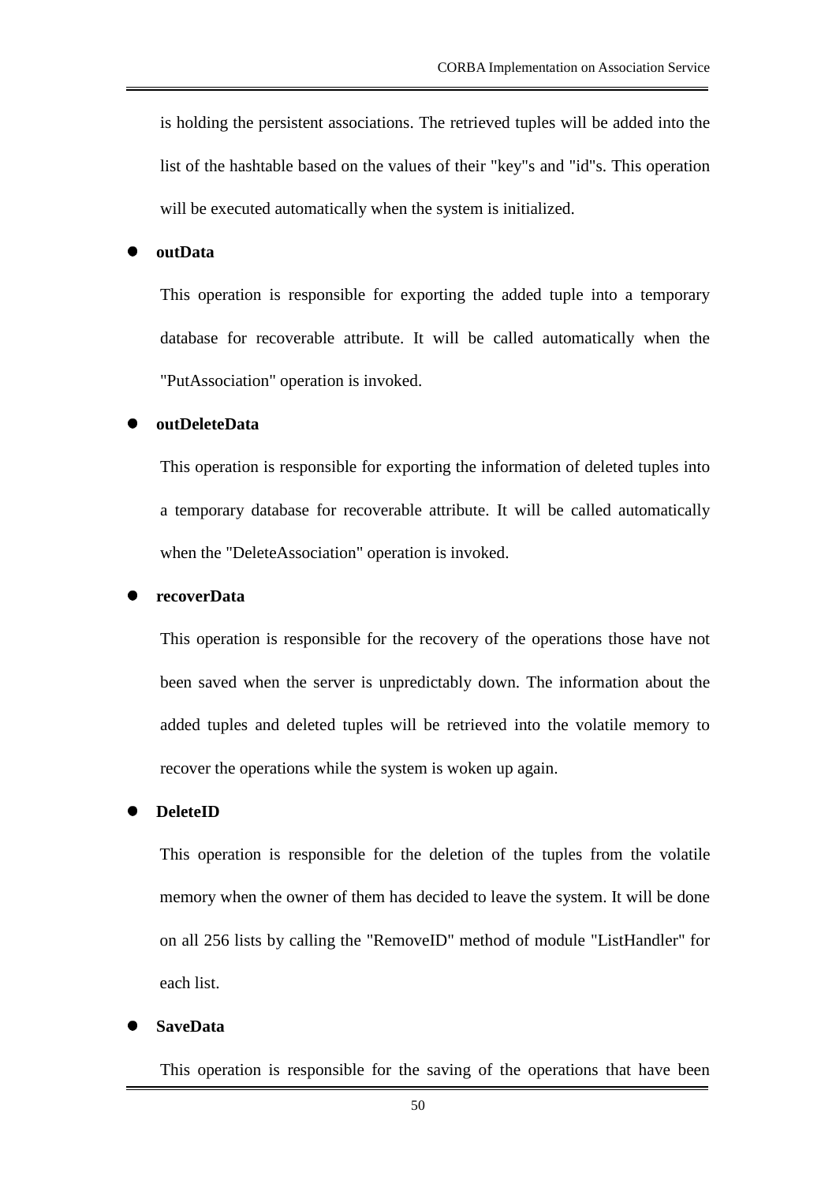is holding the persistent associations. The retrieved tuples will be added into the list of the hashtable based on the values of their "key"s and "id"s. This operation will be executed automatically when the system is initialized.

- **outData**

  This operation is responsible for exporting the added tuple into a temporary database for recoverable attribute. It will be called automatically when the "PutAssociation" operation is invoked.

- **outDeleteData**

  This operation is responsible for exporting the information of deleted tuples into a temporary database for recoverable attribute. It will be called automatically when the "DeleteAssociation" operation is invoked.

- **recoverData**

  This operation is responsible for the recovery of the operations those have not been saved when the server is unpredictably down. The information about the added tuples and deleted tuples will be retrieved into the volatile memory to recover the operations while the system is woken up again.

- **DeleteID**

  This operation is responsible for the deletion of the tuples from the volatile memory when the owner of them has decided to leave the system. It will be done on all 256 lists by calling the "RemoveID" method of module "ListHandler" for each list.

- **SaveData**

  This operation is responsible for the saving of the operations that have been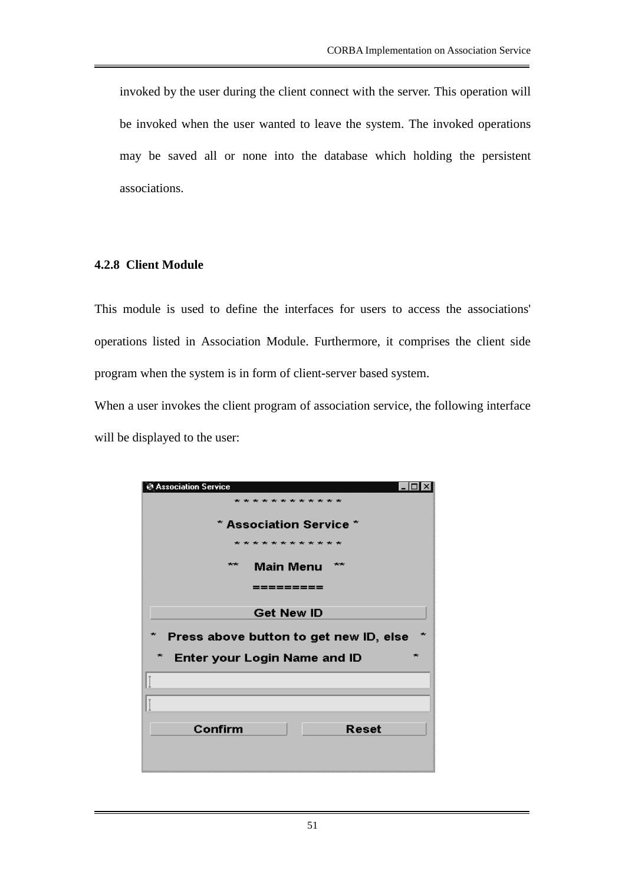invoked by the user during the client connect with the server. This operation will be invoked when the user wanted to leave the system. The invoked operations may be saved all or none into the database which holding the persistent associations.

### 4.2.8 Client Module

This module is used to define the interfaces for users to access the associations' operations listed in Association Module. Furthermore, it comprises the client side program when the system is in form of client-server based system.

When a user invokes the client program of association service, the following interface will be displayed to the user: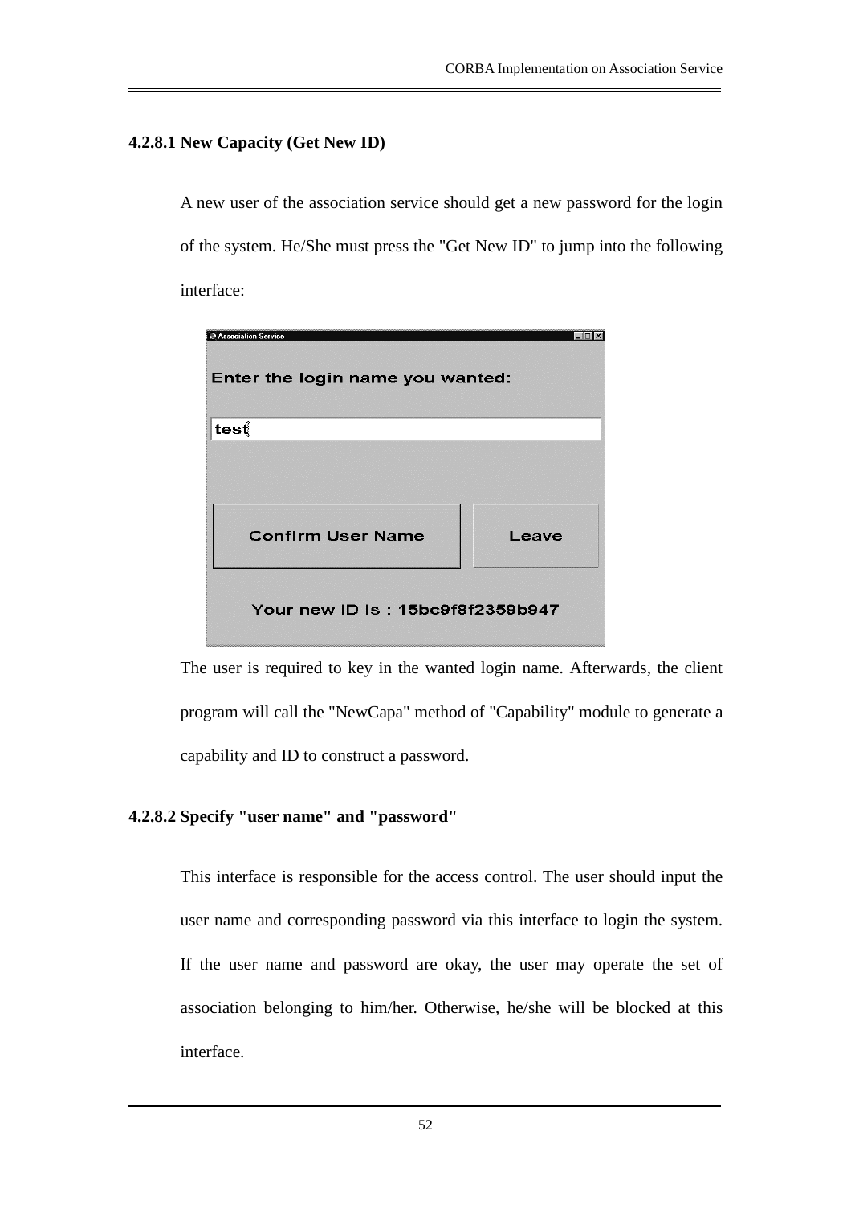#### 4.2.8.1 New Capacity (Get New ID)

A new user of the association service should get a new password for the login of the system. He/She must press the "Get New ID" to jump into the following interface:

The user is required to key in the wanted login name. Afterwards, the client program will call the "NewCapa" method of "Capability" module to generate a capability and ID to construct a password.

#### 4.2.8.2 Specify "user name" and "password"

This interface is responsible for the access control. The user should input the user name and corresponding password via this interface to login the system. If the user name and password are okay, the user may operate the set of association belonging to him/her. Otherwise, he/she will be blocked at this interface.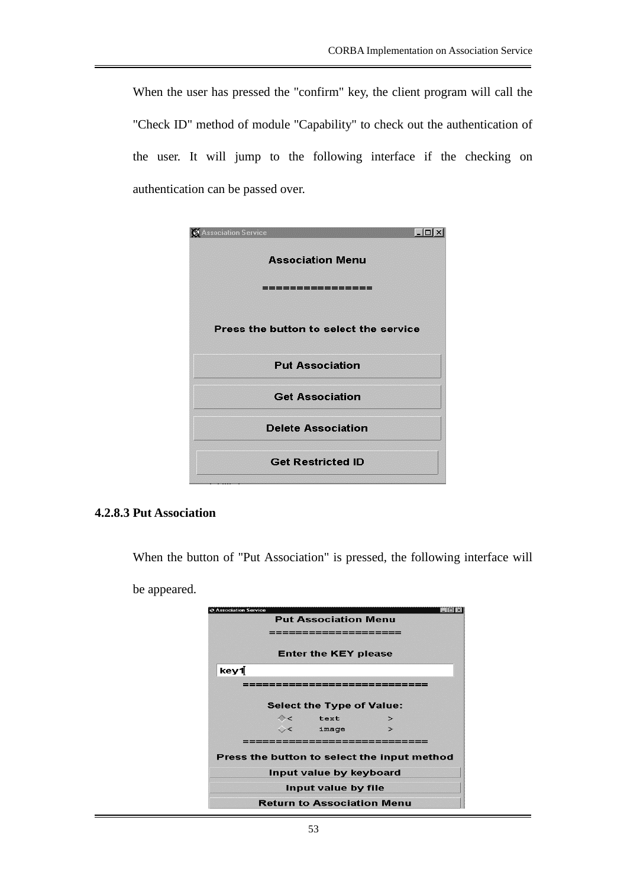When the user has pressed the "confirm" key, the client program will call the "Check ID" method of module "Capability" to check out the authentication of the user. It will jump to the following interface if the checking on authentication can be passed over.

### 4.2.8.3 Put Association

When the button of "Put Association" is pressed, the following interface will be appeared.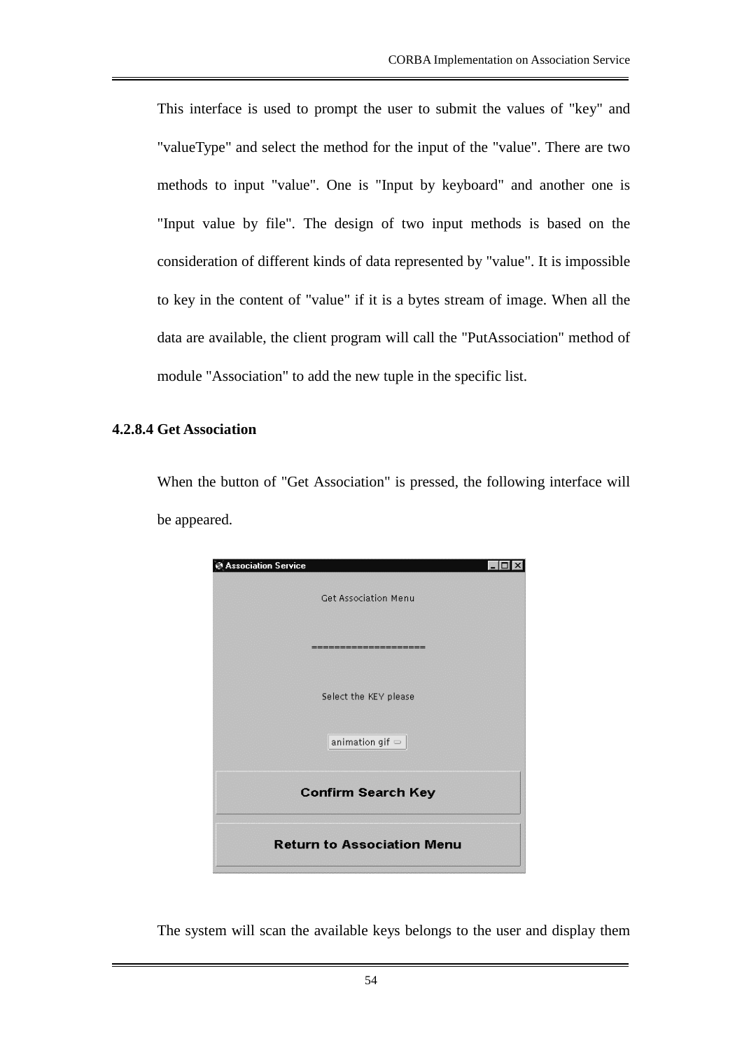This interface is used to prompt the user to submit the values of "key" and "valueType" and select the method for the input of the "value". There are two methods to input "value". One is "Input by keyboard" and another one is "Input value by file". The design of two input methods is based on the consideration of different kinds of data represented by "value". It is impossible to key in the content of "value" if it is a bytes stream of image. When all the data are available, the client program will call the "PutAssociation" method of module "Association" to add the new tuple in the specific list.

#### 4.2.8.4 Get Association

When the button of "Get Association" is pressed, the following interface will be appeared.

The system will scan the available keys belongs to the user and display them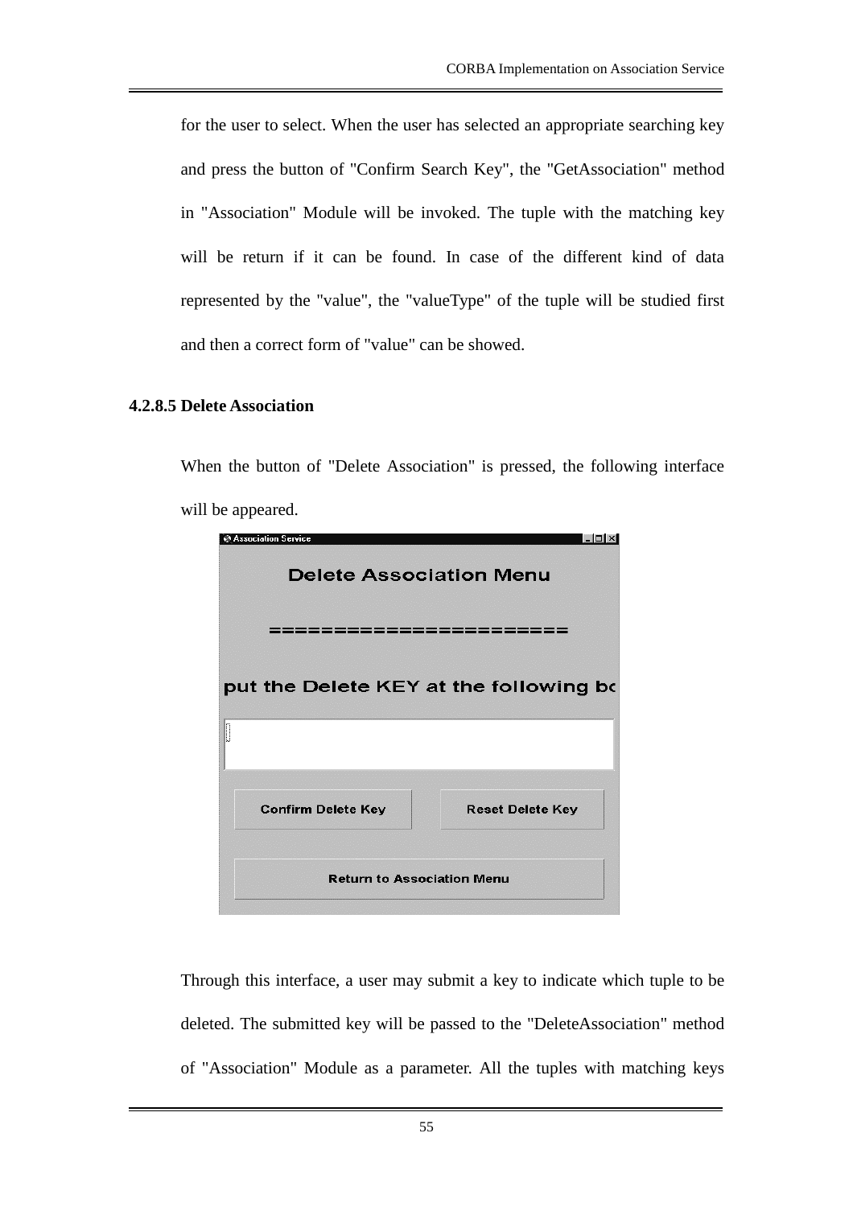for the user to select. When the user has selected an appropriate searching key and press the button of "Confirm Search Key", the "GetAssociation" method in "Association" Module will be invoked. The tuple with the matching key will be return if it can be found. In case of the different kind of data represented by the "value", the "valueType" of the tuple will be studied first and then a correct form of "value" can be showed.

#### 4.2.8.5 Delete Association

When the button of "Delete Association" is pressed, the following interface will be appeared.

Through this interface, a user may submit a key to indicate which tuple to be deleted. The submitted key will be passed to the "DeleteAssociation" method of "Association" Module as a parameter. All the tuples with matching keys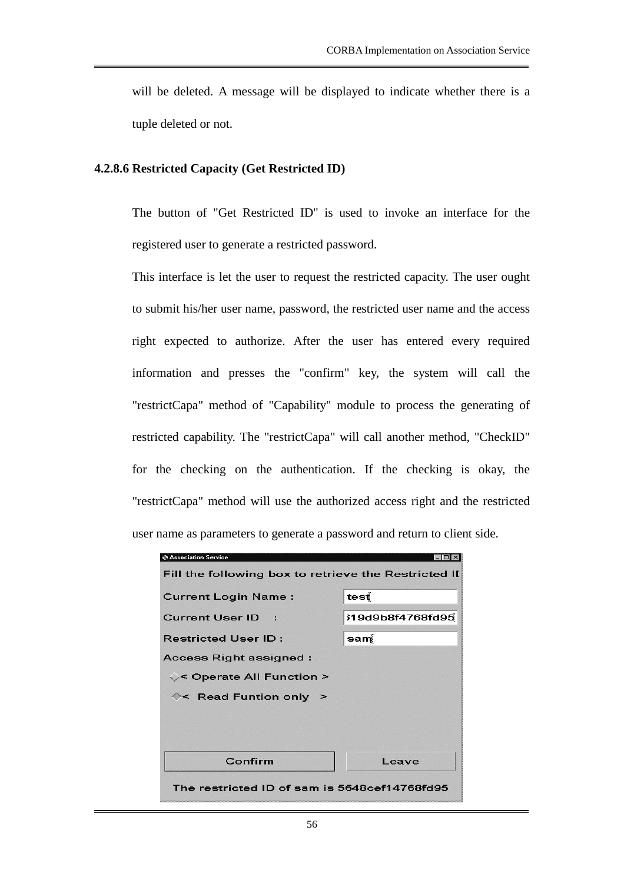will be deleted. A message will be displayed to indicate whether there is a tuple deleted or not.

#### 4.2.8.6 Restricted Capacity (Get Restricted ID)

The button of "Get Restricted ID" is used to invoke an interface for the registered user to generate a restricted password.

This interface is let the user to request the restricted capacity. The user ought to submit his/her user name, password, the restricted user name and the access right expected to authorize. After the user has entered every required information and presses the "confirm" key, the system will call the "restrictCapa" method of "Capability" module to process the generating of restricted capability. The "restrictCapa" will call another method, "CheckID" for the checking on the authentication. If the checking is okay, the "restrictCapa" method will use the authorized access right and the restricted user name as parameters to generate a password and return to client side.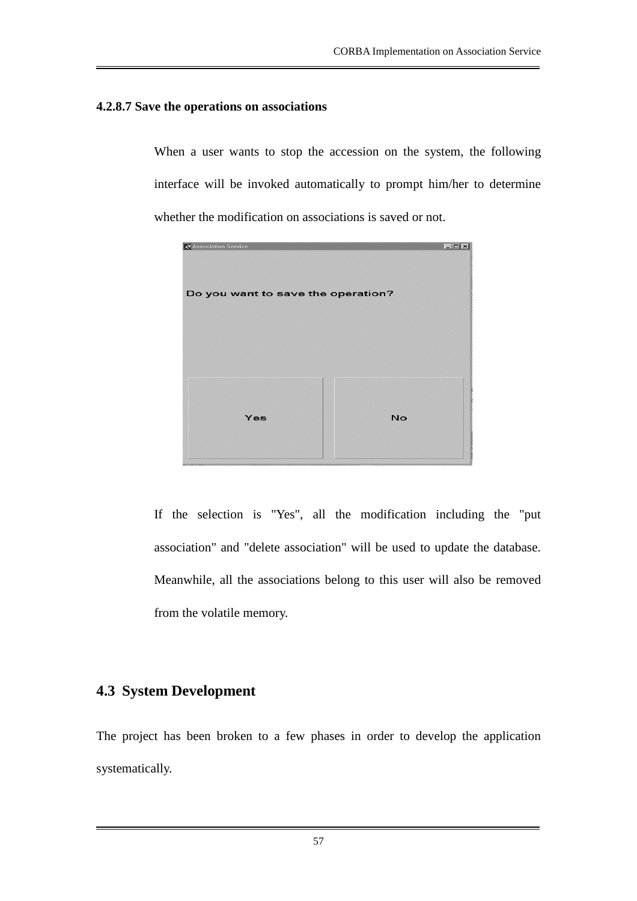#### 4.2.8.7 Save the operations on associations

When a user wants to stop the accession on the system, the following interface will be invoked automatically to prompt him/her to determine whether the modification on associations is saved or not.

If the selection is "Yes", all the modification including the "put association" and "delete association" will be used to update the database. Meanwhile, all the associations belong to this user will also be removed from the volatile memory.

## 4.3 System Development

The project has been broken to a few phases in order to develop the application systematically.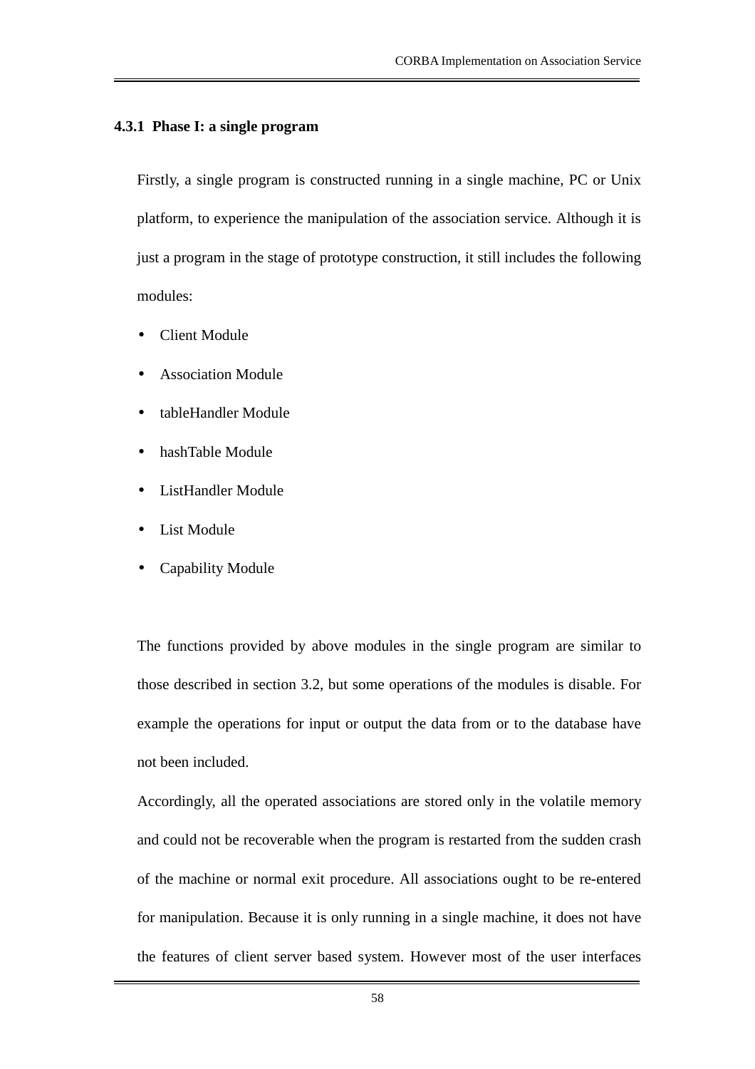### 4.3.1 Phase I: a single program

Firstly, a single program is constructed running in a single machine, PC or Unix platform, to experience the manipulation of the association service. Although it is just a program in the stage of prototype construction, it still includes the following modules:

- Client Module
- Association Module
- tableHandler Module
- hashTable Module
- ListHandler Module
- List Module
- Capability Module

The functions provided by above modules in the single program are similar to those described in section 3.2, but some operations of the modules is disable. For example the operations for input or output the data from or to the database have not been included.

Accordingly, all the operated associations are stored only in the volatile memory and could not be recoverable when the program is restarted from the sudden crash of the machine or normal exit procedure. All associations ought to be re-entered for manipulation. Because it is only running in a single machine, it does not have the features of client server based system. However most of the user interfaces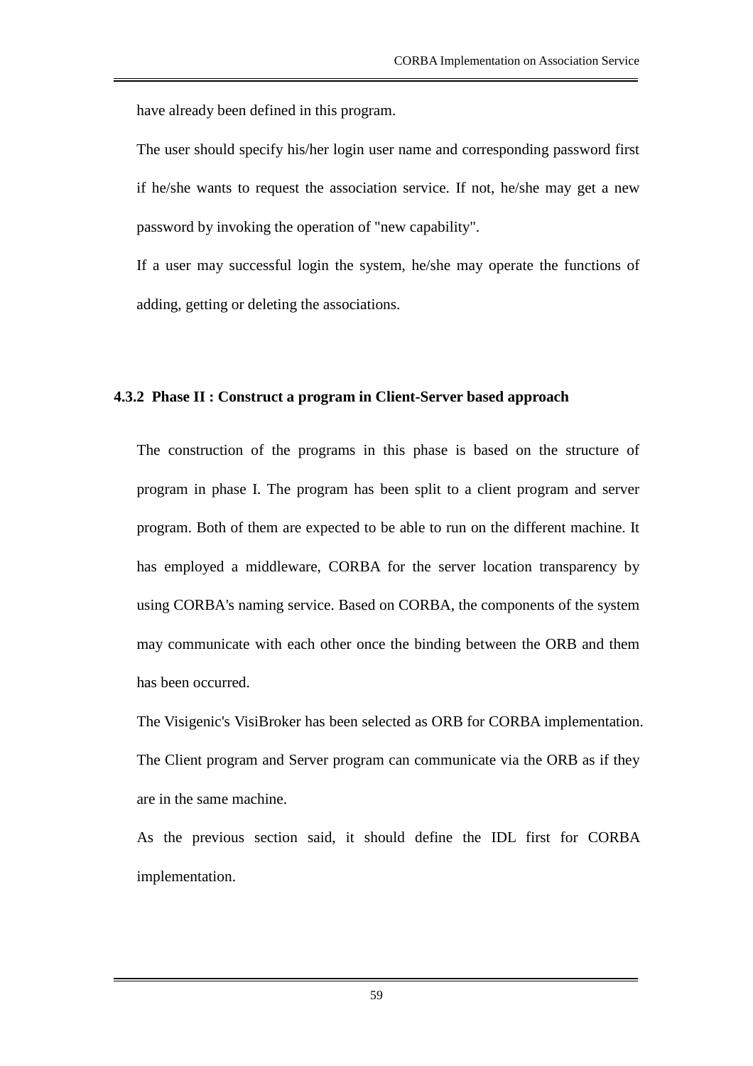have already been defined in this program.

The user should specify his/her login user name and corresponding password first if he/she wants to request the association service. If not, he/she may get a new password by invoking the operation of "new capability".

If a user may successful login the system, he/she may operate the functions of adding, getting or deleting the associations.

### 4.3.2 Phase II : Construct a program in Client-Server based approach

The construction of the programs in this phase is based on the structure of program in phase I. The program has been split to a client program and server program. Both of them are expected to be able to run on the different machine. It has employed a middleware, CORBA for the server location transparency by using CORBA's naming service. Based on CORBA, the components of the system may communicate with each other once the binding between the ORB and them has been occurred.

The Visigenic's VisiBroker has been selected as ORB for CORBA implementation. The Client program and Server program can communicate via the ORB as if they are in the same machine.

As the previous section said, it should define the IDL first for CORBA implementation.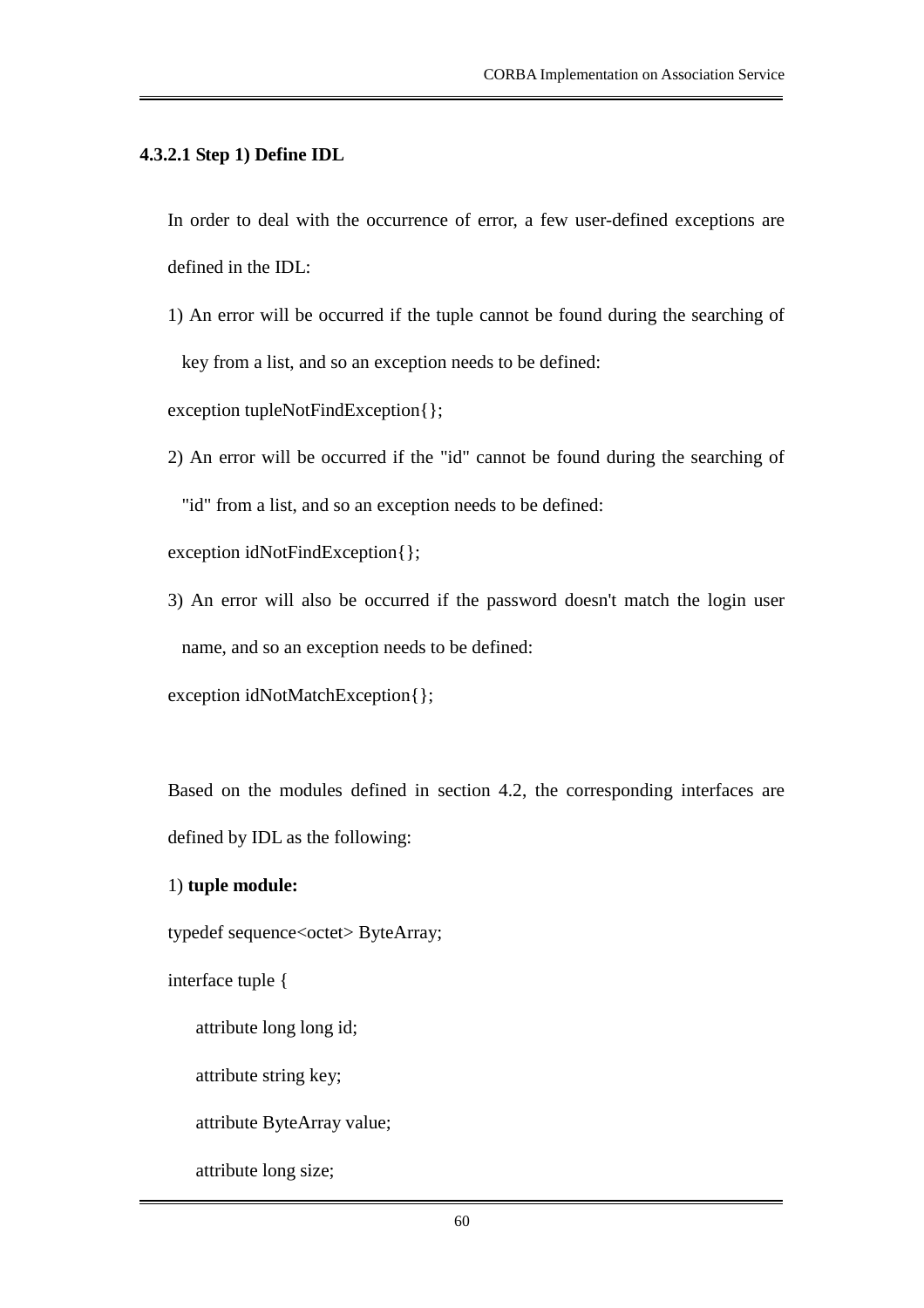#### 4.3.2.1 Step 1) Define IDL

In order to deal with the occurrence of error, a few user-defined exceptions are defined in the IDL:

1) An error will be occurred if the tuple cannot be found during the searching of key from a list, and so an exception needs to be defined:

```
exception tupleNotFindException{};
```

2) An error will be occurred if the "id" cannot be found during the searching of "id" from a list, and so an exception needs to be defined:

```
exception idNotFindException{};
```

3) An error will also be occurred if the password doesn't match the login user name, and so an exception needs to be defined:

```
exception idNotMatchException{};
```

Based on the modules defined in section 4.2, the corresponding interfaces are defined by IDL as the following:

1) **tuple module:**

```
typedef sequence<octet> ByteArray;
interface tuple {
    attribute long long id;
    attribute string key;
    attribute ByteArray value;
    attribute long size;
```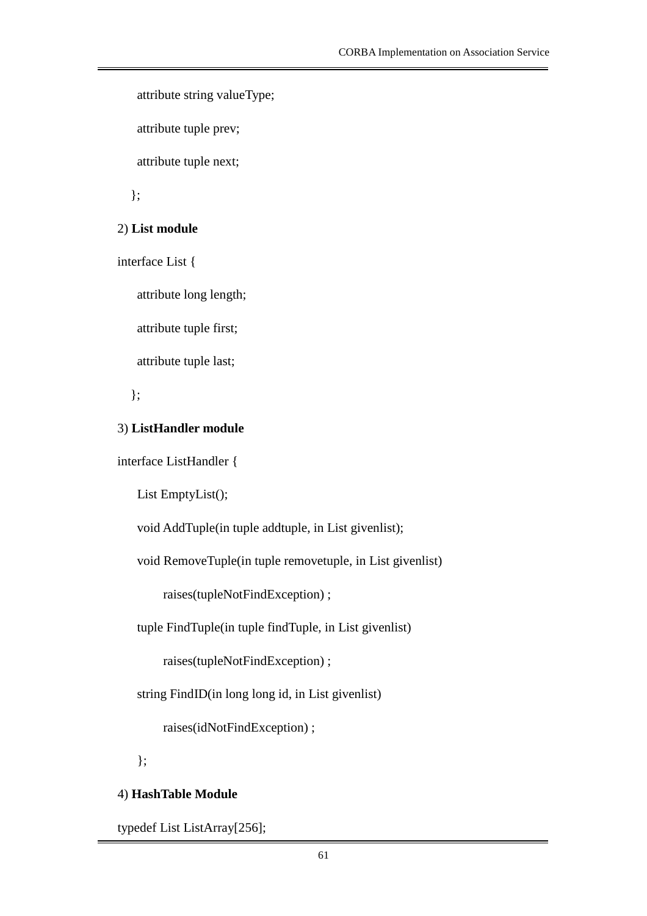```
    attribute string valueType;
    attribute tuple prev;
    attribute tuple next;
  };
```

2) **List module**

```
interface List {
    attribute long length;
    attribute tuple first;
    attribute tuple last;
  };
```

3) **ListHandler module**

```
interface ListHandler {
    List EmptyList();
    void AddTuple(in tuple addtuple, in List givenlist);
    void RemoveTuple(in tuple removetuple, in List givenlist)
          raises(tupleNotFindException) ;
    tuple FindTuple(in tuple findTuple, in List givenlist)
          raises(tupleNotFindException) ;
    string FindID(in long long id, in List givenlist)
          raises(idNotFindException) ;
    };
```

4) **HashTable Module**

```
typedef List ListArray[256];
```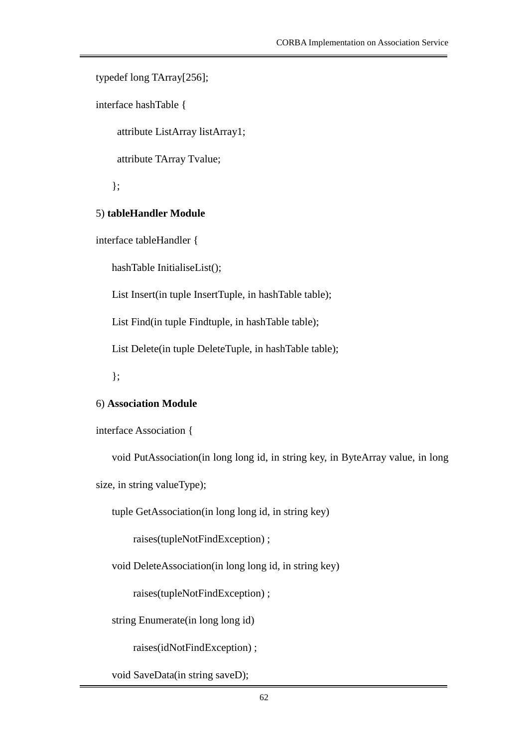```
typedef long TArray[256];

interface hashTable {

    attribute ListArray listArray1;

    attribute TArray Tvalue;

   };
```

5) **tableHandler Module**

```
interface tableHandler {

   hashTable InitialiseList();

   List Insert(in tuple InsertTuple, in hashTable table);

   List Find(in tuple Findtuple, in hashTable table);

   List Delete(in tuple DeleteTuple, in hashTable table);

   };
```

6) **Association Module**

```
interface Association {

   void PutAssociation(in long long id, in string key, in ByteArray value, in long
size, in string valueType);

   tuple GetAssociation(in long long id, in string key)

        raises(tupleNotFindException) ;

   void DeleteAssociation(in long long id, in string key)

        raises(tupleNotFindException) ;

   string Enumerate(in long long id)

        raises(idNotFindException) ;

   void SaveData(in string saveD);
```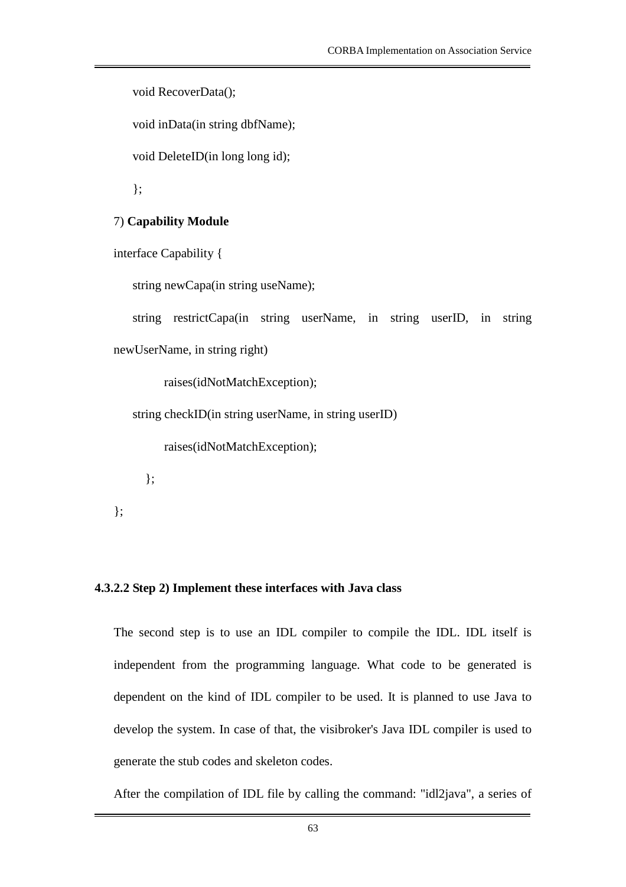```
    void RecoverData();

    void inData(in string dbfName);

    void DeleteID(in long long id);

    };
```

7) **Capability Module**

```
interface Capability {

    string newCapa(in string useName);

    string restrictCapa(in string userName, in string userID, in string
newUserName, in string right)

            raises(idNotMatchException);

    string checkID(in string userName, in string userID)

            raises(idNotMatchException);

      };

};
```

#### 4.3.2.2 Step 2) Implement these interfaces with Java class

The second step is to use an IDL compiler to compile the IDL. IDL itself is independent from the programming language. What code to be generated is dependent on the kind of IDL compiler to be used. It is planned to use Java to develop the system. In case of that, the visibroker's Java IDL compiler is used to generate the stub codes and skeleton codes.

After the compilation of IDL file by calling the command: "idl2java", a series of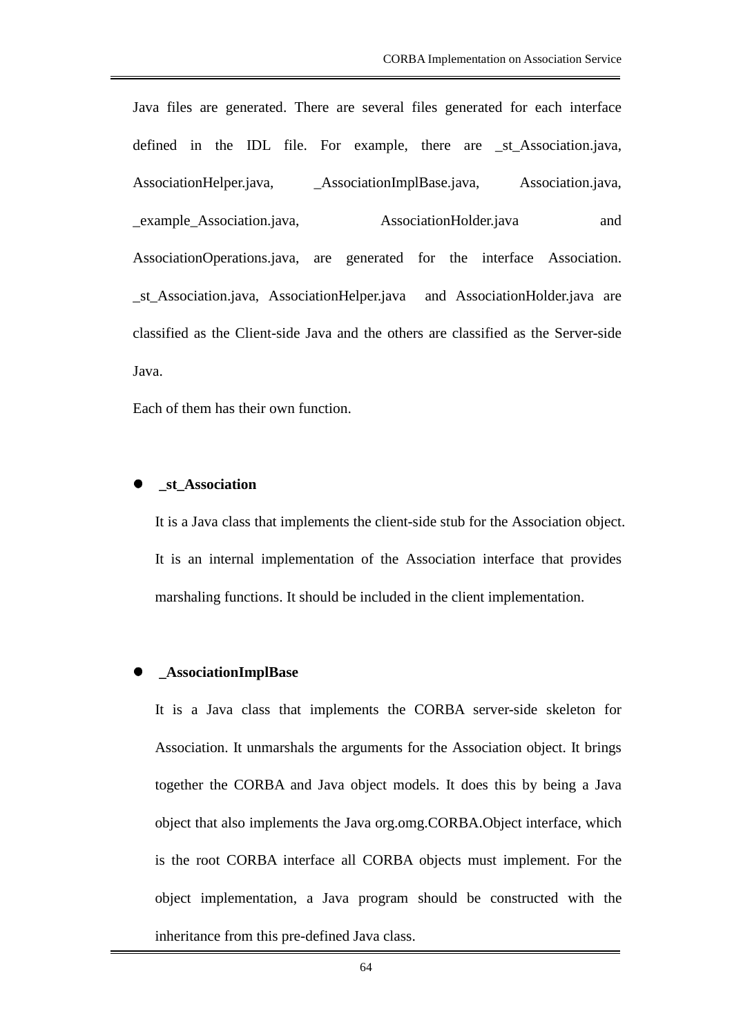Java files are generated. There are several files generated for each interface defined in the IDL file. For example, there are _st_Association.java, AssociationHelper.java, _AssociationImplBase.java, Association.java, _example_Association.java, AssociationHolder.java and AssociationOperations.java, are generated for the interface Association. _st_Association.java, AssociationHelper.java and AssociationHolder.java are classified as the Client-side Java and the others are classified as the Server-side Java.

Each of them has their own function.

- **_st_Association**

  It is a Java class that implements the client-side stub for the Association object. It is an internal implementation of the Association interface that provides marshaling functions. It should be included in the client implementation.

- **_AssociationImplBase**

  It is a Java class that implements the CORBA server-side skeleton for Association. It unmarshals the arguments for the Association object. It brings together the CORBA and Java object models. It does this by being a Java object that also implements the Java org.omg.CORBA.Object interface, which is the root CORBA interface all CORBA objects must implement. For the object implementation, a Java program should be constructed with the inheritance from this pre-defined Java class.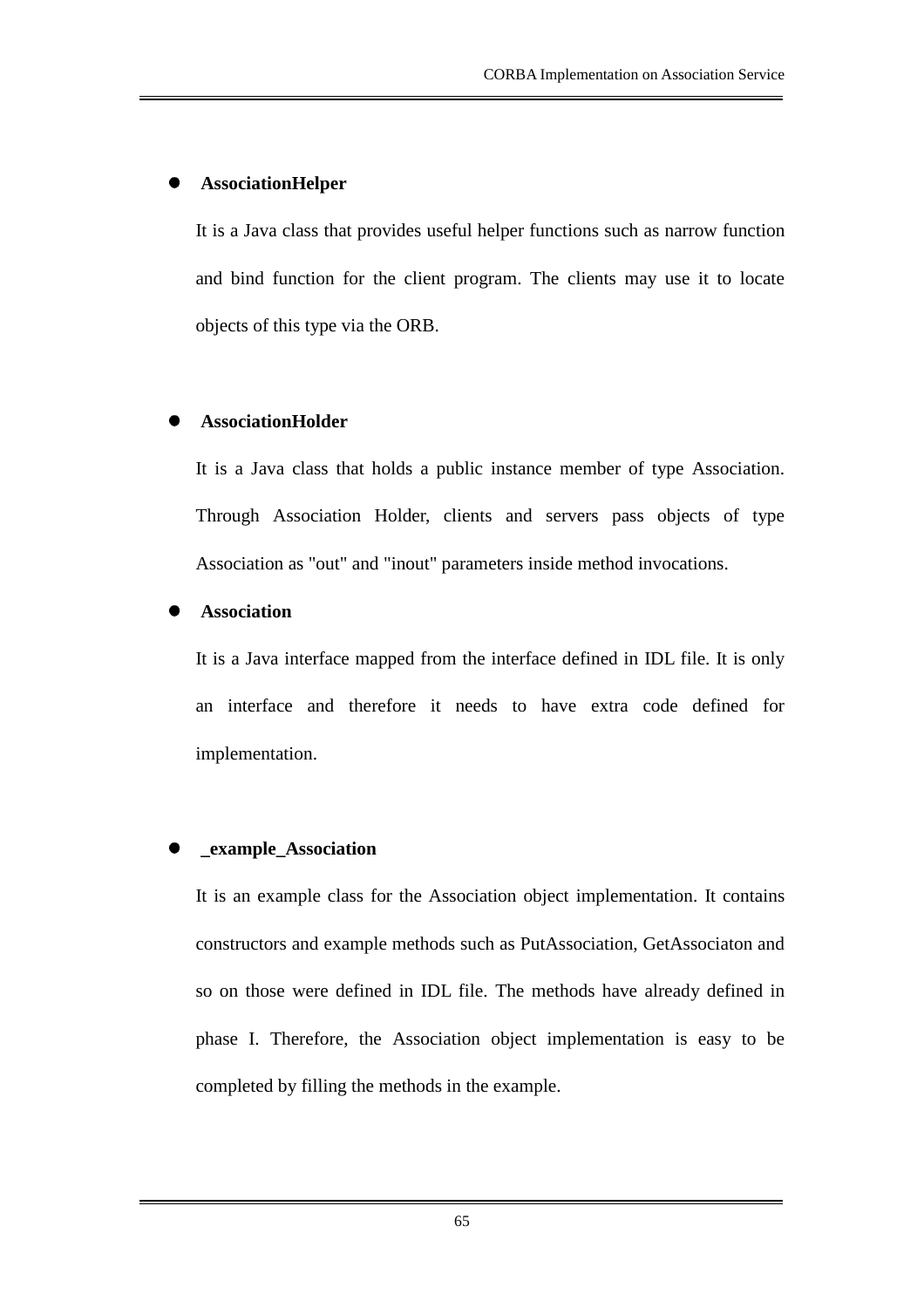- **AssociationHelper**

  It is a Java class that provides useful helper functions such as narrow function and bind function for the client program. The clients may use it to locate objects of this type via the ORB.

- **AssociationHolder**

  It is a Java class that holds a public instance member of type Association. Through Association Holder, clients and servers pass objects of type Association as "out" and "inout" parameters inside method invocations.

- **Association**

  It is a Java interface mapped from the interface defined in IDL file. It is only an interface and therefore it needs to have extra code defined for implementation.

- **_example_Association**

  It is an example class for the Association object implementation. It contains constructors and example methods such as PutAssociation, GetAssociaton and so on those were defined in IDL file. The methods have already defined in phase I. Therefore, the Association object implementation is easy to be completed by filling the methods in the example.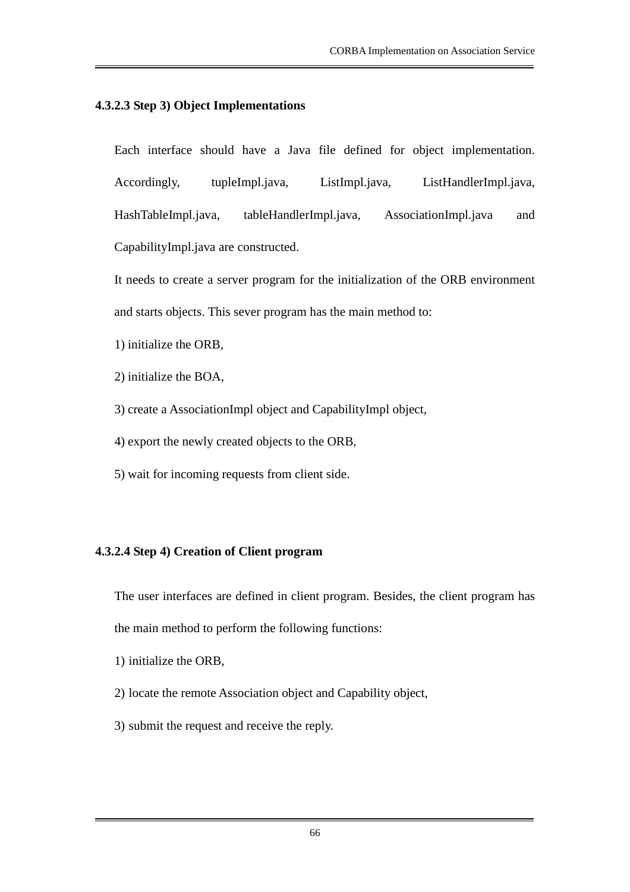#### 4.3.2.3 Step 3) Object Implementations

Each interface should have a Java file defined for object implementation. Accordingly, tupleImpl.java, ListImpl.java, ListHandlerImpl.java, HashTableImpl.java, tableHandlerImpl.java, AssociationImpl.java and CapabilityImpl.java are constructed.

It needs to create a server program for the initialization of the ORB environment and starts objects. This sever program has the main method to:

1) initialize the ORB,

2) initialize the BOA,

3) create a AssociationImpl object and CapabilityImpl object,

4) export the newly created objects to the ORB,

5) wait for incoming requests from client side.

#### 4.3.2.4 Step 4) Creation of Client program

The user interfaces are defined in client program. Besides, the client program has the main method to perform the following functions:

1) initialize the ORB,

2) locate the remote Association object and Capability object,

3) submit the request and receive the reply.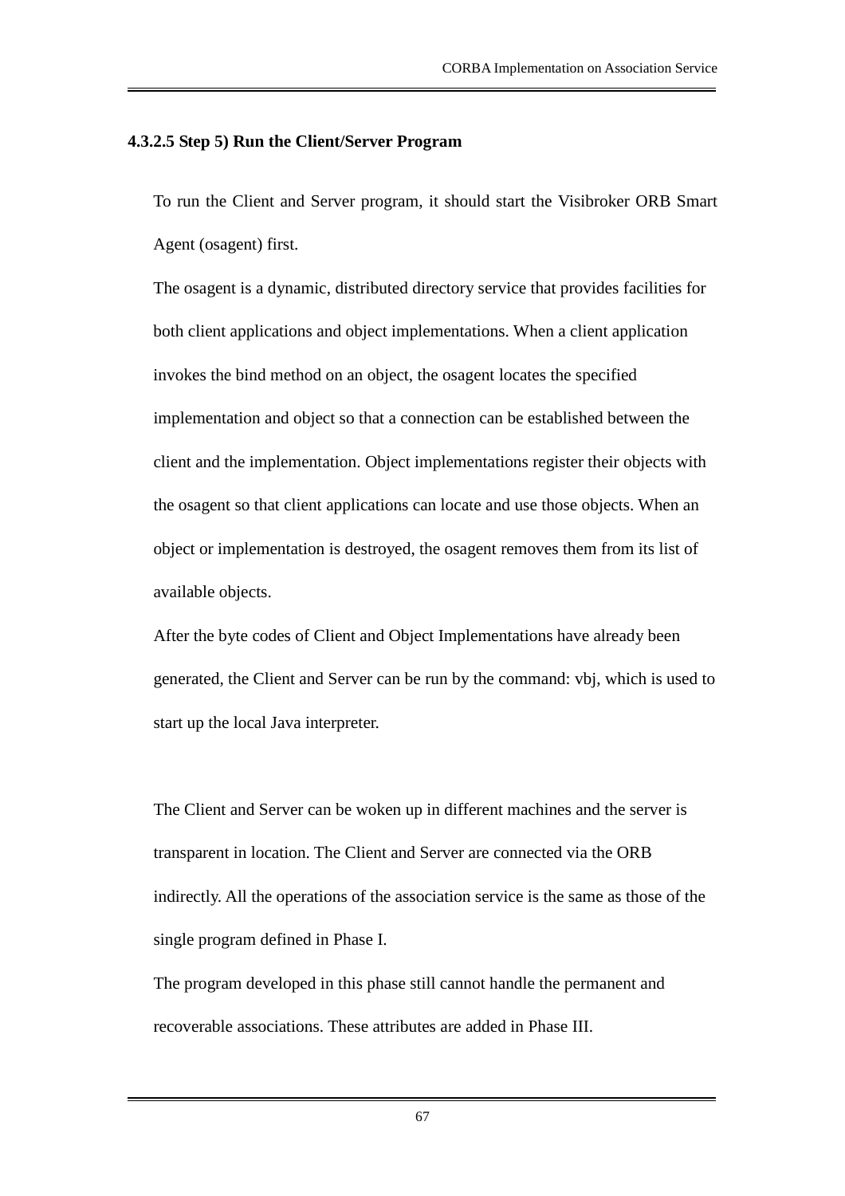#### 4.3.2.5 Step 5) Run the Client/Server Program

To run the Client and Server program, it should start the Visibroker ORB Smart Agent (osagent) first.

The osagent is a dynamic, distributed directory service that provides facilities for both client applications and object implementations. When a client application invokes the bind method on an object, the osagent locates the specified implementation and object so that a connection can be established between the client and the implementation. Object implementations register their objects with the osagent so that client applications can locate and use those objects. When an object or implementation is destroyed, the osagent removes them from its list of available objects.

After the byte codes of Client and Object Implementations have already been generated, the Client and Server can be run by the command: vbj, which is used to start up the local Java interpreter.

The Client and Server can be woken up in different machines and the server is transparent in location. The Client and Server are connected via the ORB indirectly. All the operations of the association service is the same as those of the single program defined in Phase I.

The program developed in this phase still cannot handle the permanent and recoverable associations. These attributes are added in Phase III.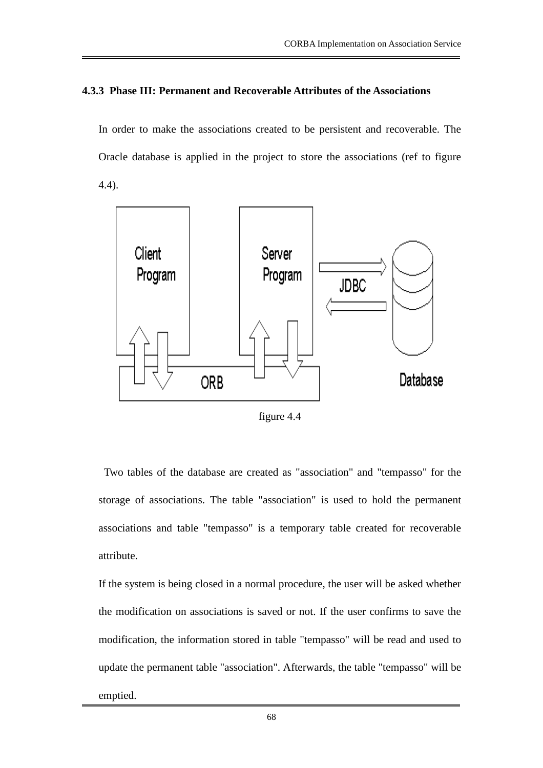### 4.3.3 Phase III: Permanent and Recoverable Attributes of the Associations

In order to make the associations created to be persistent and recoverable. The Oracle database is applied in the project to store the associations (ref to figure 4.4).

figure 4.4

Two tables of the database are created as "association" and "tempasso" for the storage of associations. The table "association" is used to hold the permanent associations and table "tempasso" is a temporary table created for recoverable attribute.

If the system is being closed in a normal procedure, the user will be asked whether the modification on associations is saved or not. If the user confirms to save the modification, the information stored in table "tempasso" will be read and used to update the permanent table "association". Afterwards, the table "tempasso" will be emptied.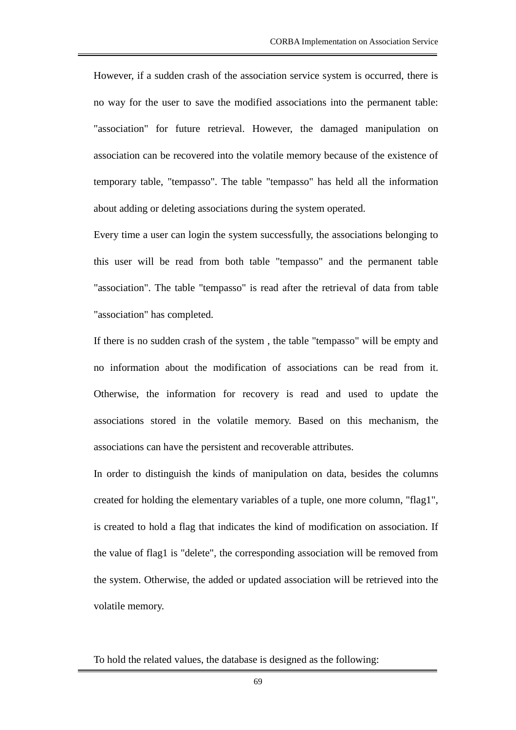However, if a sudden crash of the association service system is occurred, there is no way for the user to save the modified associations into the permanent table: "association" for future retrieval. However, the damaged manipulation on association can be recovered into the volatile memory because of the existence of temporary table, "tempasso". The table "tempasso" has held all the information about adding or deleting associations during the system operated.

Every time a user can login the system successfully, the associations belonging to this user will be read from both table "tempasso" and the permanent table "association". The table "tempasso" is read after the retrieval of data from table "association" has completed.

If there is no sudden crash of the system , the table "tempasso" will be empty and no information about the modification of associations can be read from it. Otherwise, the information for recovery is read and used to update the associations stored in the volatile memory. Based on this mechanism, the associations can have the persistent and recoverable attributes.

In order to distinguish the kinds of manipulation on data, besides the columns created for holding the elementary variables of a tuple, one more column, "flag1", is created to hold a flag that indicates the kind of modification on association. If the value of flag1 is "delete", the corresponding association will be removed from the system. Otherwise, the added or updated association will be retrieved into the volatile memory.

To hold the related values, the database is designed as the following: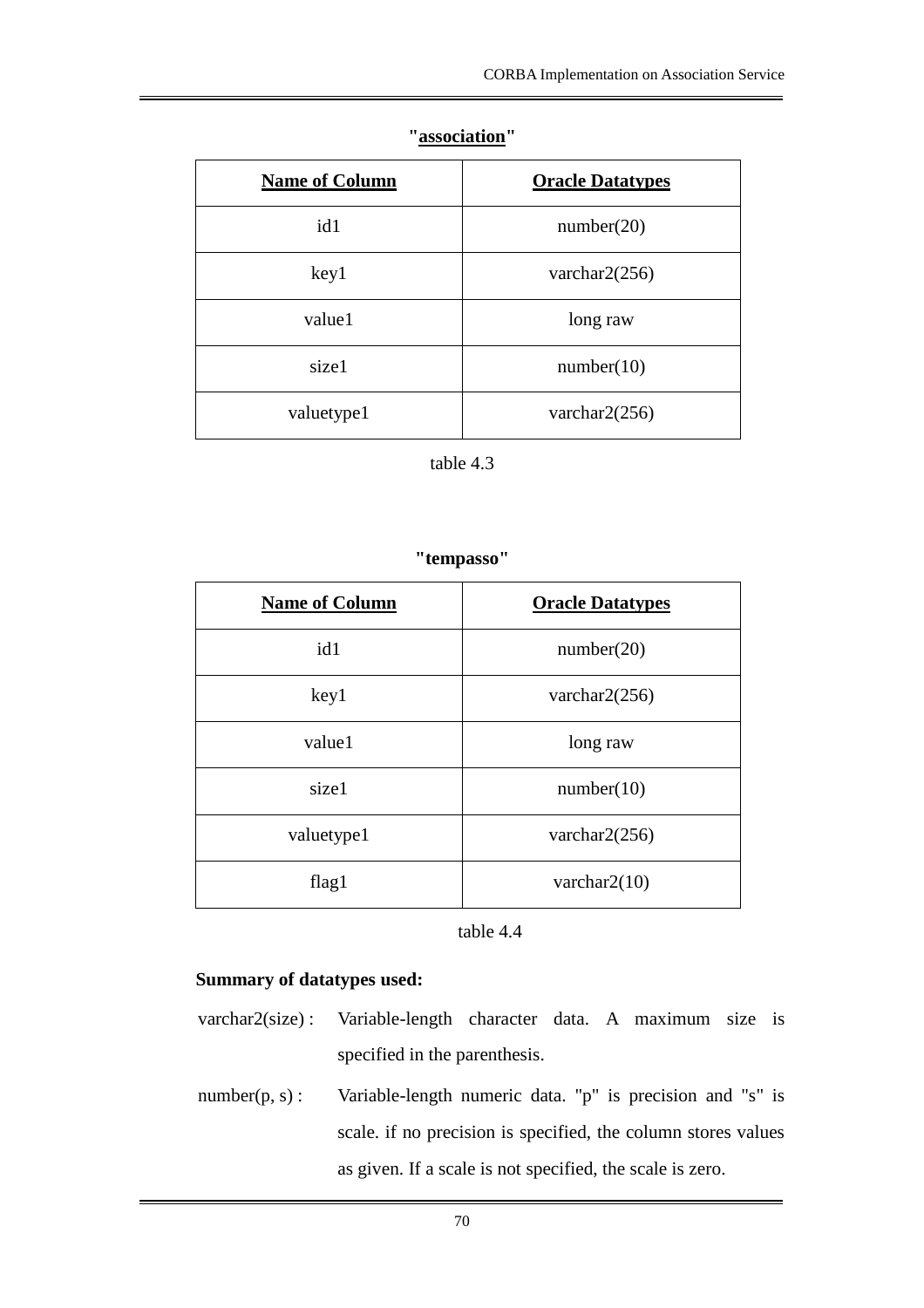**"association"**

| Name of Column | Oracle Datatypes |
|---|---|
| id1 | number(20) |
| key1 | varchar2(256) |
| value1 | long raw |
| size1 | number(10) |
| valuetype1 | varchar2(256) |

table 4.3

**"tempasso"**

| Name of Column | Oracle Datatypes |
|---|---|
| id1 | number(20) |
| key1 | varchar2(256) |
| value1 | long raw |
| size1 | number(10) |
| valuetype1 | varchar2(256) |
| flag1 | varchar2(10) |

table 4.4

**Summary of datatypes used:**

varchar2(size) : Variable-length character data. A maximum size is specified in the parenthesis.

number(p, s) : Variable-length numeric data. "p" is precision and "s" is scale. if no precision is specified, the column stores values as given. If a scale is not specified, the scale is zero.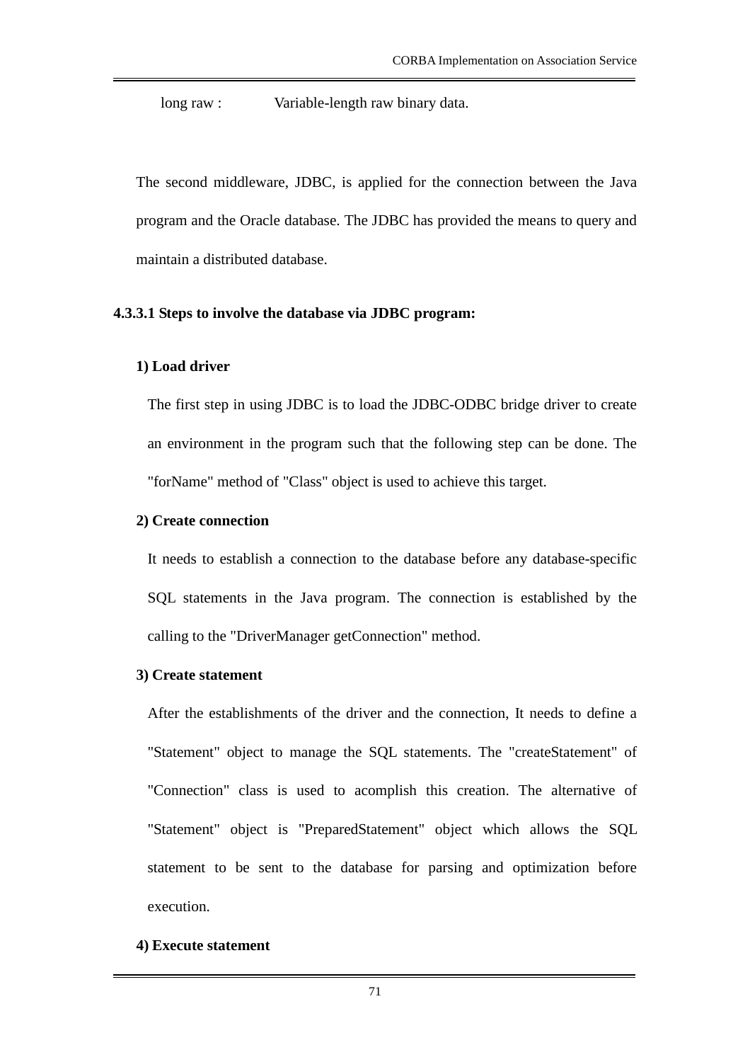long raw :    Variable-length raw binary data.

The second middleware, JDBC, is applied for the connection between the Java program and the Oracle database. The JDBC has provided the means to query and maintain a distributed database.

**4.3.3.1 Steps to involve the database via JDBC program:**

**1) Load driver**

The first step in using JDBC is to load the JDBC-ODBC bridge driver to create an environment in the program such that the following step can be done. The "forName" method of "Class" object is used to achieve this target.

**2) Create connection**

It needs to establish a connection to the database before any database-specific SQL statements in the Java program. The connection is established by the calling to the "DriverManager getConnection" method.

**3) Create statement**

After the establishments of the driver and the connection, It needs to define a "Statement" object to manage the SQL statements. The "createStatement" of "Connection" class is used to acomplish this creation. The alternative of "Statement" object is "PreparedStatement" object which allows the SQL statement to be sent to the database for parsing and optimization before execution.

**4) Execute statement**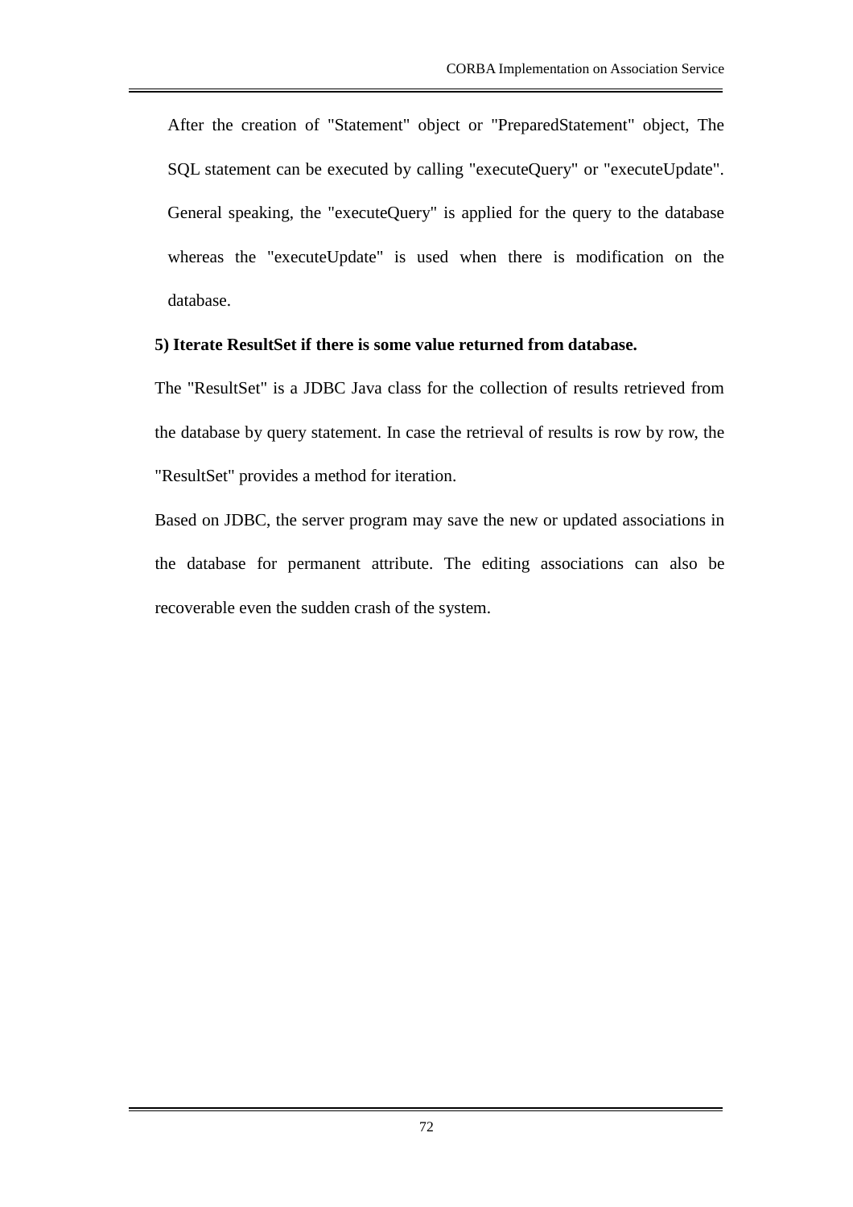After the creation of "Statement" object or "PreparedStatement" object, The SQL statement can be executed by calling "executeQuery" or "executeUpdate". General speaking, the "executeQuery" is applied for the query to the database whereas the "executeUpdate" is used when there is modification on the database.

**5) Iterate ResultSet if there is some value returned from database.**

The "ResultSet" is a JDBC Java class for the collection of results retrieved from the database by query statement. In case the retrieval of results is row by row, the "ResultSet" provides a method for iteration.

Based on JDBC, the server program may save the new or updated associations in the database for permanent attribute. The editing associations can also be recoverable even the sudden crash of the system.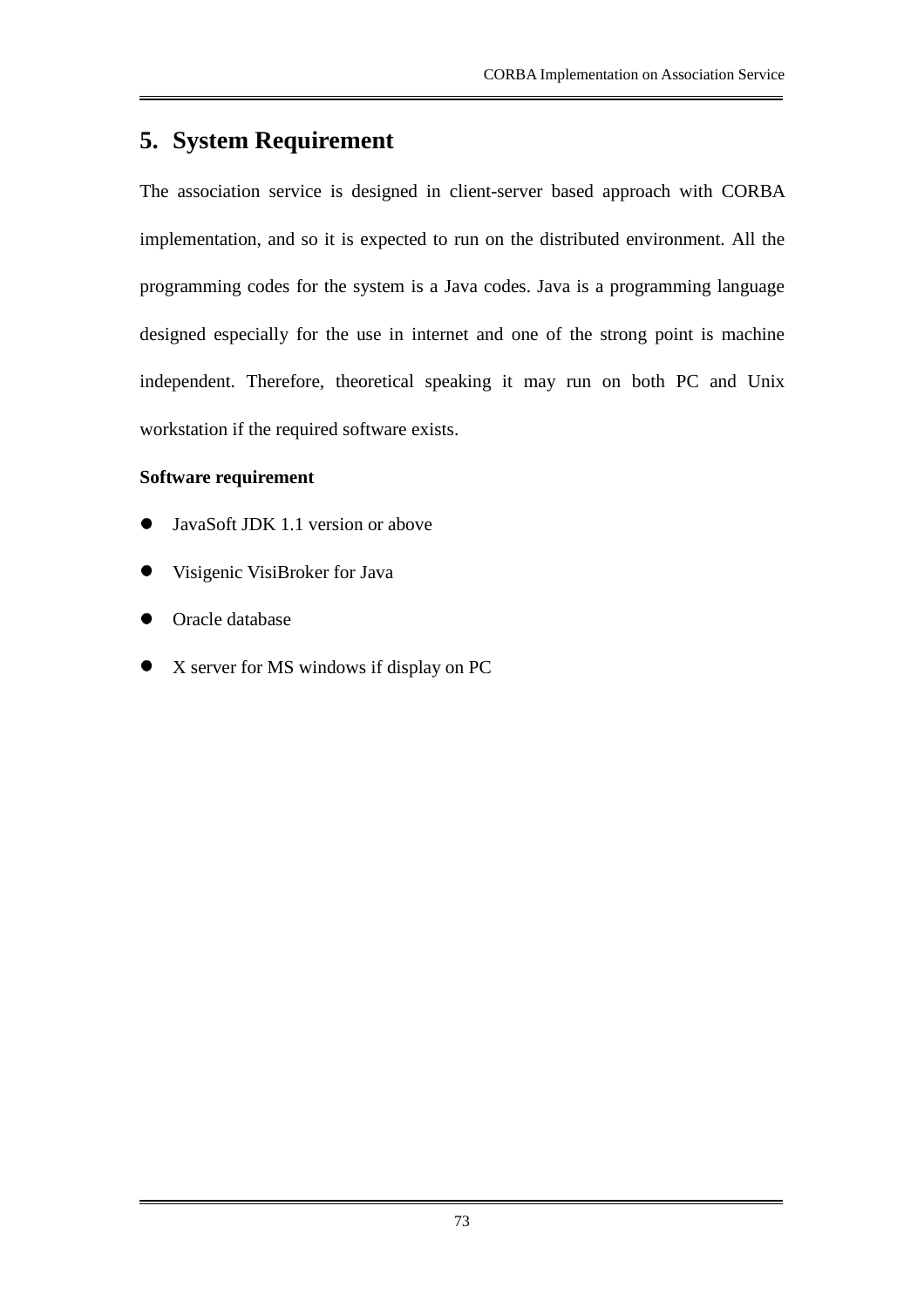# 5. System Requirement

The association service is designed in client-server based approach with CORBA implementation, and so it is expected to run on the distributed environment. All the programming codes for the system is a Java codes. Java is a programming language designed especially for the use in internet and one of the strong point is machine independent. Therefore, theoretical speaking it may run on both PC and Unix workstation if the required software exists.

**Software requirement**

- JavaSoft JDK 1.1 version or above
- Visigenic VisiBroker for Java
- Oracle database
- X server for MS windows if display on PC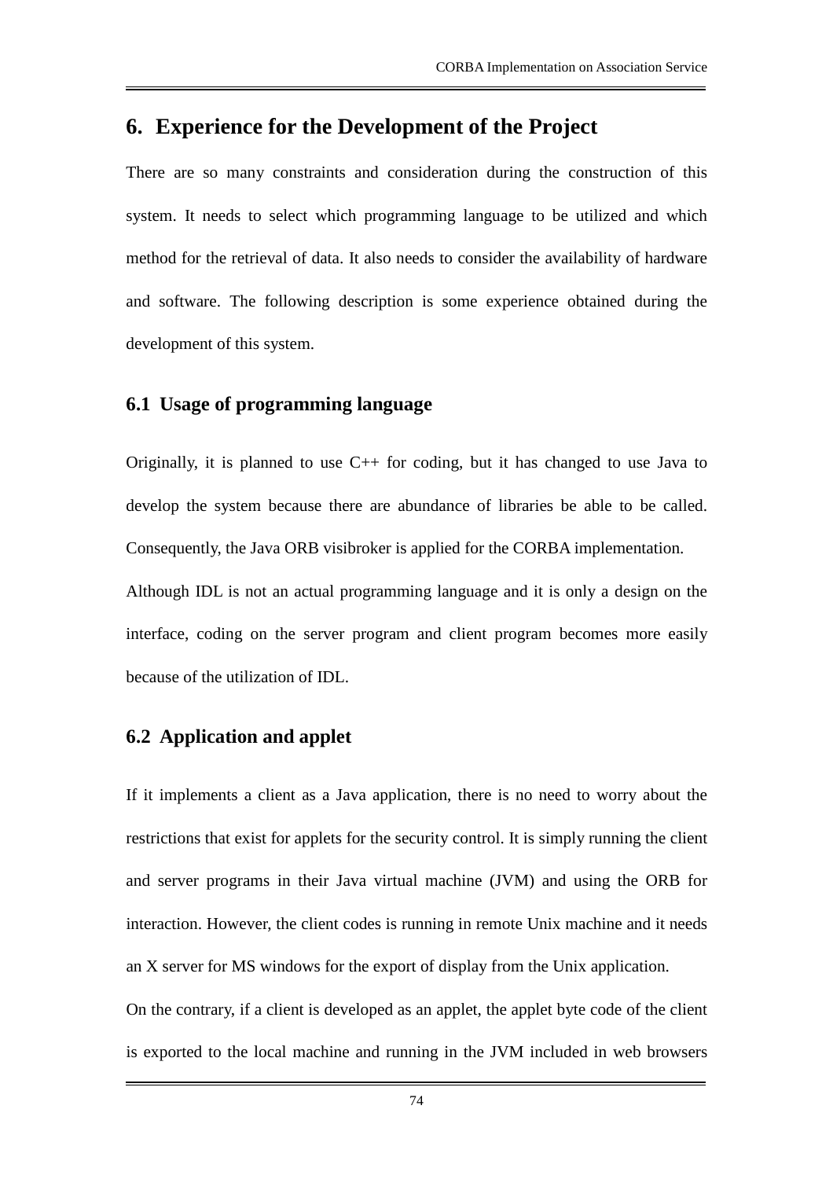# 6. Experience for the Development of the Project

There are so many constraints and consideration during the construction of this system. It needs to select which programming language to be utilized and which method for the retrieval of data. It also needs to consider the availability of hardware and software. The following description is some experience obtained during the development of this system.

## 6.1 Usage of programming language

Originally, it is planned to use C++ for coding, but it has changed to use Java to develop the system because there are abundance of libraries be able to be called. Consequently, the Java ORB visibroker is applied for the CORBA implementation.

Although IDL is not an actual programming language and it is only a design on the interface, coding on the server program and client program becomes more easily because of the utilization of IDL.

## 6.2 Application and applet

If it implements a client as a Java application, there is no need to worry about the restrictions that exist for applets for the security control. It is simply running the client and server programs in their Java virtual machine (JVM) and using the ORB for interaction. However, the client codes is running in remote Unix machine and it needs an X server for MS windows for the export of display from the Unix application.

On the contrary, if a client is developed as an applet, the applet byte code of the client is exported to the local machine and running in the JVM included in web browsers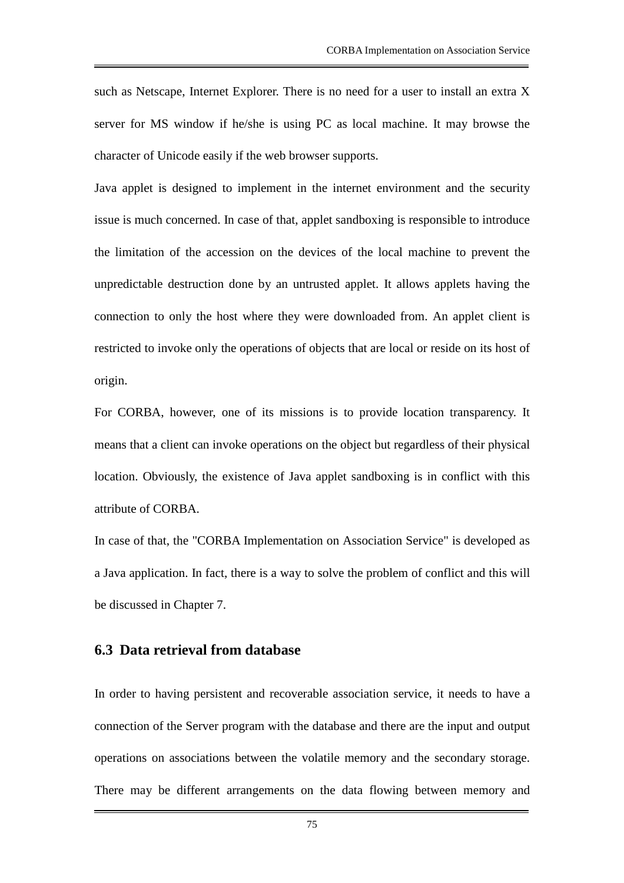such as Netscape, Internet Explorer. There is no need for a user to install an extra X server for MS window if he/she is using PC as local machine. It may browse the character of Unicode easily if the web browser supports.

Java applet is designed to implement in the internet environment and the security issue is much concerned. In case of that, applet sandboxing is responsible to introduce the limitation of the accession on the devices of the local machine to prevent the unpredictable destruction done by an untrusted applet. It allows applets having the connection to only the host where they were downloaded from. An applet client is restricted to invoke only the operations of objects that are local or reside on its host of origin.

For CORBA, however, one of its missions is to provide location transparency. It means that a client can invoke operations on the object but regardless of their physical location. Obviously, the existence of Java applet sandboxing is in conflict with this attribute of CORBA.

In case of that, the "CORBA Implementation on Association Service" is developed as a Java application. In fact, there is a way to solve the problem of conflict and this will be discussed in Chapter 7.

## 6.3 Data retrieval from database

In order to having persistent and recoverable association service, it needs to have a connection of the Server program with the database and there are the input and output operations on associations between the volatile memory and the secondary storage. There may be different arrangements on the data flowing between memory and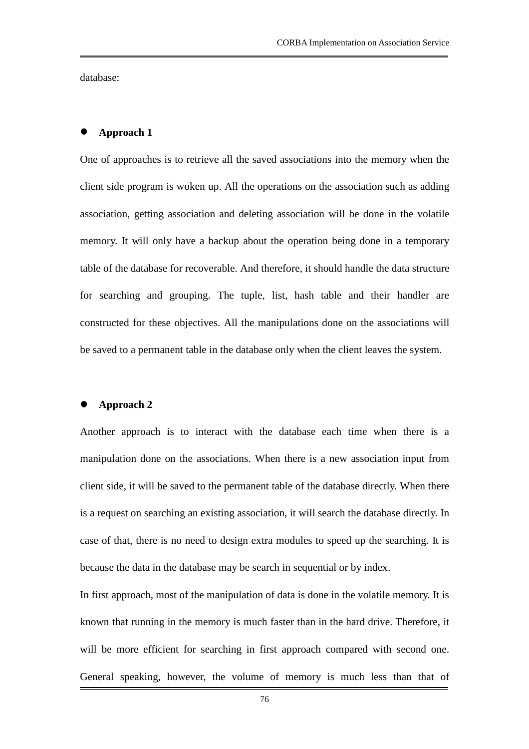database:

- **Approach 1**

One of approaches is to retrieve all the saved associations into the memory when the client side program is woken up. All the operations on the association such as adding association, getting association and deleting association will be done in the volatile memory. It will only have a backup about the operation being done in a temporary table of the database for recoverable. And therefore, it should handle the data structure for searching and grouping. The tuple, list, hash table and their handler are constructed for these objectives. All the manipulations done on the associations will be saved to a permanent table in the database only when the client leaves the system.

- **Approach 2**

Another approach is to interact with the database each time when there is a manipulation done on the associations. When there is a new association input from client side, it will be saved to the permanent table of the database directly. When there is a request on searching an existing association, it will search the database directly. In case of that, there is no need to design extra modules to speed up the searching. It is because the data in the database may be search in sequential or by index.

In first approach, most of the manipulation of data is done in the volatile memory. It is known that running in the memory is much faster than in the hard drive. Therefore, it will be more efficient for searching in first approach compared with second one. General speaking, however, the volume of memory is much less than that of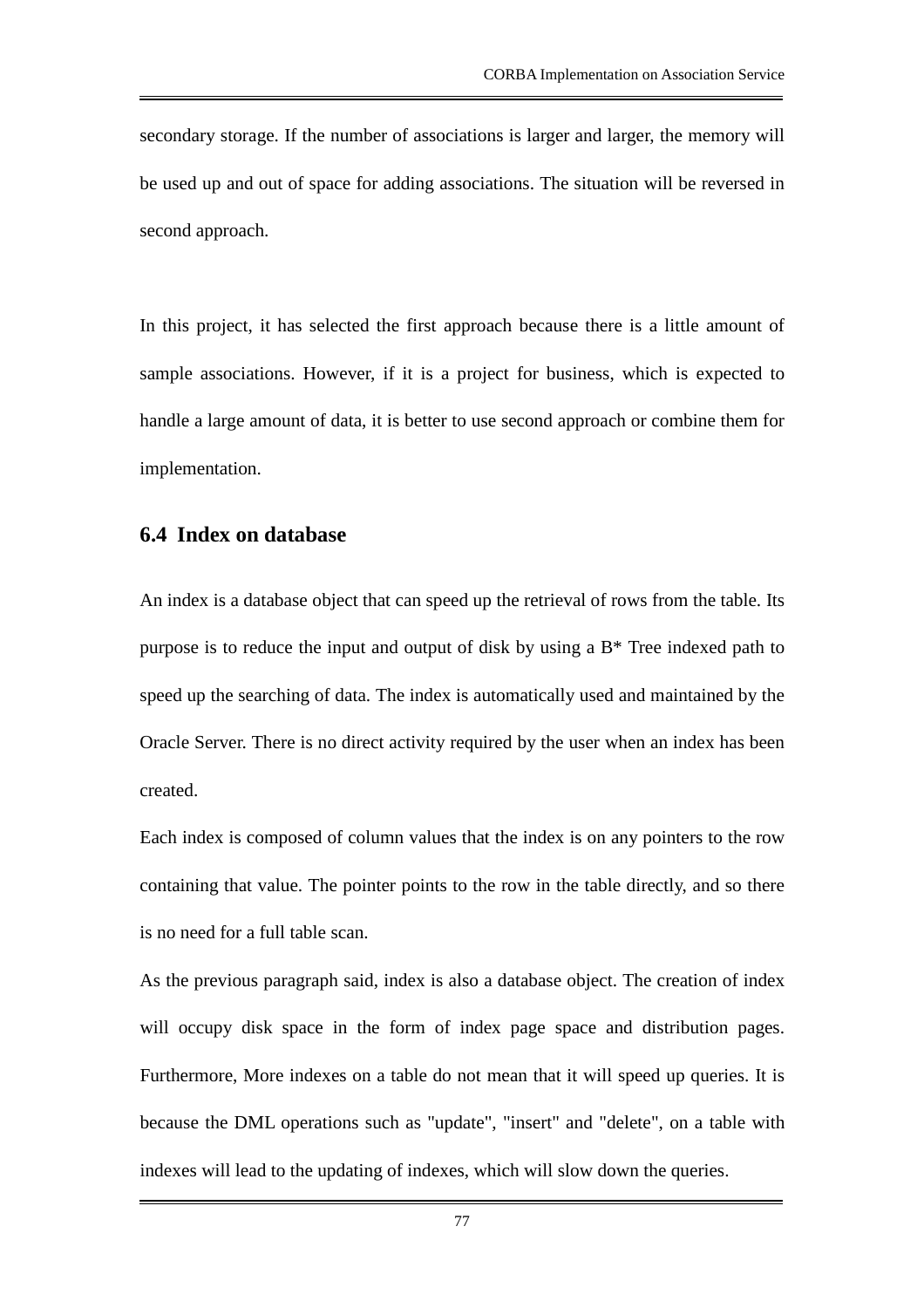secondary storage. If the number of associations is larger and larger, the memory will be used up and out of space for adding associations. The situation will be reversed in second approach.

In this project, it has selected the first approach because there is a little amount of sample associations. However, if it is a project for business, which is expected to handle a large amount of data, it is better to use second approach or combine them for implementation.

## 6.4 Index on database

An index is a database object that can speed up the retrieval of rows from the table. Its purpose is to reduce the input and output of disk by using a B* Tree indexed path to speed up the searching of data. The index is automatically used and maintained by the Oracle Server. There is no direct activity required by the user when an index has been created.

Each index is composed of column values that the index is on any pointers to the row containing that value. The pointer points to the row in the table directly, and so there is no need for a full table scan.

As the previous paragraph said, index is also a database object. The creation of index will occupy disk space in the form of index page space and distribution pages. Furthermore, More indexes on a table do not mean that it will speed up queries. It is because the DML operations such as "update", "insert" and "delete", on a table with indexes will lead to the updating of indexes, which will slow down the queries.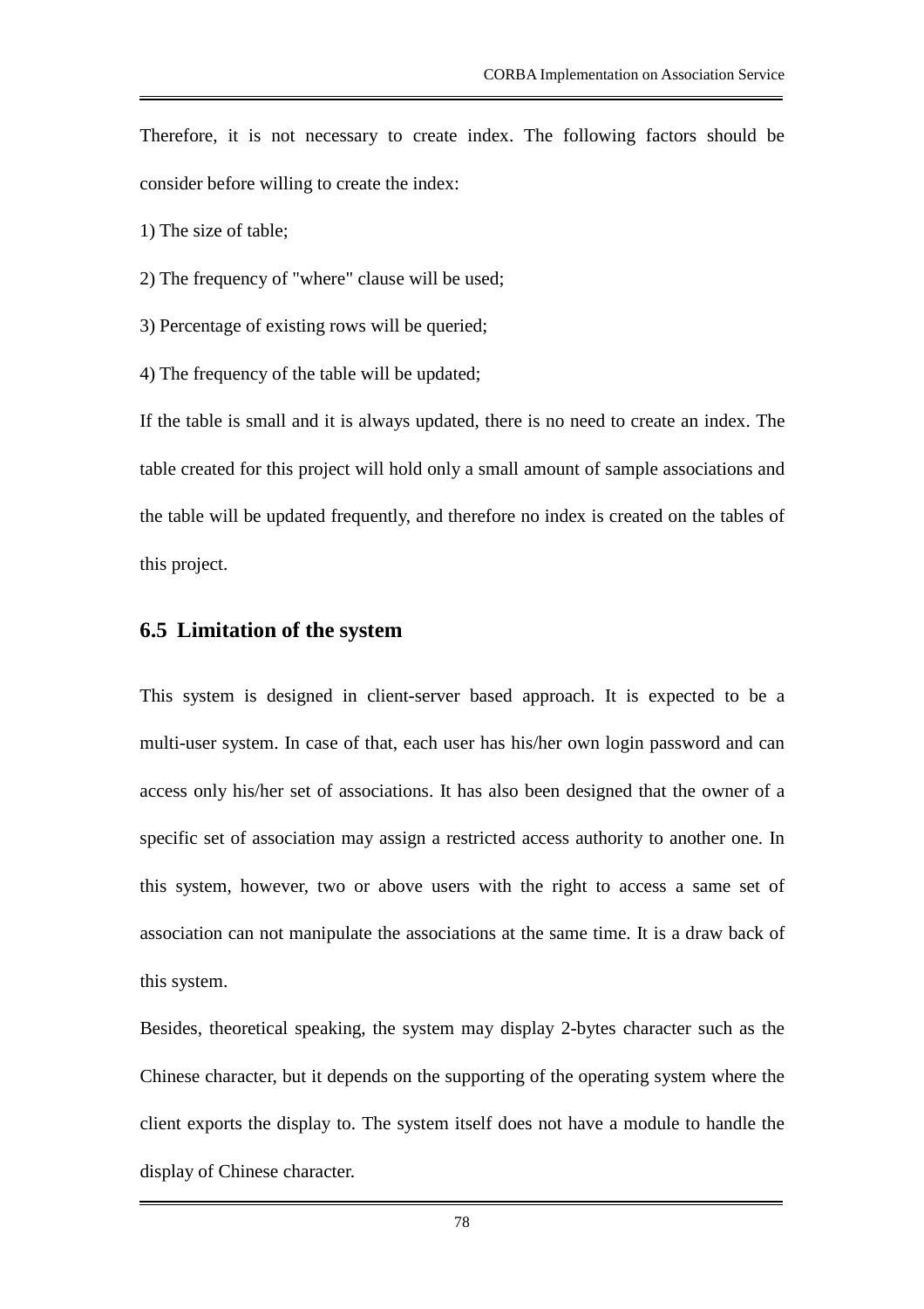Therefore, it is not necessary to create index. The following factors should be consider before willing to create the index:

1) The size of table;

2) The frequency of "where" clause will be used;

3) Percentage of existing rows will be queried;

4) The frequency of the table will be updated;

If the table is small and it is always updated, there is no need to create an index. The table created for this project will hold only a small amount of sample associations and the table will be updated frequently, and therefore no index is created on the tables of this project.

## 6.5 Limitation of the system

This system is designed in client-server based approach. It is expected to be a multi-user system. In case of that, each user has his/her own login password and can access only his/her set of associations. It has also been designed that the owner of a specific set of association may assign a restricted access authority to another one. In this system, however, two or above users with the right to access a same set of association can not manipulate the associations at the same time. It is a draw back of this system.

Besides, theoretical speaking, the system may display 2-bytes character such as the Chinese character, but it depends on the supporting of the operating system where the client exports the display to. The system itself does not have a module to handle the display of Chinese character.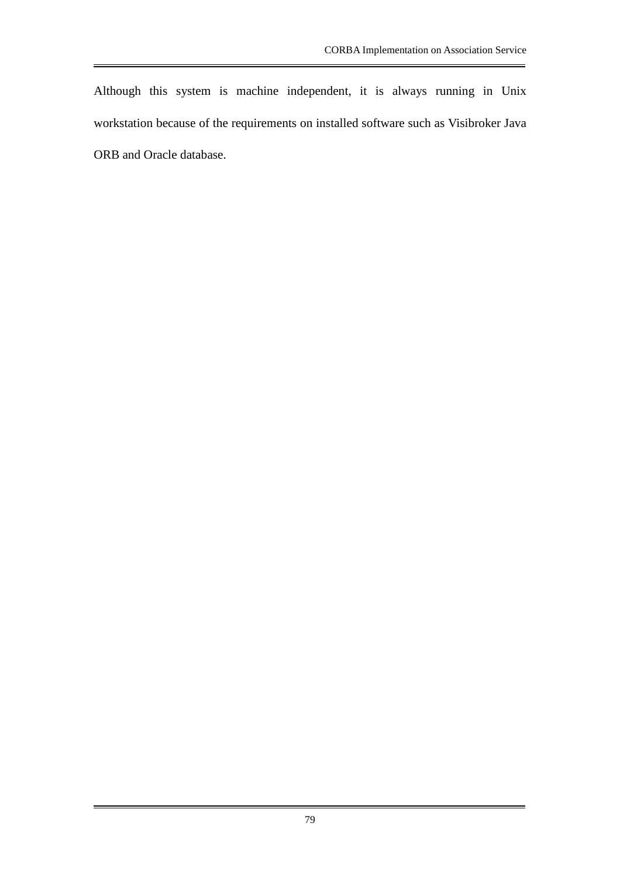Although this system is machine independent, it is always running in Unix workstation because of the requirements on installed software such as Visibroker Java ORB and Oracle database.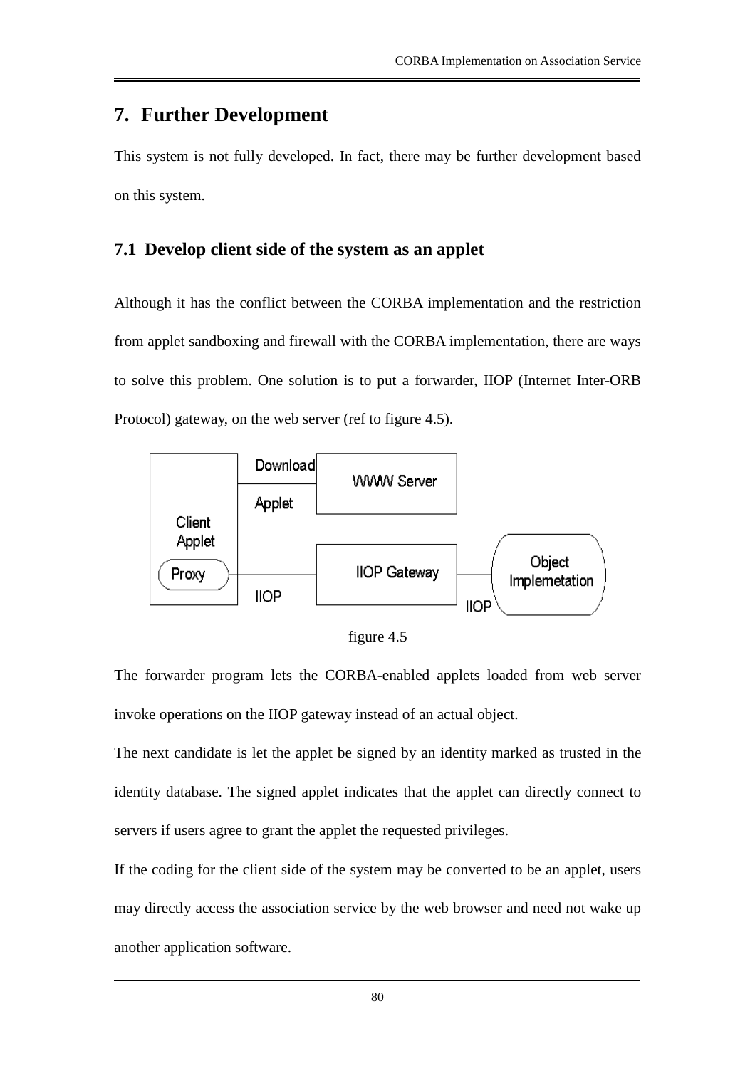# 7. Further Development

This system is not fully developed. In fact, there may be further development based on this system.

## 7.1 Develop client side of the system as an applet

Although it has the conflict between the CORBA implementation and the restriction from applet sandboxing and firewall with the CORBA implementation, there are ways to solve this problem. One solution is to put a forwarder, IIOP (Internet Inter-ORB Protocol) gateway, on the web server (ref to figure 4.5).

figure 4.5

The forwarder program lets the CORBA-enabled applets loaded from web server invoke operations on the IIOP gateway instead of an actual object.

The next candidate is let the applet be signed by an identity marked as trusted in the identity database. The signed applet indicates that the applet can directly connect to servers if users agree to grant the applet the requested privileges.

If the coding for the client side of the system may be converted to be an applet, users may directly access the association service by the web browser and need not wake up another application software.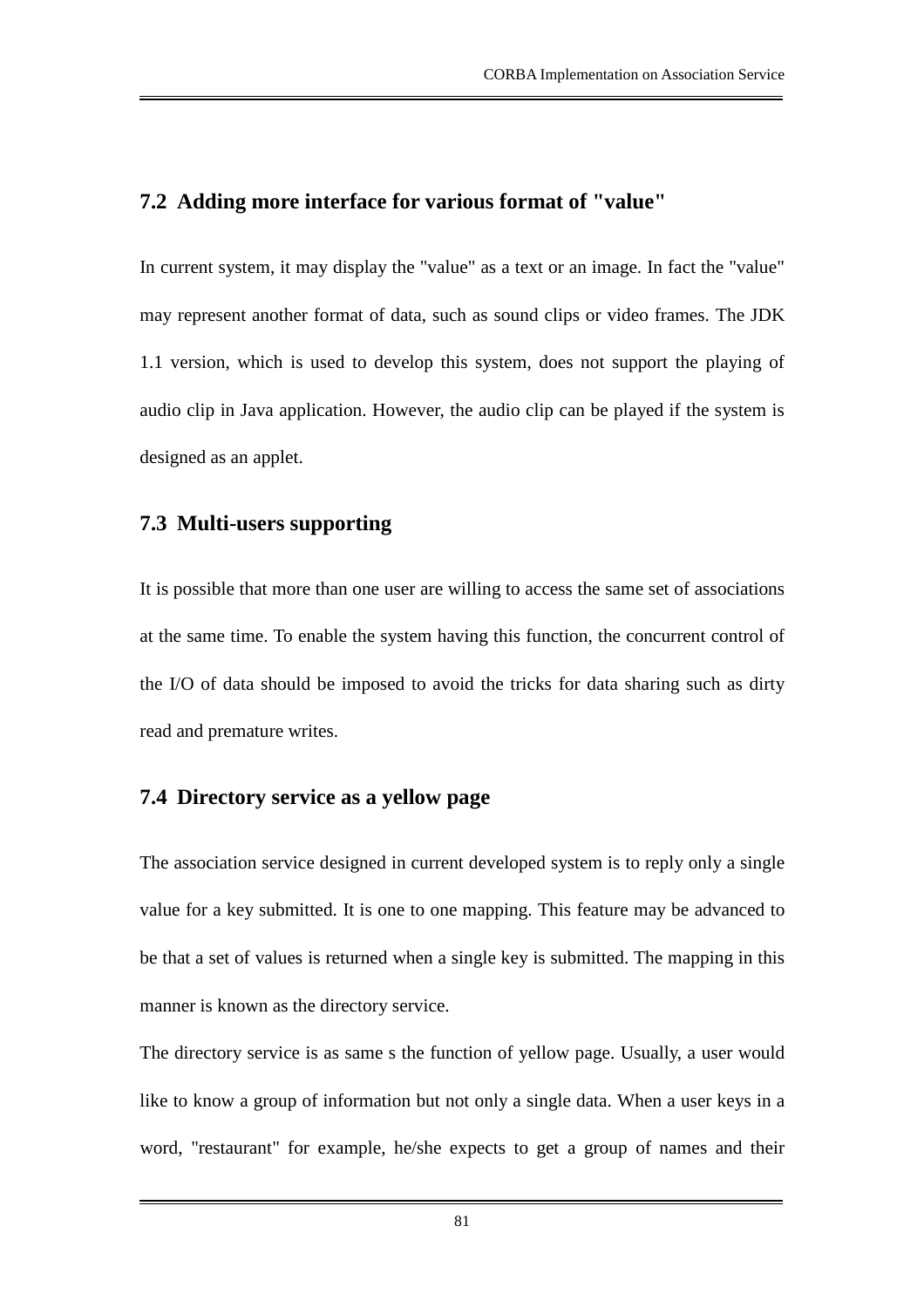## 7.2 Adding more interface for various format of "value"

In current system, it may display the "value" as a text or an image. In fact the "value" may represent another format of data, such as sound clips or video frames. The JDK 1.1 version, which is used to develop this system, does not support the playing of audio clip in Java application. However, the audio clip can be played if the system is designed as an applet.

## 7.3 Multi-users supporting

It is possible that more than one user are willing to access the same set of associations at the same time. To enable the system having this function, the concurrent control of the I/O of data should be imposed to avoid the tricks for data sharing such as dirty read and premature writes.

## 7.4 Directory service as a yellow page

The association service designed in current developed system is to reply only a single value for a key submitted. It is one to one mapping. This feature may be advanced to be that a set of values is returned when a single key is submitted. The mapping in this manner is known as the directory service.

The directory service is as same s the function of yellow page. Usually, a user would like to know a group of information but not only a single data. When a user keys in a word, "restaurant" for example, he/she expects to get a group of names and their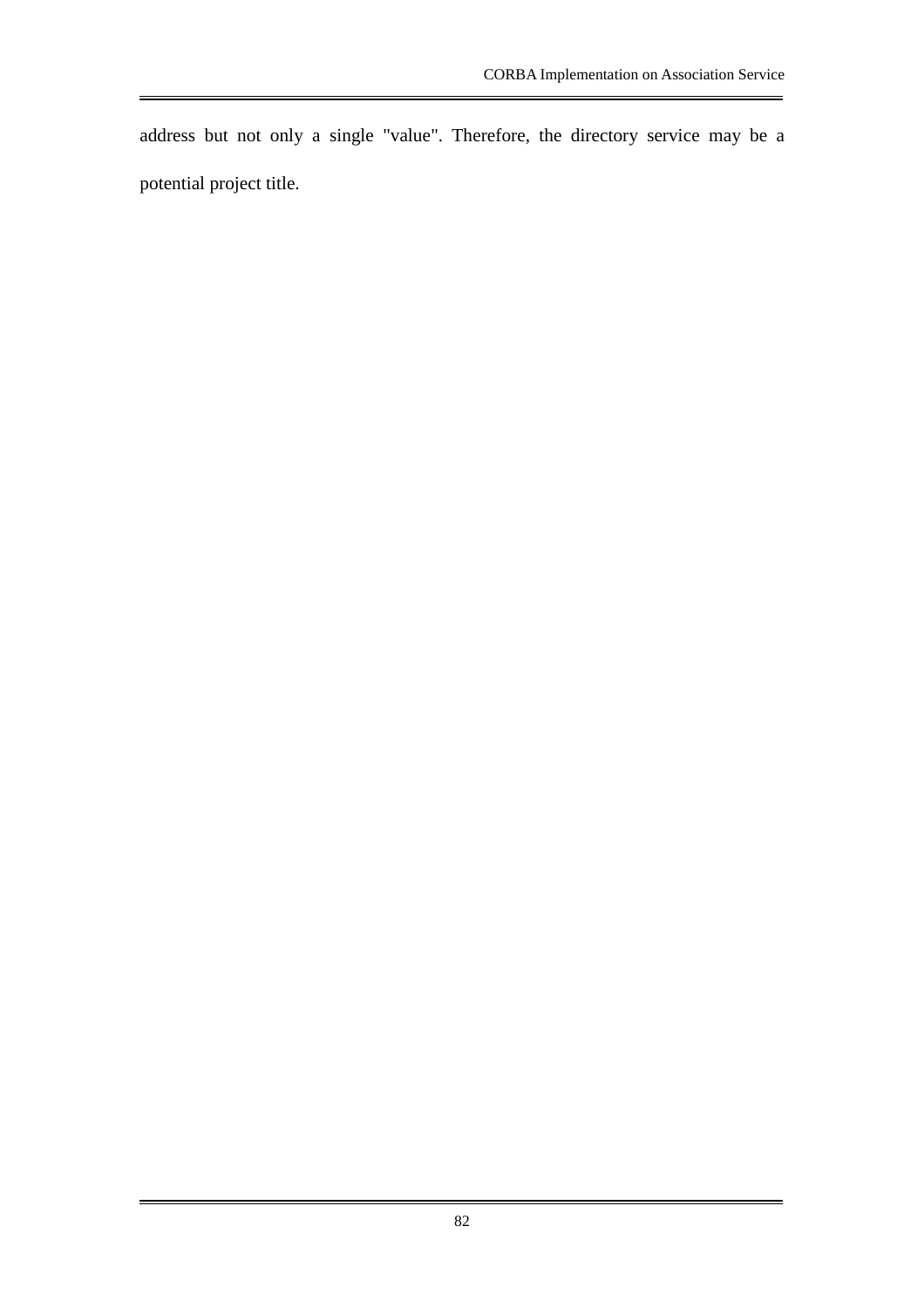address but not only a single "value". Therefore, the directory service may be a potential project title.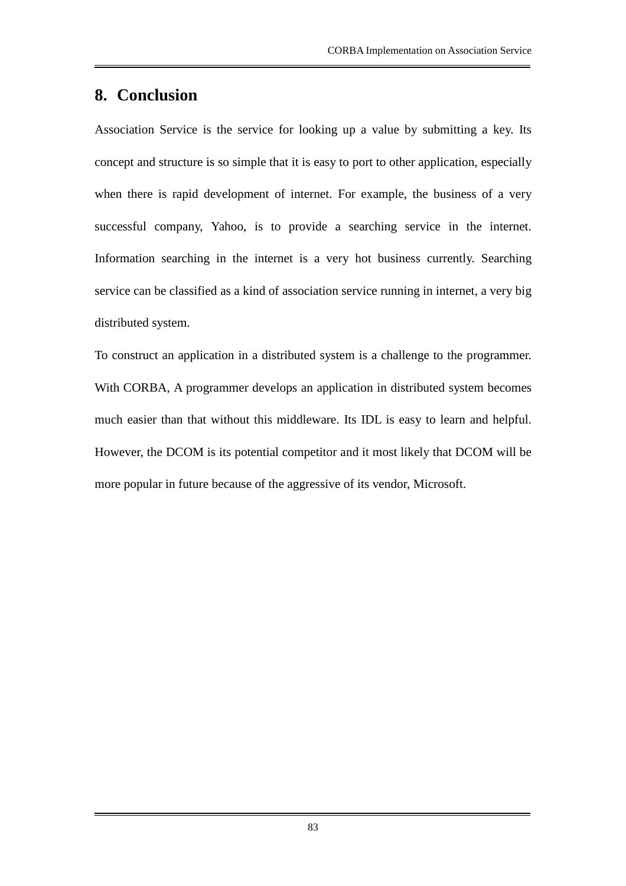# 8. Conclusion

Association Service is the service for looking up a value by submitting a key. Its concept and structure is so simple that it is easy to port to other application, especially when there is rapid development of internet. For example, the business of a very successful company, Yahoo, is to provide a searching service in the internet. Information searching in the internet is a very hot business currently. Searching service can be classified as a kind of association service running in internet, a very big distributed system.

To construct an application in a distributed system is a challenge to the programmer. With CORBA, A programmer develops an application in distributed system becomes much easier than that without this middleware. Its IDL is easy to learn and helpful. However, the DCOM is its potential competitor and it most likely that DCOM will be more popular in future because of the aggressive of its vendor, Microsoft.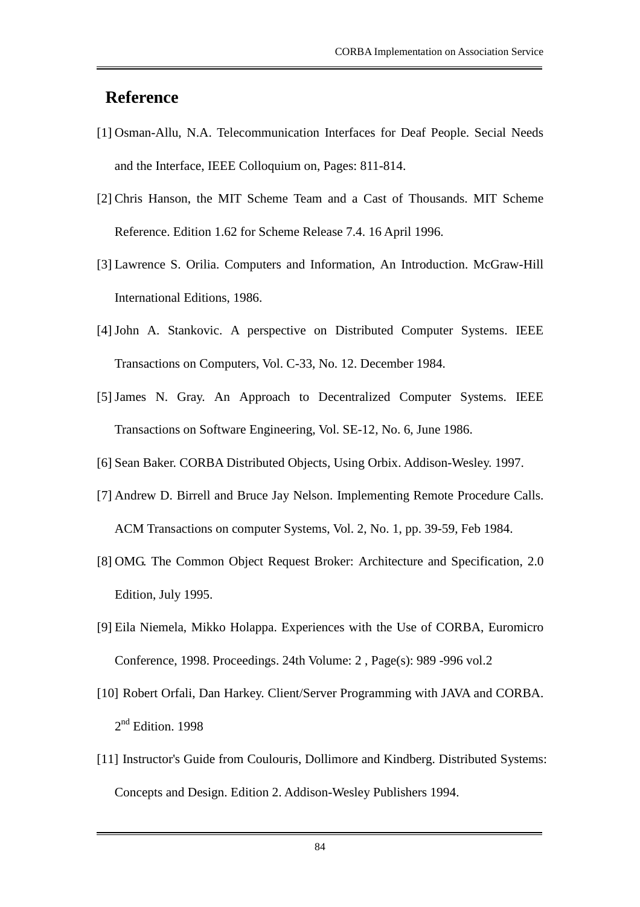## Reference

[1] Osman-Allu, N.A. Telecommunication Interfaces for Deaf People. Secial Needs and the Interface, IEEE Colloquium on, Pages: 811-814.

[2] Chris Hanson, the MIT Scheme Team and a Cast of Thousands. MIT Scheme Reference. Edition 1.62 for Scheme Release 7.4. 16 April 1996.

[3] Lawrence S. Orilia. Computers and Information, An Introduction. McGraw-Hill International Editions, 1986.

[4] John A. Stankovic. A perspective on Distributed Computer Systems. IEEE Transactions on Computers, Vol. C-33, No. 12. December 1984.

[5] James N. Gray. An Approach to Decentralized Computer Systems. IEEE Transactions on Software Engineering, Vol. SE-12, No. 6, June 1986.

[6] Sean Baker. CORBA Distributed Objects, Using Orbix. Addison-Wesley. 1997.

[7] Andrew D. Birrell and Bruce Jay Nelson. Implementing Remote Procedure Calls. ACM Transactions on computer Systems, Vol. 2, No. 1, pp. 39-59, Feb 1984.

[8] OMG. The Common Object Request Broker: Architecture and Specification, 2.0 Edition, July 1995.

[9] Eila Niemela, Mikko Holappa. Experiences with the Use of CORBA, Euromicro Conference, 1998. Proceedings. 24th Volume: 2 , Page(s): 989 -996 vol.2

[10] Robert Orfali, Dan Harkey. Client/Server Programming with JAVA and CORBA. 2nd Edition. 1998

[11] Instructor's Guide from Coulouris, Dollimore and Kindberg. Distributed Systems: Concepts and Design. Edition 2. Addison-Wesley Publishers 1994.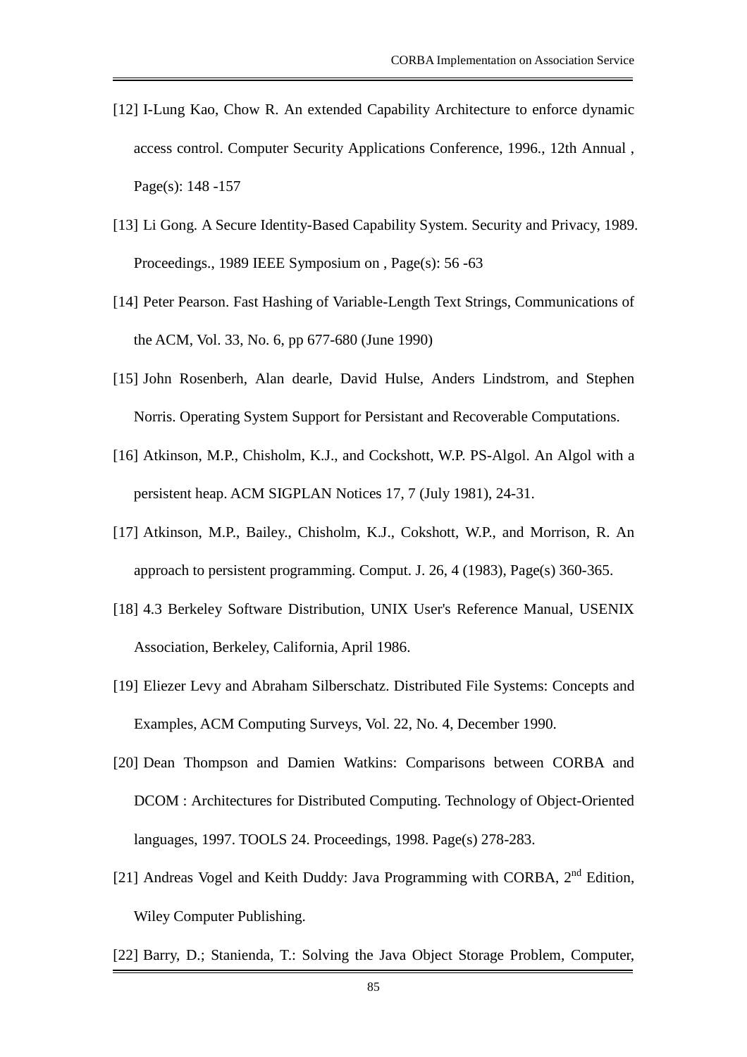[12] I-Lung Kao, Chow R. An extended Capability Architecture to enforce dynamic access control. Computer Security Applications Conference, 1996., 12th Annual , Page(s): 148 -157

[13] Li Gong. A Secure Identity-Based Capability System. Security and Privacy, 1989. Proceedings., 1989 IEEE Symposium on , Page(s): 56 -63

[14] Peter Pearson. Fast Hashing of Variable-Length Text Strings, Communications of the ACM, Vol. 33, No. 6, pp 677-680 (June 1990)

[15] John Rosenberh, Alan dearle, David Hulse, Anders Lindstrom, and Stephen Norris. Operating System Support for Persistant and Recoverable Computations.

[16] Atkinson, M.P., Chisholm, K.J., and Cockshott, W.P. PS-Algol. An Algol with a persistent heap. ACM SIGPLAN Notices 17, 7 (July 1981), 24-31.

[17] Atkinson, M.P., Bailey., Chisholm, K.J., Cokshott, W.P., and Morrison, R. An approach to persistent programming. Comput. J. 26, 4 (1983), Page(s) 360-365.

[18] 4.3 Berkeley Software Distribution, UNIX User's Reference Manual, USENIX Association, Berkeley, California, April 1986.

[19] Eliezer Levy and Abraham Silberschatz. Distributed File Systems: Concepts and Examples, ACM Computing Surveys, Vol. 22, No. 4, December 1990.

[20] Dean Thompson and Damien Watkins: Comparisons between CORBA and DCOM : Architectures for Distributed Computing. Technology of Object-Oriented languages, 1997. TOOLS 24. Proceedings, 1998. Page(s) 278-283.

[21] Andreas Vogel and Keith Duddy: Java Programming with CORBA, 2nd Edition, Wiley Computer Publishing.

[22] Barry, D.; Stanienda, T.: Solving the Java Object Storage Problem, Computer,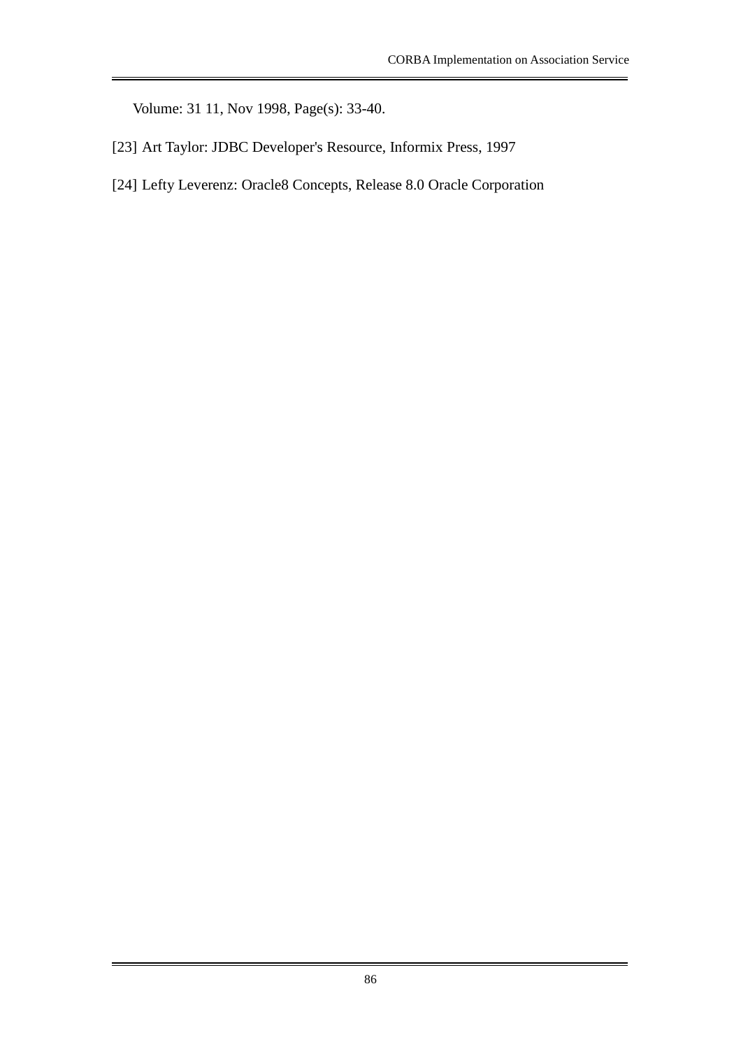Volume: 31 11, Nov 1998, Page(s): 33-40.

[23] Art Taylor: JDBC Developer's Resource, Informix Press, 1997

[24] Lefty Leverenz: Oracle8 Concepts, Release 8.0 Oracle Corporation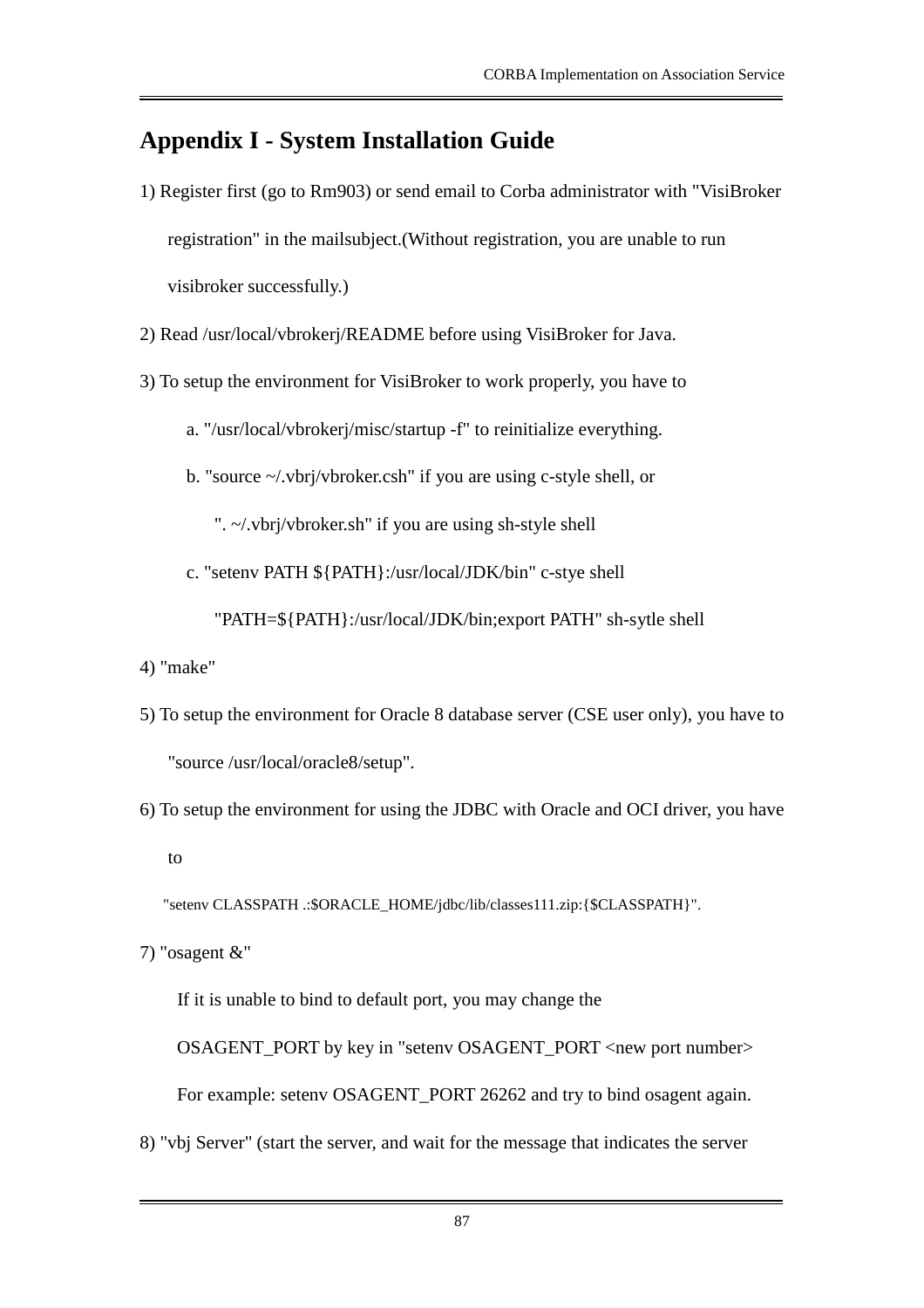# Appendix I - System Installation Guide

1) Register first (go to Rm903) or send email to Corba administrator with "VisiBroker registration" in the mailsubject.(Without registration, you are unable to run visibroker successfully.)

2) Read /usr/local/vbrokerj/README before using VisiBroker for Java.

3) To setup the environment for VisiBroker to work properly, you have to

   a. "/usr/local/vbrokerj/misc/startup -f" to reinitialize everything.

   b. "source ~/.vbrj/vbroker.csh" if you are using c-style shell, or

      ". ~/.vbrj/vbroker.sh" if you are using sh-style shell

   c. "setenv PATH ${PATH}:/usr/local/JDK/bin" c-stye shell

      "PATH=${PATH}:/usr/local/JDK/bin;export PATH" sh-sytle shell

4) "make"

5) To setup the environment for Oracle 8 database server (CSE user only), you have to "source /usr/local/oracle8/setup".

6) To setup the environment for using the JDBC with Oracle and OCI driver, you have to

   "setenv CLASSPATH .:$ORACLE_HOME/jdbc/lib/classes111.zip:{$CLASSPATH}".

7) "osagent &"

   If it is unable to bind to default port, you may change the

   OSAGENT_PORT by key in "setenv OSAGENT_PORT <new port number>

   For example: setenv OSAGENT_PORT 26262 and try to bind osagent again.

8) "vbj Server" (start the server, and wait for the message that indicates the server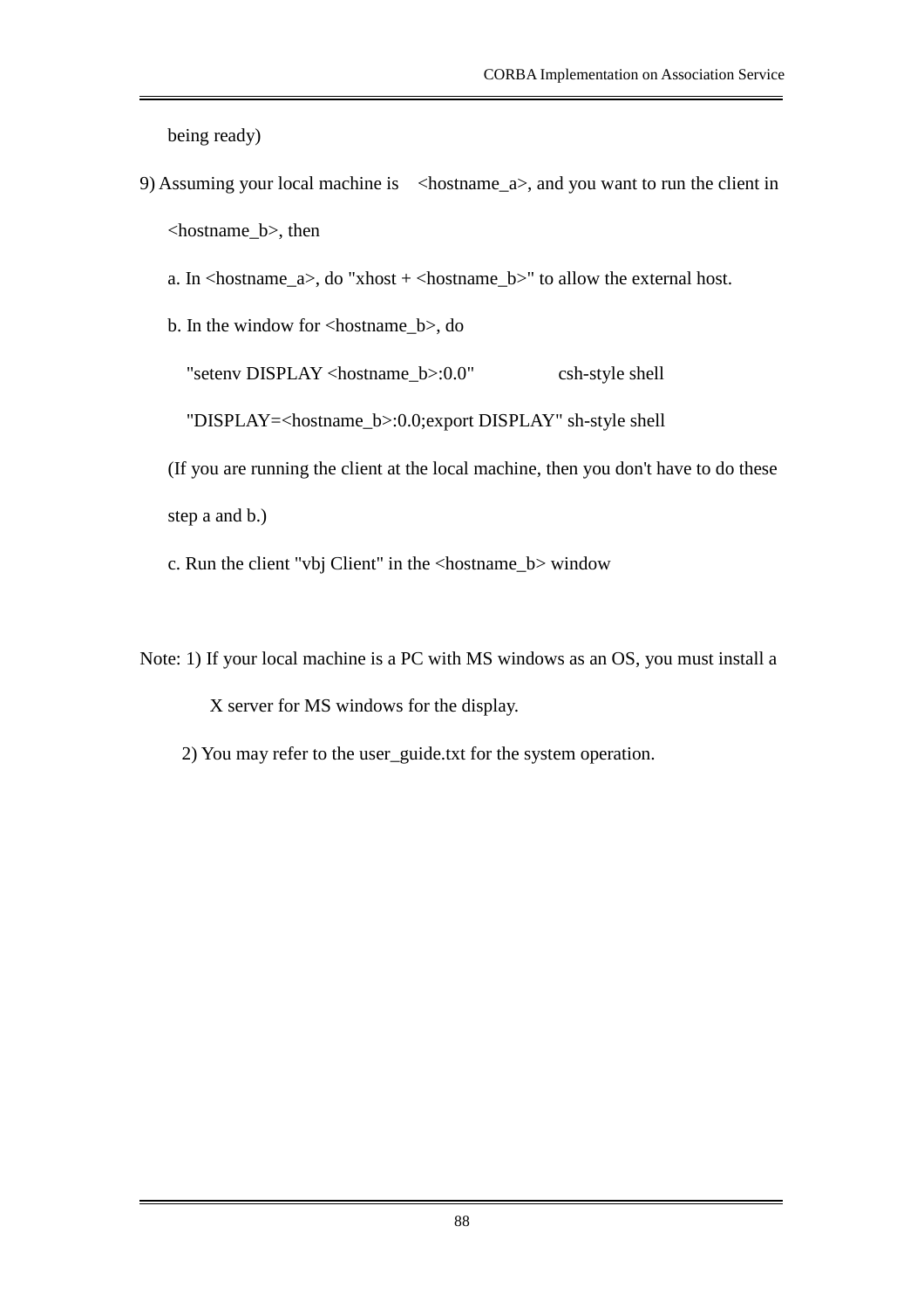being ready)

9) Assuming your local machine is <hostname_a>, and you want to run the client in <hostname_b>, then

   a. In <hostname_a>, do "xhost + <hostname_b>" to allow the external host.

   b. In the window for <hostname_b>, do

      "setenv DISPLAY <hostname_b>:0.0"          csh-style shell

      "DISPLAY=<hostname_b>:0.0;export DISPLAY" sh-style shell

   (If you are running the client at the local machine, then you don't have to do these step a and b.)

   c. Run the client "vbj Client" in the <hostname_b> window

Note: 1) If your local machine is a PC with MS windows as an OS, you must install a X server for MS windows for the display.

2) You may refer to the user_guide.txt for the system operation.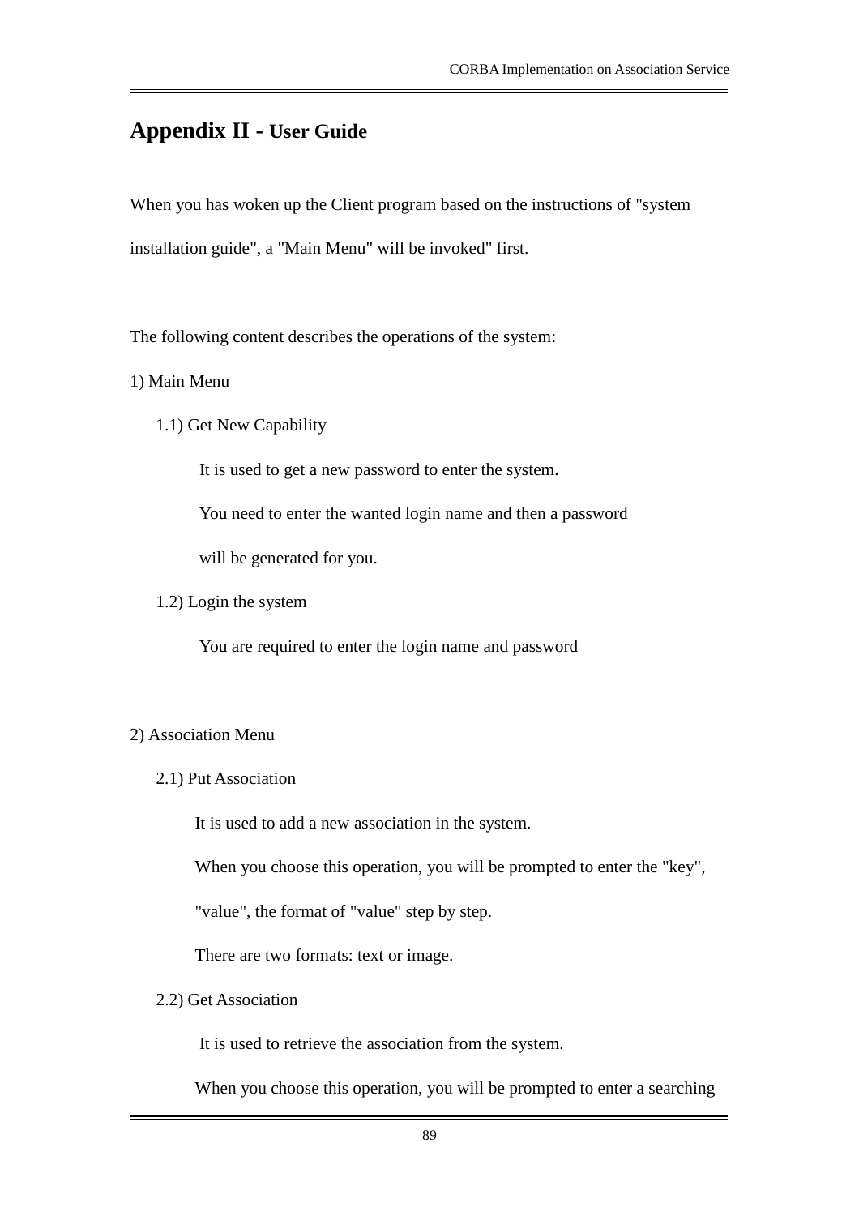# Appendix II - User Guide

When you has woken up the Client program based on the instructions of "system installation guide", a "Main Menu" will be invoked" first.

The following content describes the operations of the system:

1) Main Menu

1.1) Get New Capability

It is used to get a new password to enter the system.

You need to enter the wanted login name and then a password will be generated for you.

1.2) Login the system

You are required to enter the login name and password

2) Association Menu

2.1) Put Association

It is used to add a new association in the system.

When you choose this operation, you will be prompted to enter the "key", "value", the format of "value" step by step.

There are two formats: text or image.

2.2) Get Association

It is used to retrieve the association from the system.

When you choose this operation, you will be prompted to enter a searching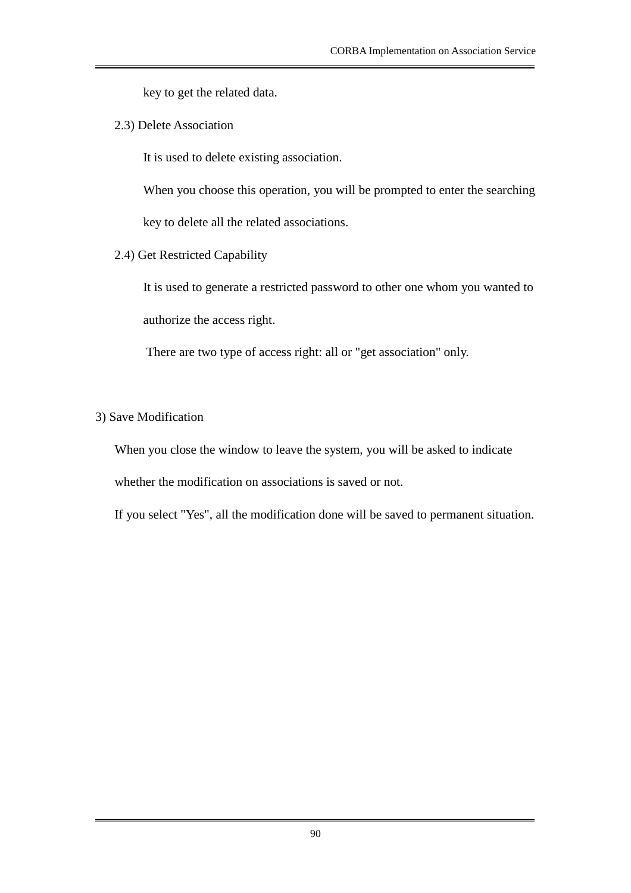key to get the related data.

2.3) Delete Association

It is used to delete existing association.

When you choose this operation, you will be prompted to enter the searching key to delete all the related associations.

2.4) Get Restricted Capability

It is used to generate a restricted password to other one whom you wanted to authorize the access right.

There are two type of access right: all or "get association" only.

3) Save Modification

When you close the window to leave the system, you will be asked to indicate whether the modification on associations is saved or not.

If you select "Yes", all the modification done will be saved to permanent situation.